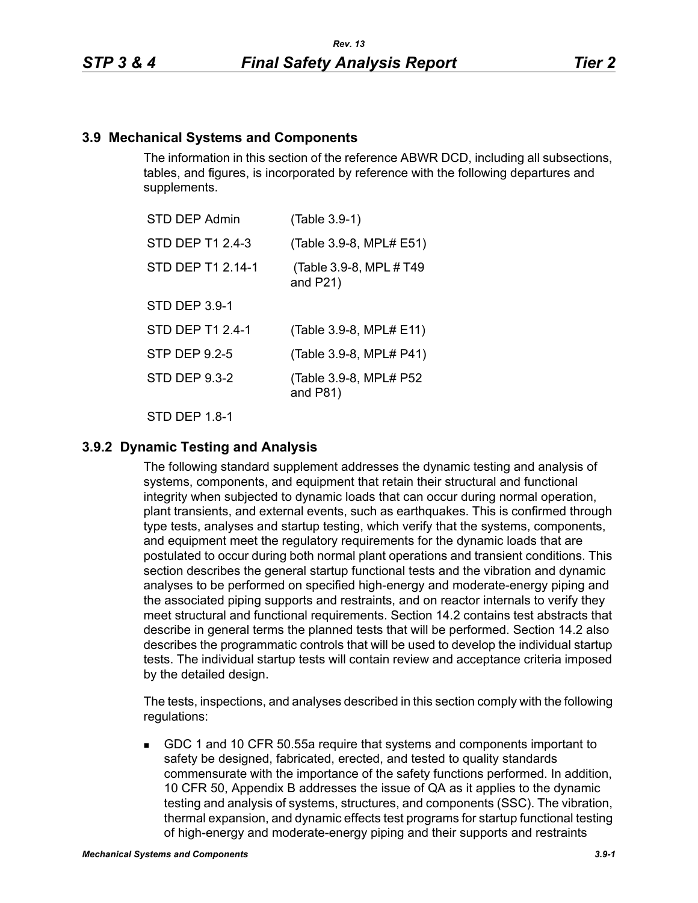## 3.9 Mechanical Systems and Components

The information in this section of the reference ABWR DCD, including all subsections, tables, and figures, is incorporated by reference with the following departures and supplements.

| | |
|---|---|
| STD DEP Admin | (Table 3.9-1) |
| STD DEP T1 2.4-3 | (Table 3.9-8, MPL# E51) |
| STD DEP T1 2.14-1 | (Table 3.9-8, MPL # T49 and P21) |
| STD DEP 3.9-1 | |
| STD DEP T1 2.4-1 | (Table 3.9-8, MPL# E11) |
| STP DEP 9.2-5 | (Table 3.9-8, MPL# P41) |
| STD DEP 9.3-2 | (Table 3.9-8, MPL# P52 and P81) |
| STD DEP 1.8-1 | |

### 3.9.2 Dynamic Testing and Analysis

The following standard supplement addresses the dynamic testing and analysis of systems, components, and equipment that retain their structural and functional integrity when subjected to dynamic loads that can occur during normal operation, plant transients, and external events, such as earthquakes. This is confirmed through type tests, analyses and startup testing, which verify that the systems, components, and equipment meet the regulatory requirements for the dynamic loads that are postulated to occur during both normal plant operations and transient conditions. This section describes the general startup functional tests and the vibration and dynamic analyses to be performed on specified high-energy and moderate-energy piping and the associated piping supports and restraints, and on reactor internals to verify they meet structural and functional requirements. Section 14.2 contains test abstracts that describe in general terms the planned tests that will be performed. Section 14.2 also describes the programmatic controls that will be used to develop the individual startup tests. The individual startup tests will contain review and acceptance criteria imposed by the detailed design.

The tests, inspections, and analyses described in this section comply with the following regulations:

- GDC 1 and 10 CFR 50.55a require that systems and components important to safety be designed, fabricated, erected, and tested to quality standards commensurate with the importance of the safety functions performed. In addition, 10 CFR 50, Appendix B addresses the issue of QA as it applies to the dynamic testing and analysis of systems, structures, and components (SSC). The vibration, thermal expansion, and dynamic effects test programs for startup functional testing of high-energy and moderate-energy piping and their supports and restraints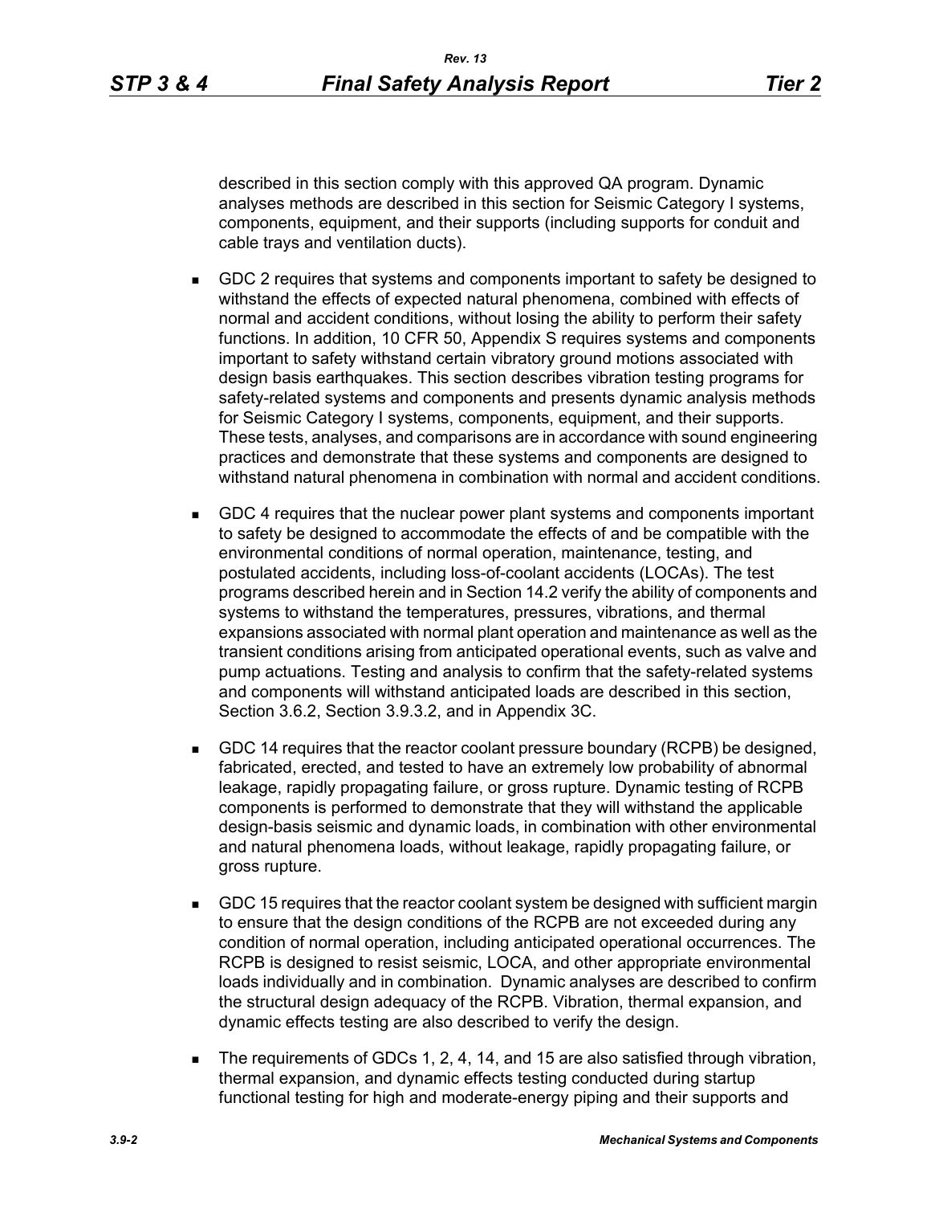described in this section comply with this approved QA program. Dynamic analyses methods are described in this section for Seismic Category I systems, components, equipment, and their supports (including supports for conduit and cable trays and ventilation ducts).

- GDC 2 requires that systems and components important to safety be designed to withstand the effects of expected natural phenomena, combined with effects of normal and accident conditions, without losing the ability to perform their safety functions. In addition, 10 CFR 50, Appendix S requires systems and components important to safety withstand certain vibratory ground motions associated with design basis earthquakes. This section describes vibration testing programs for safety-related systems and components and presents dynamic analysis methods for Seismic Category I systems, components, equipment, and their supports. These tests, analyses, and comparisons are in accordance with sound engineering practices and demonstrate that these systems and components are designed to withstand natural phenomena in combination with normal and accident conditions.

- GDC 4 requires that the nuclear power plant systems and components important to safety be designed to accommodate the effects of and be compatible with the environmental conditions of normal operation, maintenance, testing, and postulated accidents, including loss-of-coolant accidents (LOCAs). The test programs described herein and in Section 14.2 verify the ability of components and systems to withstand the temperatures, pressures, vibrations, and thermal expansions associated with normal plant operation and maintenance as well as the transient conditions arising from anticipated operational events, such as valve and pump actuations. Testing and analysis to confirm that the safety-related systems and components will withstand anticipated loads are described in this section, Section 3.6.2, Section 3.9.3.2, and in Appendix 3C.

- GDC 14 requires that the reactor coolant pressure boundary (RCPB) be designed, fabricated, erected, and tested to have an extremely low probability of abnormal leakage, rapidly propagating failure, or gross rupture. Dynamic testing of RCPB components is performed to demonstrate that they will withstand the applicable design-basis seismic and dynamic loads, in combination with other environmental and natural phenomena loads, without leakage, rapidly propagating failure, or gross rupture.

- GDC 15 requires that the reactor coolant system be designed with sufficient margin to ensure that the design conditions of the RCPB are not exceeded during any condition of normal operation, including anticipated operational occurrences. The RCPB is designed to resist seismic, LOCA, and other appropriate environmental loads individually and in combination. Dynamic analyses are described to confirm the structural design adequacy of the RCPB. Vibration, thermal expansion, and dynamic effects testing are also described to verify the design.

- The requirements of GDCs 1, 2, 4, 14, and 15 are also satisfied through vibration, thermal expansion, and dynamic effects testing conducted during startup functional testing for high and moderate-energy piping and their supports and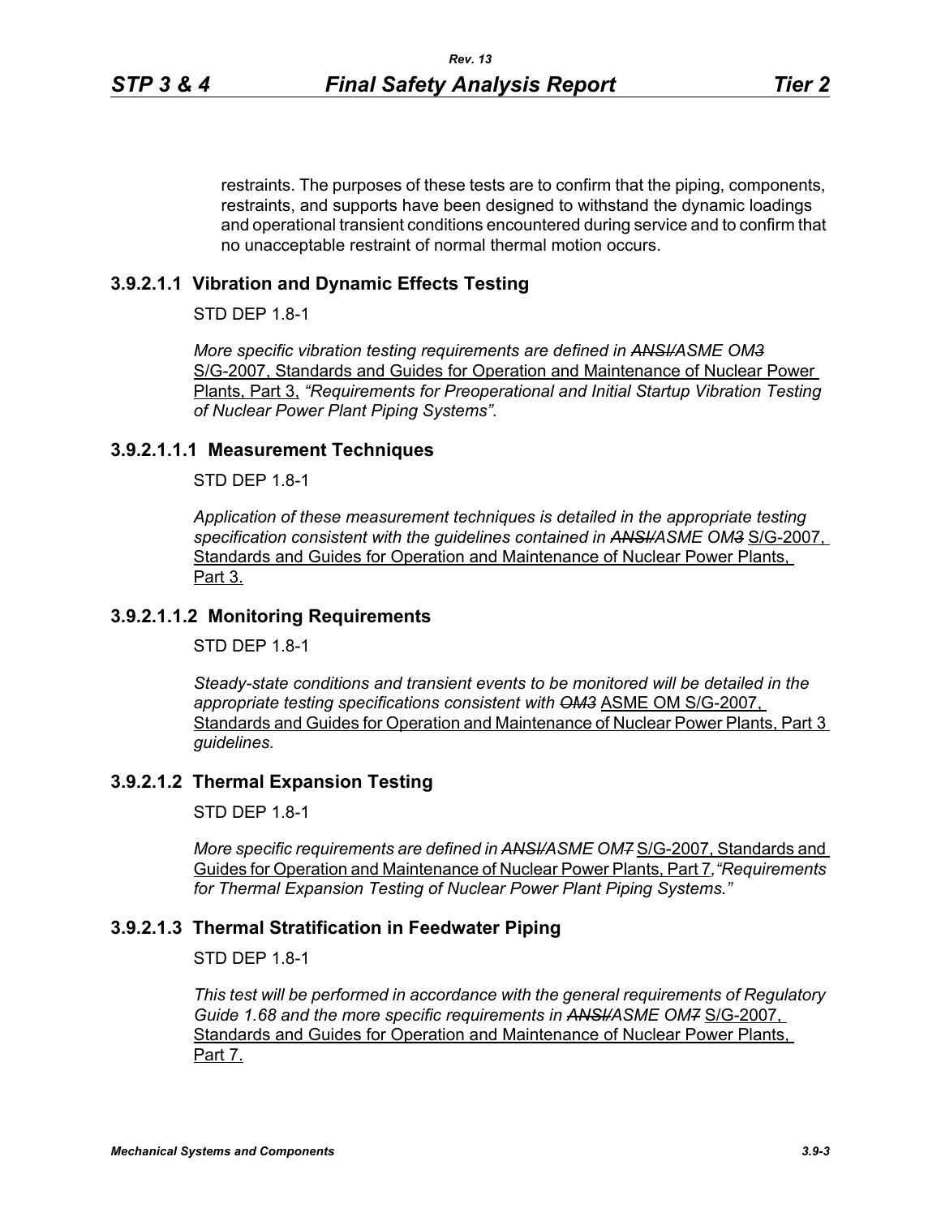restraints. The purposes of these tests are to confirm that the piping, components, restraints, and supports have been designed to withstand the dynamic loadings and operational transient conditions encountered during service and to confirm that no unacceptable restraint of normal thermal motion occurs.

### 3.9.2.1.1 Vibration and Dynamic Effects Testing

STD DEP 1.8-1

*More specific vibration testing requirements are defined in ~~ANSI/~~ASME ~~OM3~~* S/G-2007, Standards and Guides for Operation and Maintenance of Nuclear Power Plants, Part 3, *"Requirements for Preoperational and Initial Startup Vibration Testing of Nuclear Power Plant Piping Systems".*

#### 3.9.2.1.1.1 Measurement Techniques

STD DEP 1.8-1

*Application of these measurement techniques is detailed in the appropriate testing specification consistent with the guidelines contained in ~~ANSI/~~ASME ~~OM3~~* S/G-2007, Standards and Guides for Operation and Maintenance of Nuclear Power Plants, Part 3.

#### 3.9.2.1.1.2 Monitoring Requirements

STD DEP 1.8-1

*Steady-state conditions and transient events to be monitored will be detailed in the appropriate testing specifications consistent with ~~OM3~~* ASME OM S/G-2007, Standards and Guides for Operation and Maintenance of Nuclear Power Plants, Part 3 *guidelines.*

### 3.9.2.1.2 Thermal Expansion Testing

STD DEP 1.8-1

*More specific requirements are defined in ~~ANSI/~~ASME ~~OM7~~* S/G-2007, Standards and Guides for Operation and Maintenance of Nuclear Power Plants, Part 7*,"Requirements for Thermal Expansion Testing of Nuclear Power Plant Piping Systems."*

### 3.9.2.1.3 Thermal Stratification in Feedwater Piping

STD DEP 1.8-1

*This test will be performed in accordance with the general requirements of Regulatory Guide 1.68 and the more specific requirements in ~~ANSI/~~ASME ~~OM7~~* S/G-2007, Standards and Guides for Operation and Maintenance of Nuclear Power Plants, Part 7.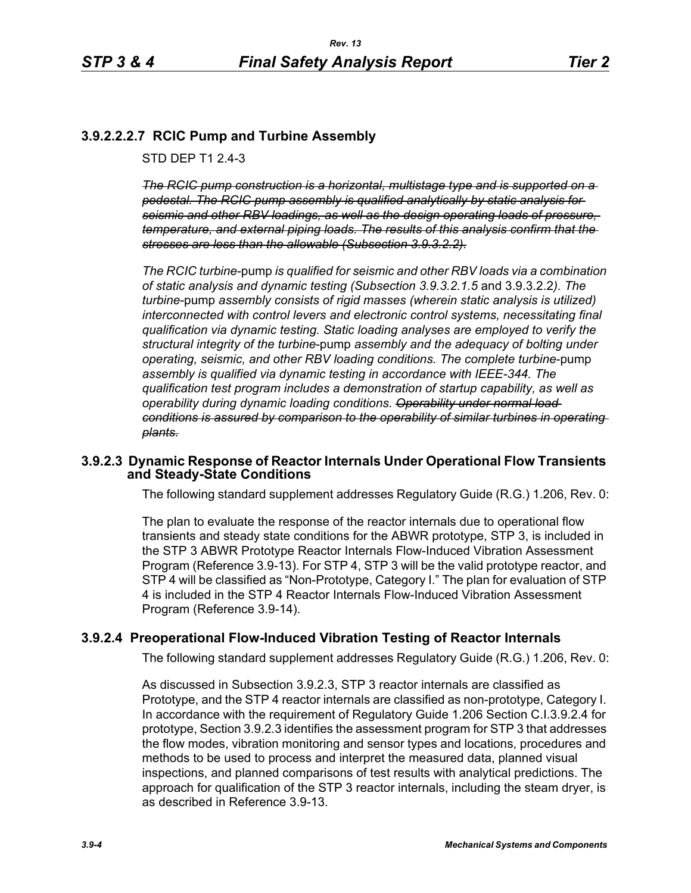### 3.9.2.2.2.7 RCIC Pump and Turbine Assembly

STD DEP T1 2.4-3

~~*The RCIC pump construction is a horizontal, multistage type and is supported on a pedestal. The RCIC pump assembly is qualified analytically by static analysis for seismic and other RBV loadings, as well as the design operating loads of pressure, temperature, and external piping loads. The results of this analysis confirm that the stresses are less than the allowable (Subsection 3.9.3.2.2).*~~

*The RCIC turbine*-pump *is qualified for seismic and other RBV loads via a combination of static analysis and dynamic testing (Subsection 3.9.3.2.1.5* and 3.9.3.2.2*). The turbine*-pump *assembly consists of rigid masses (wherein static analysis is utilized) interconnected with control levers and electronic control systems, necessitating final qualification via dynamic testing. Static loading analyses are employed to verify the structural integrity of the turbine*-pump *assembly and the adequacy of bolting under operating, seismic, and other RBV loading conditions. The complete turbine*-pump *assembly is qualified via dynamic testing in accordance with IEEE-344. The qualification test program includes a demonstration of startup capability, as well as operability during dynamic loading conditions.* ~~*Operability under normal load conditions is assured by comparison to the operability of similar turbines in operating plants.*~~

## 3.9.2.3 Dynamic Response of Reactor Internals Under Operational Flow Transients and Steady-State Conditions

The following standard supplement addresses Regulatory Guide (R.G.) 1.206, Rev. 0:

The plan to evaluate the response of the reactor internals due to operational flow transients and steady state conditions for the ABWR prototype, STP 3, is included in the STP 3 ABWR Prototype Reactor Internals Flow-Induced Vibration Assessment Program (Reference 3.9-13). For STP 4, STP 3 will be the valid prototype reactor, and STP 4 will be classified as "Non-Prototype, Category I." The plan for evaluation of STP 4 is included in the STP 4 Reactor Internals Flow-Induced Vibration Assessment Program (Reference 3.9-14).

## 3.9.2.4 Preoperational Flow-Induced Vibration Testing of Reactor Internals

The following standard supplement addresses Regulatory Guide (R.G.) 1.206, Rev. 0:

As discussed in Subsection 3.9.2.3, STP 3 reactor internals are classified as Prototype, and the STP 4 reactor internals are classified as non-prototype, Category I. In accordance with the requirement of Regulatory Guide 1.206 Section C.I.3.9.2.4 for prototype, Section 3.9.2.3 identifies the assessment program for STP 3 that addresses the flow modes, vibration monitoring and sensor types and locations, procedures and methods to be used to process and interpret the measured data, planned visual inspections, and planned comparisons of test results with analytical predictions. The approach for qualification of the STP 3 reactor internals, including the steam dryer, is as described in Reference 3.9-13.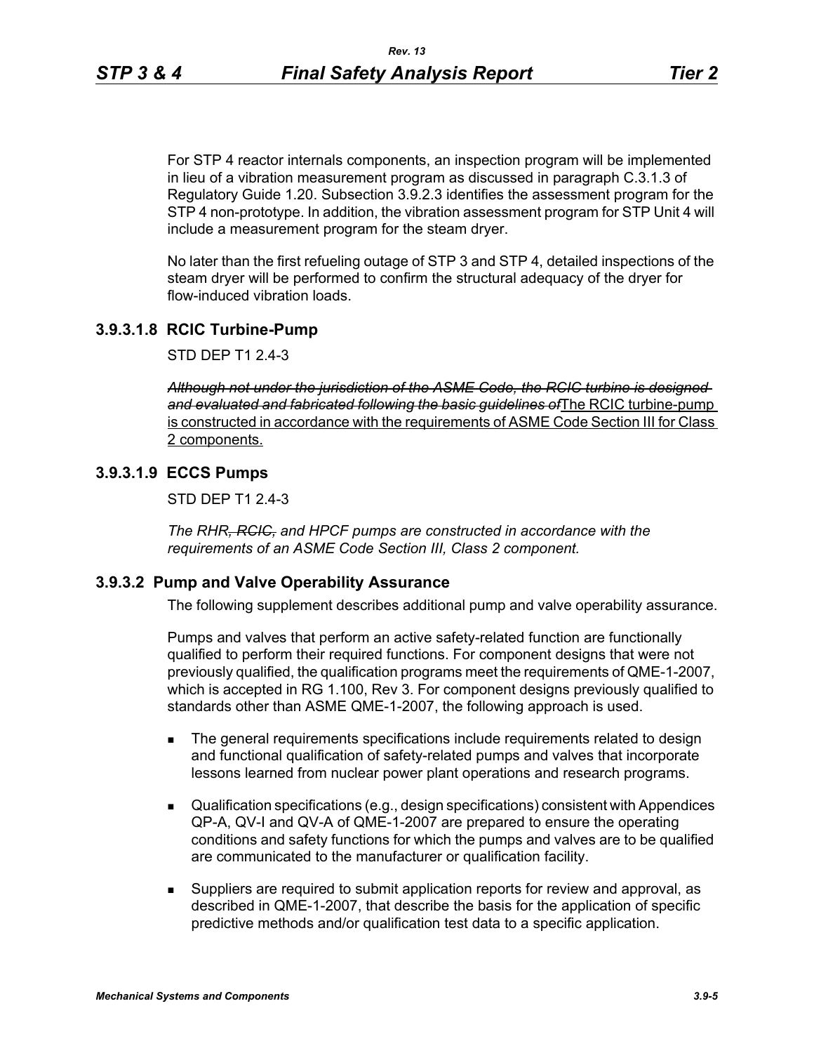For STP 4 reactor internals components, an inspection program will be implemented in lieu of a vibration measurement program as discussed in paragraph C.3.1.3 of Regulatory Guide 1.20. Subsection 3.9.2.3 identifies the assessment program for the STP 4 non-prototype. In addition, the vibration assessment program for STP Unit 4 will include a measurement program for the steam dryer.

No later than the first refueling outage of STP 3 and STP 4, detailed inspections of the steam dryer will be performed to confirm the structural adequacy of the dryer for flow-induced vibration loads.

### 3.9.3.1.8 RCIC Turbine-Pump

STD DEP T1 2.4-3

~~*Although not under the jurisdiction of the ASME Code, the RCIC turbine is designed and evaluated and fabricated following the basic guidelines of*~~The RCIC turbine-pump is constructed in accordance with the requirements of ASME Code Section III for Class 2 components.

### 3.9.3.1.9 ECCS Pumps

STD DEP T1 2.4-3

*The RHR~~, RCIC,~~ and HPCF pumps are constructed in accordance with the requirements of an ASME Code Section III, Class 2 component.*

## 3.9.3.2 Pump and Valve Operability Assurance

The following supplement describes additional pump and valve operability assurance.

Pumps and valves that perform an active safety-related function are functionally qualified to perform their required functions. For component designs that were not previously qualified, the qualification programs meet the requirements of QME-1-2007, which is accepted in RG 1.100, Rev 3. For component designs previously qualified to standards other than ASME QME-1-2007, the following approach is used.

- The general requirements specifications include requirements related to design and functional qualification of safety-related pumps and valves that incorporate lessons learned from nuclear power plant operations and research programs.
- Qualification specifications (e.g., design specifications) consistent with Appendices QP-A, QV-I and QV-A of QME-1-2007 are prepared to ensure the operating conditions and safety functions for which the pumps and valves are to be qualified are communicated to the manufacturer or qualification facility.
- Suppliers are required to submit application reports for review and approval, as described in QME-1-2007, that describe the basis for the application of specific predictive methods and/or qualification test data to a specific application.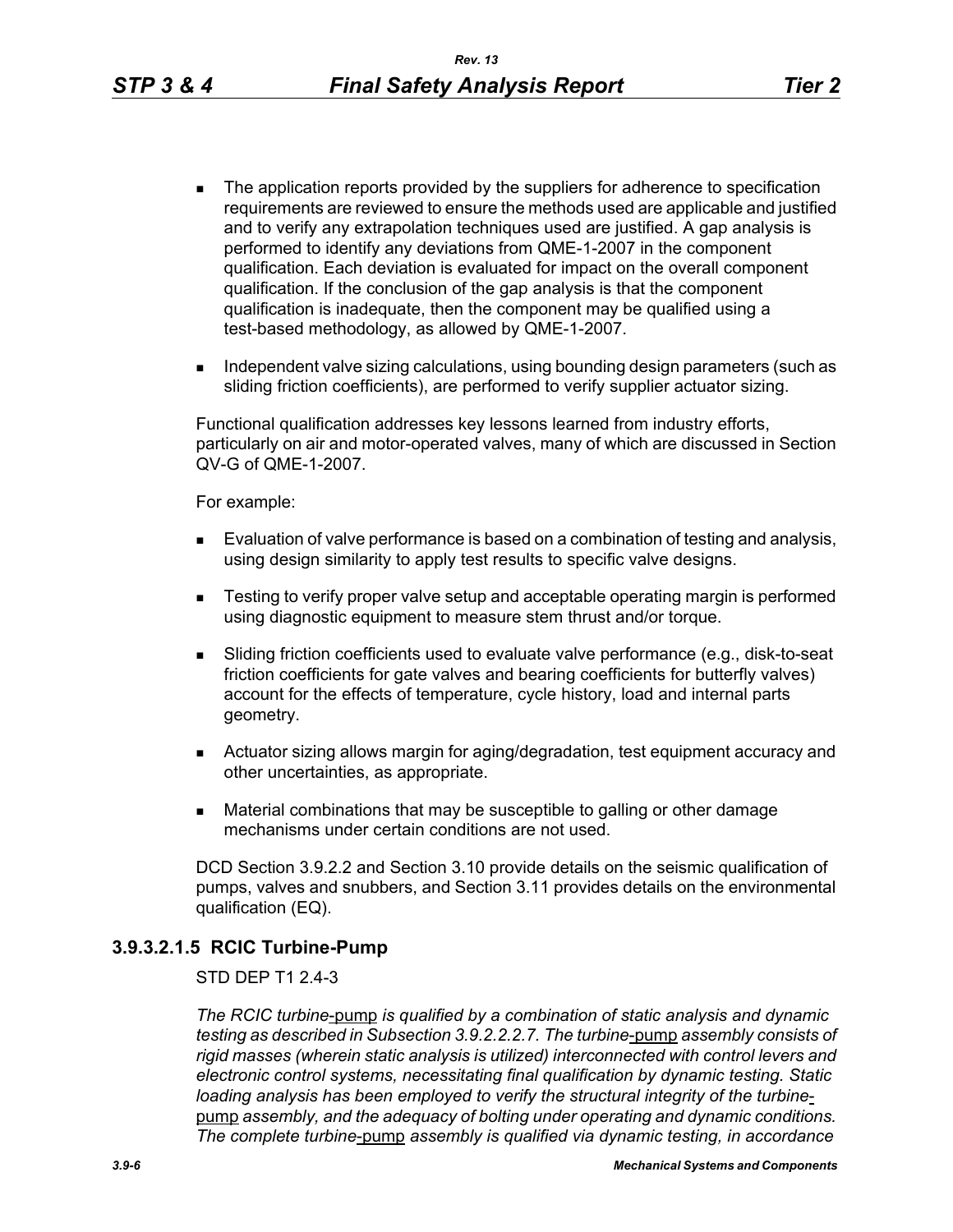- The application reports provided by the suppliers for adherence to specification requirements are reviewed to ensure the methods used are applicable and justified and to verify any extrapolation techniques used are justified. A gap analysis is performed to identify any deviations from QME-1-2007 in the component qualification. Each deviation is evaluated for impact on the overall component qualification. If the conclusion of the gap analysis is that the component qualification is inadequate, then the component may be qualified using a test-based methodology, as allowed by QME-1-2007.
- Independent valve sizing calculations, using bounding design parameters (such as sliding friction coefficients), are performed to verify supplier actuator sizing.

Functional qualification addresses key lessons learned from industry efforts, particularly on air and motor-operated valves, many of which are discussed in Section QV-G of QME-1-2007.

For example:

- Evaluation of valve performance is based on a combination of testing and analysis, using design similarity to apply test results to specific valve designs.
- Testing to verify proper valve setup and acceptable operating margin is performed using diagnostic equipment to measure stem thrust and/or torque.
- Sliding friction coefficients used to evaluate valve performance (e.g., disk-to-seat friction coefficients for gate valves and bearing coefficients for butterfly valves) account for the effects of temperature, cycle history, load and internal parts geometry.
- Actuator sizing allows margin for aging/degradation, test equipment accuracy and other uncertainties, as appropriate.
- Material combinations that may be susceptible to galling or other damage mechanisms under certain conditions are not used.

DCD Section 3.9.2.2 and Section 3.10 provide details on the seismic qualification of pumps, valves and snubbers, and Section 3.11 provides details on the environmental qualification (EQ).

### 3.9.3.2.1.5 RCIC Turbine-Pump

STD DEP T1 2.4-3

*The RCIC turbine*-pump *is qualified by a combination of static analysis and dynamic testing as described in Subsection 3.9.2.2.2.7. The turbine*-pump *assembly consists of rigid masses (wherein static analysis is utilized) interconnected with control levers and electronic control systems, necessitating final qualification by dynamic testing. Static loading analysis has been employed to verify the structural integrity of the turbine*-pump *assembly, and the adequacy of bolting under operating and dynamic conditions. The complete turbine*-pump *assembly is qualified via dynamic testing, in accordance*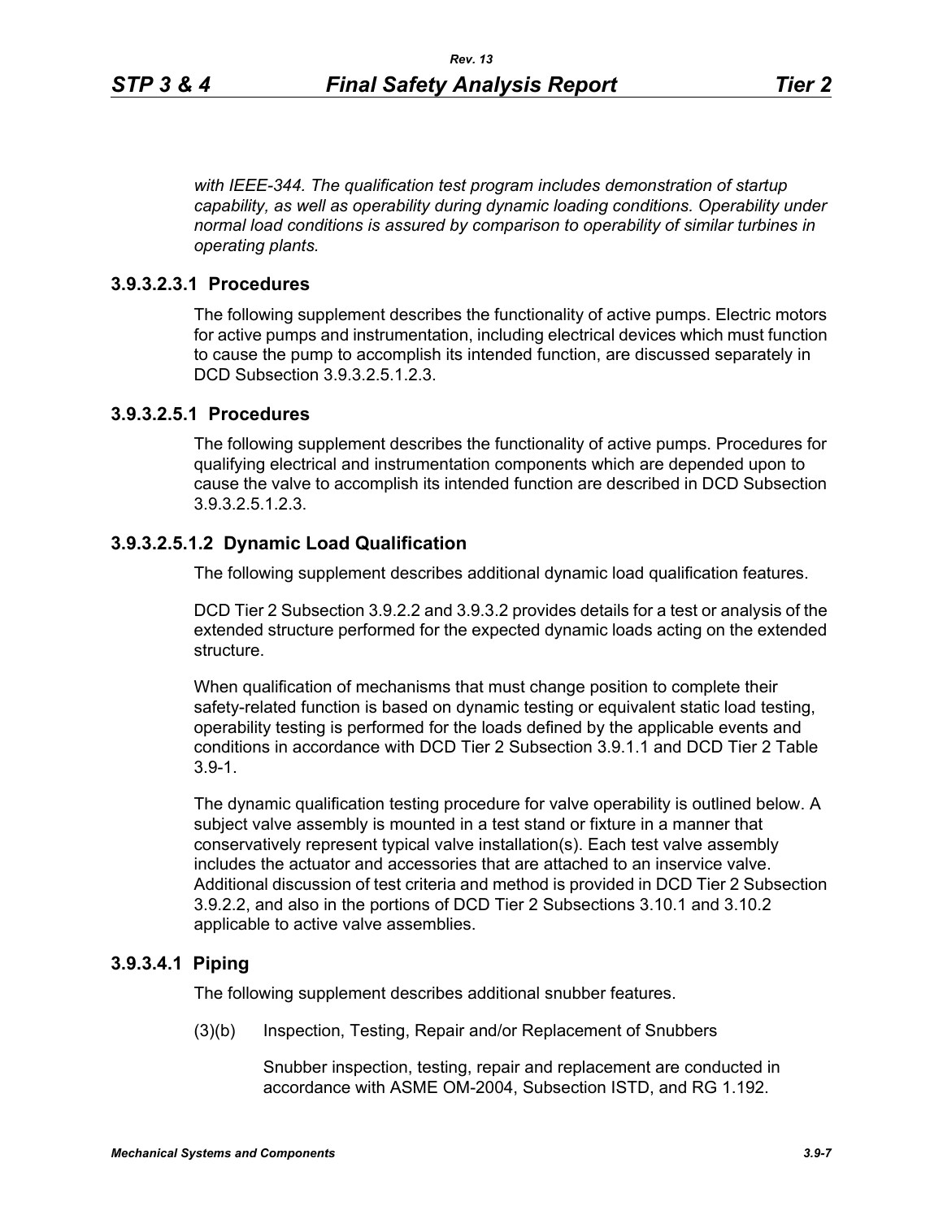*with IEEE-344. The qualification test program includes demonstration of startup capability, as well as operability during dynamic loading conditions. Operability under normal load conditions is assured by comparison to operability of similar turbines in operating plants.*

### 3.9.3.2.3.1 Procedures

The following supplement describes the functionality of active pumps. Electric motors for active pumps and instrumentation, including electrical devices which must function to cause the pump to accomplish its intended function, are discussed separately in DCD Subsection 3.9.3.2.5.1.2.3.

### 3.9.3.2.5.1 Procedures

The following supplement describes the functionality of active pumps. Procedures for qualifying electrical and instrumentation components which are depended upon to cause the valve to accomplish its intended function are described in DCD Subsection 3.9.3.2.5.1.2.3.

### 3.9.3.2.5.1.2 Dynamic Load Qualification

The following supplement describes additional dynamic load qualification features.

DCD Tier 2 Subsection 3.9.2.2 and 3.9.3.2 provides details for a test or analysis of the extended structure performed for the expected dynamic loads acting on the extended structure.

When qualification of mechanisms that must change position to complete their safety-related function is based on dynamic testing or equivalent static load testing, operability testing is performed for the loads defined by the applicable events and conditions in accordance with DCD Tier 2 Subsection 3.9.1.1 and DCD Tier 2 Table 3.9-1.

The dynamic qualification testing procedure for valve operability is outlined below. A subject valve assembly is mounted in a test stand or fixture in a manner that conservatively represent typical valve installation(s). Each test valve assembly includes the actuator and accessories that are attached to an inservice valve. Additional discussion of test criteria and method is provided in DCD Tier 2 Subsection 3.9.2.2, and also in the portions of DCD Tier 2 Subsections 3.10.1 and 3.10.2 applicable to active valve assemblies.

### 3.9.3.4.1 Piping

The following supplement describes additional snubber features.

(3)(b) Inspection, Testing, Repair and/or Replacement of Snubbers

Snubber inspection, testing, repair and replacement are conducted in accordance with ASME OM-2004, Subsection ISTD, and RG 1.192.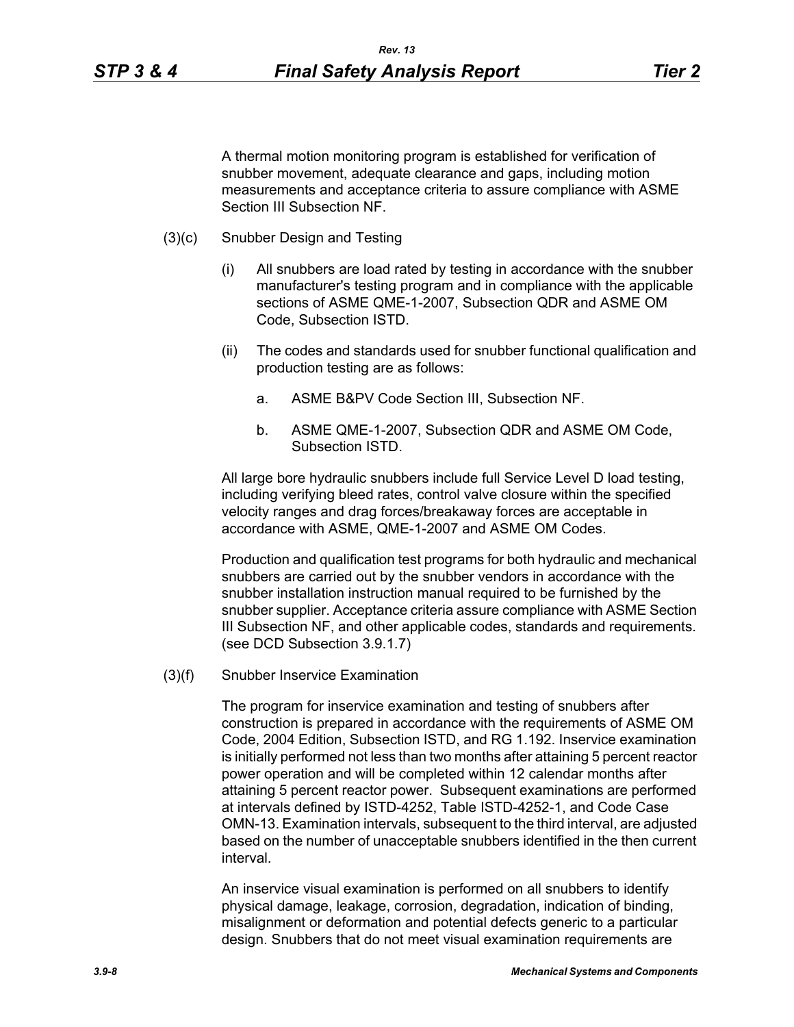A thermal motion monitoring program is established for verification of snubber movement, adequate clearance and gaps, including motion measurements and acceptance criteria to assure compliance with ASME Section III Subsection NF.

(3)(c) Snubber Design and Testing

(i) All snubbers are load rated by testing in accordance with the snubber manufacturer's testing program and in compliance with the applicable sections of ASME QME-1-2007, Subsection QDR and ASME OM Code, Subsection ISTD.

(ii) The codes and standards used for snubber functional qualification and production testing are as follows:

a. ASME B&PV Code Section III, Subsection NF.

b. ASME QME-1-2007, Subsection QDR and ASME OM Code, Subsection ISTD.

All large bore hydraulic snubbers include full Service Level D load testing, including verifying bleed rates, control valve closure within the specified velocity ranges and drag forces/breakaway forces are acceptable in accordance with ASME, QME-1-2007 and ASME OM Codes.

Production and qualification test programs for both hydraulic and mechanical snubbers are carried out by the snubber vendors in accordance with the snubber installation instruction manual required to be furnished by the snubber supplier. Acceptance criteria assure compliance with ASME Section III Subsection NF, and other applicable codes, standards and requirements. (see DCD Subsection 3.9.1.7)

(3)(f) Snubber Inservice Examination

The program for inservice examination and testing of snubbers after construction is prepared in accordance with the requirements of ASME OM Code, 2004 Edition, Subsection ISTD, and RG 1.192. Inservice examination is initially performed not less than two months after attaining 5 percent reactor power operation and will be completed within 12 calendar months after attaining 5 percent reactor power. Subsequent examinations are performed at intervals defined by ISTD-4252, Table ISTD-4252-1, and Code Case OMN-13. Examination intervals, subsequent to the third interval, are adjusted based on the number of unacceptable snubbers identified in the then current interval.

An inservice visual examination is performed on all snubbers to identify physical damage, leakage, corrosion, degradation, indication of binding, misalignment or deformation and potential defects generic to a particular design. Snubbers that do not meet visual examination requirements are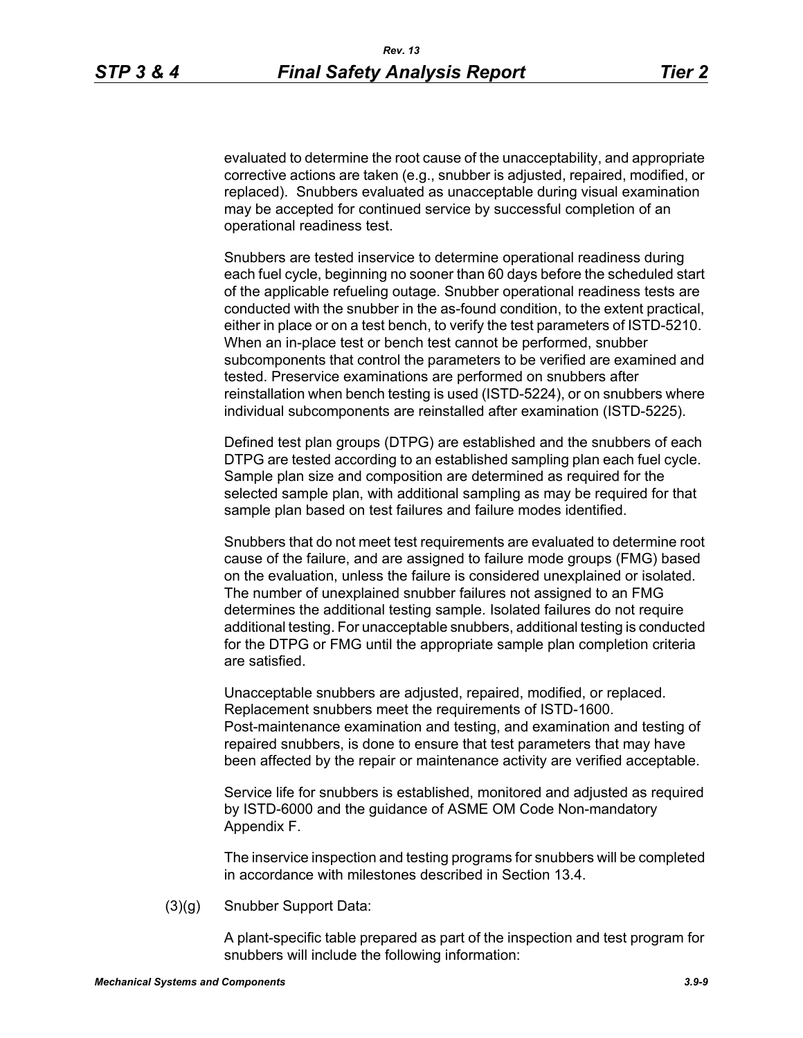evaluated to determine the root cause of the unacceptability, and appropriate corrective actions are taken (e.g., snubber is adjusted, repaired, modified, or replaced). Snubbers evaluated as unacceptable during visual examination may be accepted for continued service by successful completion of an operational readiness test.

Snubbers are tested inservice to determine operational readiness during each fuel cycle, beginning no sooner than 60 days before the scheduled start of the applicable refueling outage. Snubber operational readiness tests are conducted with the snubber in the as-found condition, to the extent practical, either in place or on a test bench, to verify the test parameters of ISTD-5210. When an in-place test or bench test cannot be performed, snubber subcomponents that control the parameters to be verified are examined and tested. Preservice examinations are performed on snubbers after reinstallation when bench testing is used (ISTD-5224), or on snubbers where individual subcomponents are reinstalled after examination (ISTD-5225).

Defined test plan groups (DTPG) are established and the snubbers of each DTPG are tested according to an established sampling plan each fuel cycle. Sample plan size and composition are determined as required for the selected sample plan, with additional sampling as may be required for that sample plan based on test failures and failure modes identified.

Snubbers that do not meet test requirements are evaluated to determine root cause of the failure, and are assigned to failure mode groups (FMG) based on the evaluation, unless the failure is considered unexplained or isolated. The number of unexplained snubber failures not assigned to an FMG determines the additional testing sample. Isolated failures do not require additional testing. For unacceptable snubbers, additional testing is conducted for the DTPG or FMG until the appropriate sample plan completion criteria are satisfied.

Unacceptable snubbers are adjusted, repaired, modified, or replaced. Replacement snubbers meet the requirements of ISTD-1600. Post-maintenance examination and testing, and examination and testing of repaired snubbers, is done to ensure that test parameters that may have been affected by the repair or maintenance activity are verified acceptable.

Service life for snubbers is established, monitored and adjusted as required by ISTD-6000 and the guidance of ASME OM Code Non-mandatory Appendix F.

The inservice inspection and testing programs for snubbers will be completed in accordance with milestones described in Section 13.4.

(3)(g) Snubber Support Data:

A plant-specific table prepared as part of the inspection and test program for snubbers will include the following information: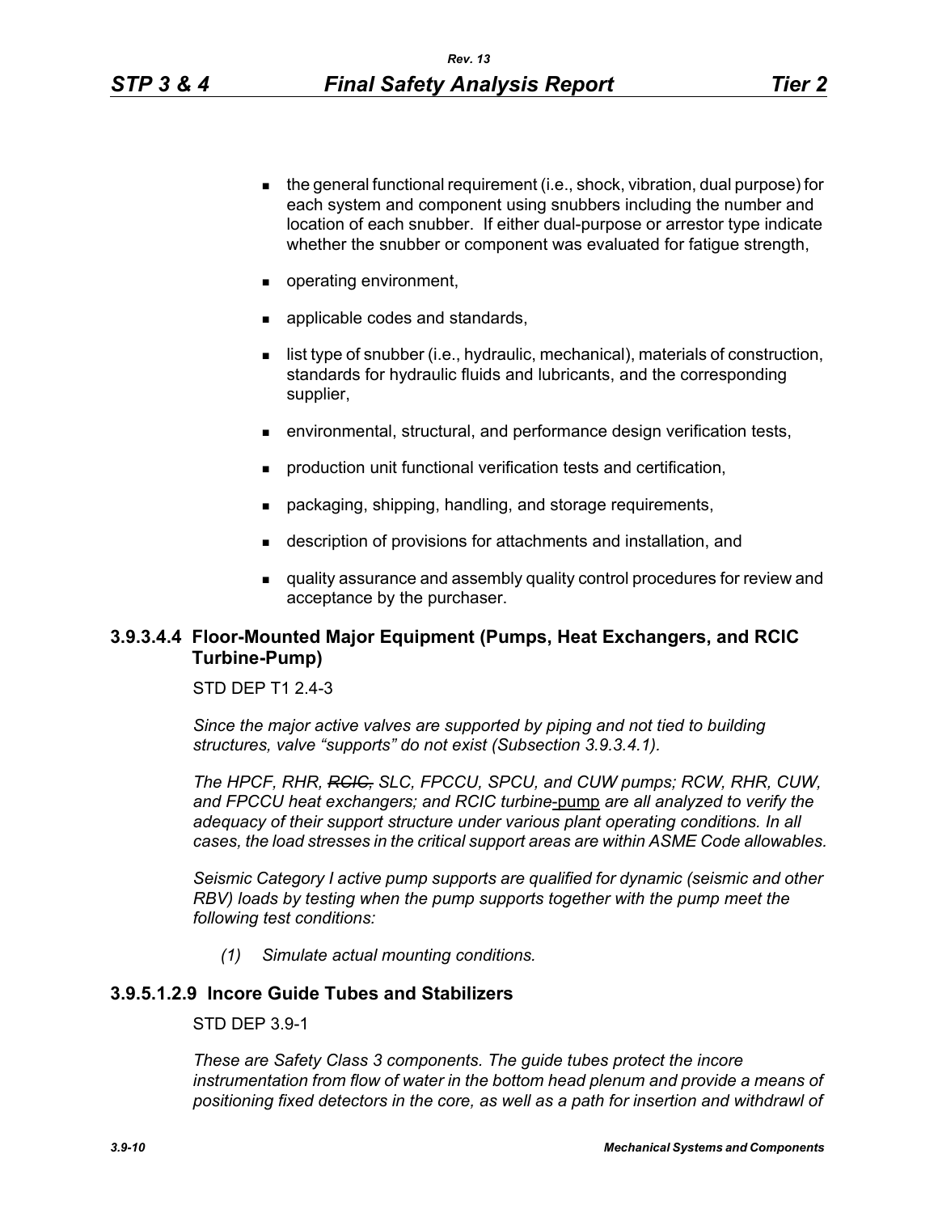- the general functional requirement (i.e., shock, vibration, dual purpose) for each system and component using snubbers including the number and location of each snubber. If either dual-purpose or arrestor type indicate whether the snubber or component was evaluated for fatigue strength,
- operating environment,
- applicable codes and standards,
- list type of snubber (i.e., hydraulic, mechanical), materials of construction, standards for hydraulic fluids and lubricants, and the corresponding supplier,
- environmental, structural, and performance design verification tests,
- production unit functional verification tests and certification,
- packaging, shipping, handling, and storage requirements,
- description of provisions for attachments and installation, and
- quality assurance and assembly quality control procedures for review and acceptance by the purchaser.

### 3.9.3.4.4 Floor-Mounted Major Equipment (Pumps, Heat Exchangers, and RCIC Turbine-Pump)

STD DEP T1 2.4-3

*Since the major active valves are supported by piping and not tied to building structures, valve "supports" do not exist (Subsection 3.9.3.4.1).*

*The HPCF, RHR, ~~RCIC,~~ SLC, FPCCU, SPCU, and CUW pumps; RCW, RHR, CUW, and FPCCU heat exchangers; and RCIC turbine*-<u>pump</u> *are all analyzed to verify the adequacy of their support structure under various plant operating conditions. In all cases, the load stresses in the critical support areas are within ASME Code allowables.*

*Seismic Category I active pump supports are qualified for dynamic (seismic and other RBV) loads by testing when the pump supports together with the pump meet the following test conditions:*

*(1) Simulate actual mounting conditions.*

### 3.9.5.1.2.9 Incore Guide Tubes and Stabilizers

STD DEP 3.9-1

*These are Safety Class 3 components. The guide tubes protect the incore instrumentation from flow of water in the bottom head plenum and provide a means of positioning fixed detectors in the core, as well as a path for insertion and withdrawl of*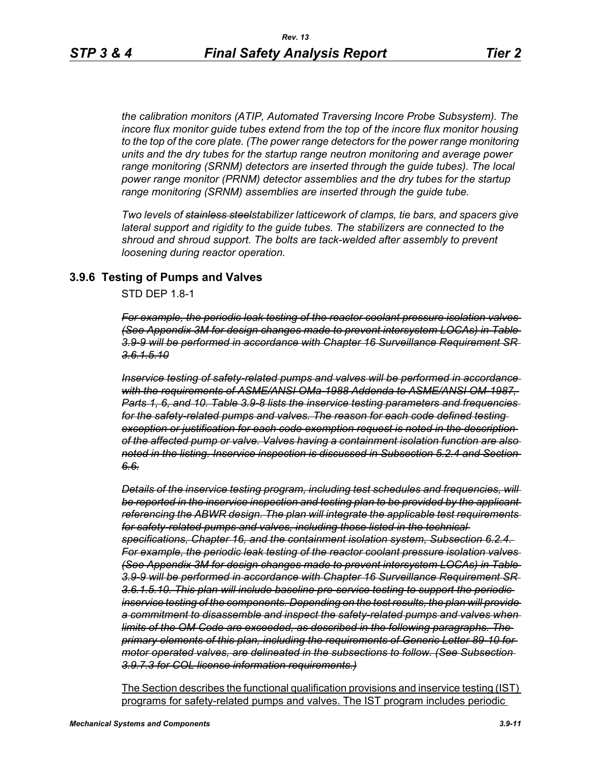*the calibration monitors (ATIP, Automated Traversing Incore Probe Subsystem). The incore flux monitor guide tubes extend from the top of the incore flux monitor housing to the top of the core plate. (The power range detectors for the power range monitoring units and the dry tubes for the startup range neutron monitoring and average power range monitoring (SRNM) detectors are inserted through the guide tubes). The local power range monitor (PRNM) detector assemblies and the dry tubes for the startup range monitoring (SRNM) assemblies are inserted through the guide tube.*

*Two levels of ~~stainless steel~~stabilizer latticework of clamps, tie bars, and spacers give lateral support and rigidity to the guide tubes. The stabilizers are connected to the shroud and shroud support. The bolts are tack-welded after assembly to prevent loosening during reactor operation.*

### 3.9.6 Testing of Pumps and Valves

STD DEP 1.8-1

*~~For example, the periodic leak testing of the reactor coolant pressure isolation valves (See Appendix 3M for design changes made to prevent intersystem LOCAs) in Table 3.9-9 will be performed in accordance with Chapter 16 Surveillance Requirement SR 3.6.1.5.10~~*

*~~Inservice testing of safety-related pumps and valves will be performed in accordance with the requirements of ASME/ANSI OMa-1988 Addenda to ASME/ANSI OM-1987, Parts 1, 6, and 10. Table 3.9-8 lists the inservice testing parameters and frequencies for the safety-related pumps and valves. The reason for each code defined testing exception or justification for each code exemption request is noted in the description of the affected pump or valve. Valves having a containment isolation function are also noted in the listing. Inservice inspection is discussed in Subsection 5.2.4 and Section 6.6.~~*

*~~Details of the inservice testing program, including test schedules and frequencies, will be reported in the inservice inspection and testing plan to be provided by the applicant referencing the ABWR design. The plan will integrate the applicable test requirements for safety-related pumps and valves, including those listed in the technical specifications, Chapter 16, and the containment isolation system, Subsection 6.2.4. For example, the periodic leak testing of the reactor coolant pressure isolation valves (See Appendix 3M for design changes made to prevent intersystem LOCAs) in Table 3.9-9 will be performed in accordance with Chapter 16 Surveillance Requirement SR 3.6.1.5.10. This plan will include baseline pre-service testing to support the periodic inservice testing of the components. Depending on the test results, the plan will provide a commitment to disassemble and inspect the safety-related pumps and valves when limits of the OM Code are exceeded, as described in the following paragraphs. The primary elements of this plan, including the requirements of Generic Letter 89-10 for motor operated valves, are delineated in the subsections to follow. (See Subsection 3.9.7.3 for COL license information requirements.)~~*

<u>The Section describes the functional qualification provisions and inservice testing (IST) programs for safety-related pumps and valves. The IST program includes periodic</u>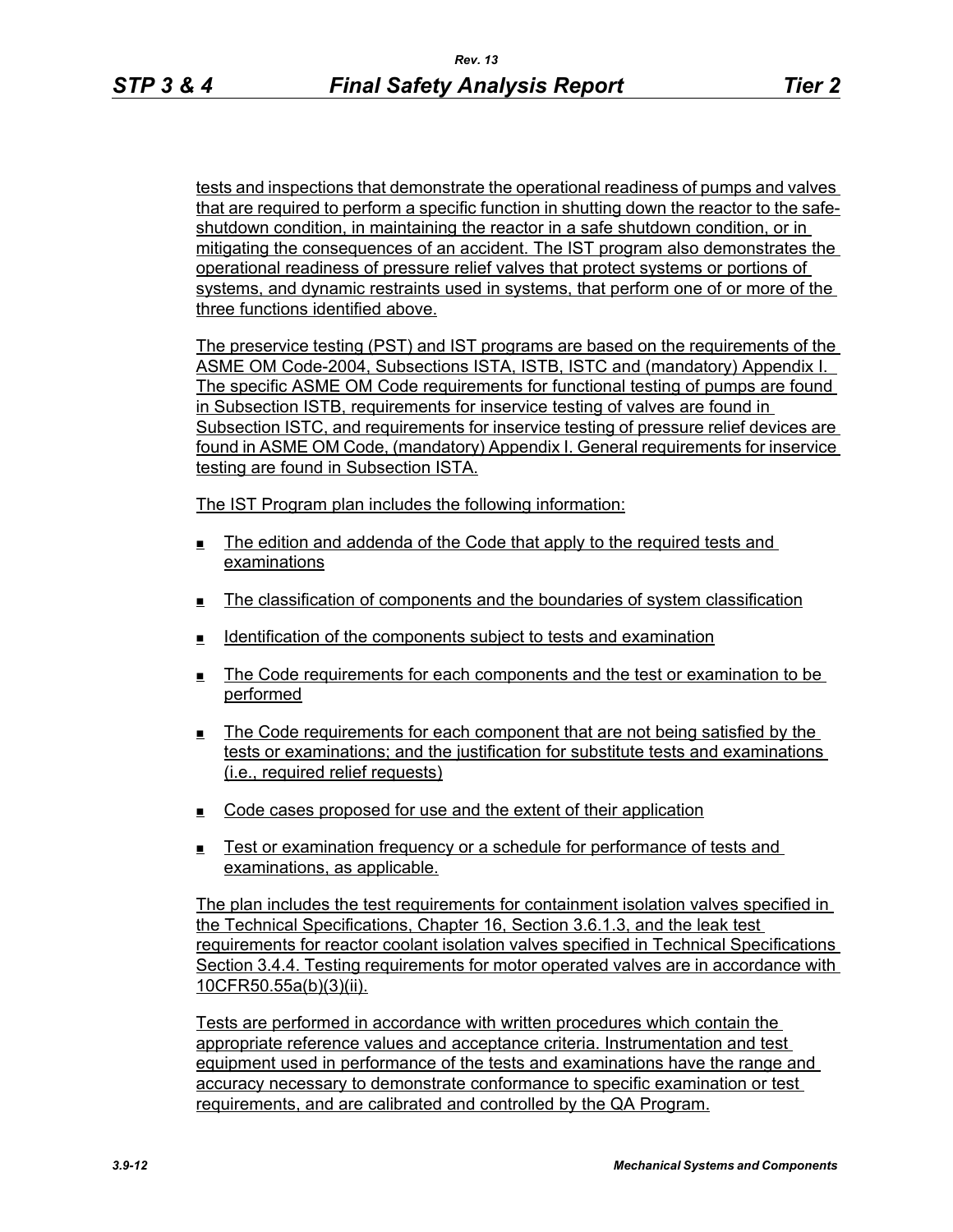tests and inspections that demonstrate the operational readiness of pumps and valves that are required to perform a specific function in shutting down the reactor to the safe-shutdown condition, in maintaining the reactor in a safe shutdown condition, or in mitigating the consequences of an accident. The IST program also demonstrates the operational readiness of pressure relief valves that protect systems or portions of systems, and dynamic restraints used in systems, that perform one of or more of the three functions identified above.

The preservice testing (PST) and IST programs are based on the requirements of the ASME OM Code-2004, Subsections ISTA, ISTB, ISTC and (mandatory) Appendix I. The specific ASME OM Code requirements for functional testing of pumps are found in Subsection ISTB, requirements for inservice testing of valves are found in Subsection ISTC, and requirements for inservice testing of pressure relief devices are found in ASME OM Code, (mandatory) Appendix I. General requirements for inservice testing are found in Subsection ISTA.

The IST Program plan includes the following information:

- The edition and addenda of the Code that apply to the required tests and examinations
- The classification of components and the boundaries of system classification
- Identification of the components subject to tests and examination
- The Code requirements for each components and the test or examination to be performed
- The Code requirements for each component that are not being satisfied by the tests or examinations; and the justification for substitute tests and examinations (i.e., required relief requests)
- Code cases proposed for use and the extent of their application
- Test or examination frequency or a schedule for performance of tests and examinations, as applicable.

The plan includes the test requirements for containment isolation valves specified in the Technical Specifications, Chapter 16, Section 3.6.1.3, and the leak test requirements for reactor coolant isolation valves specified in Technical Specifications Section 3.4.4. Testing requirements for motor operated valves are in accordance with 10CFR50.55a(b)(3)(ii).

Tests are performed in accordance with written procedures which contain the appropriate reference values and acceptance criteria. Instrumentation and test equipment used in performance of the tests and examinations have the range and accuracy necessary to demonstrate conformance to specific examination or test requirements, and are calibrated and controlled by the QA Program.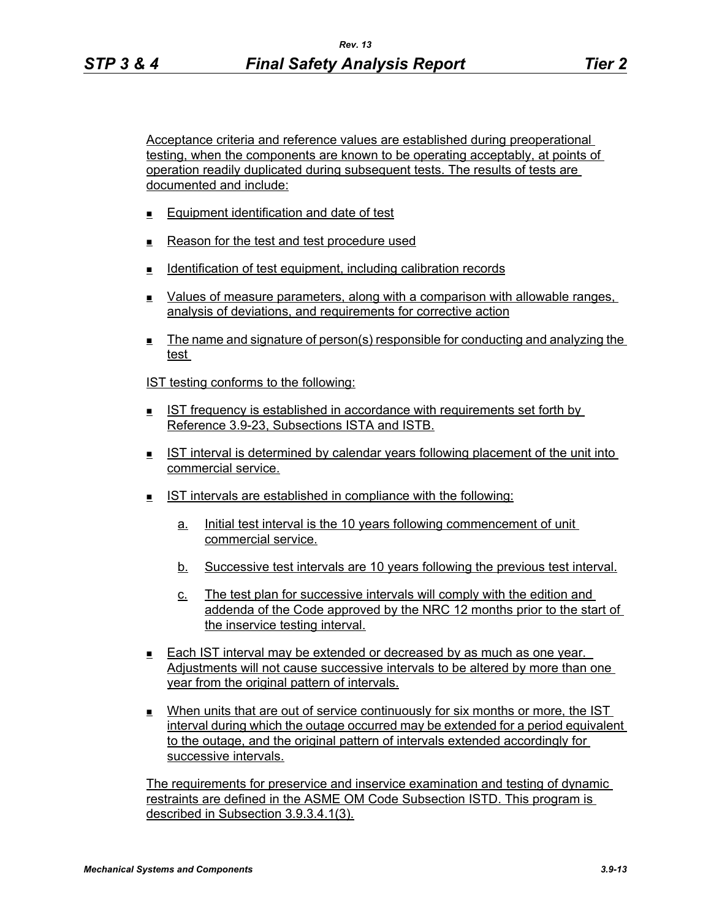Acceptance criteria and reference values are established during preoperational testing, when the components are known to be operating acceptably, at points of operation readily duplicated during subsequent tests. The results of tests are documented and include:

- Equipment identification and date of test
- Reason for the test and test procedure used
- Identification of test equipment, including calibration records
- Values of measure parameters, along with a comparison with allowable ranges, analysis of deviations, and requirements for corrective action
- The name and signature of person(s) responsible for conducting and analyzing the test

IST testing conforms to the following:

- IST frequency is established in accordance with requirements set forth by Reference 3.9-23, Subsections ISTA and ISTB.
- IST interval is determined by calendar years following placement of the unit into commercial service.
- IST intervals are established in compliance with the following:

  a. Initial test interval is the 10 years following commencement of unit commercial service.

  b. Successive test intervals are 10 years following the previous test interval.

  c. The test plan for successive intervals will comply with the edition and addenda of the Code approved by the NRC 12 months prior to the start of the inservice testing interval.

- Each IST interval may be extended or decreased by as much as one year. Adjustments will not cause successive intervals to be altered by more than one year from the original pattern of intervals.
- When units that are out of service continuously for six months or more, the IST interval during which the outage occurred may be extended for a period equivalent to the outage, and the original pattern of intervals extended accordingly for successive intervals.

The requirements for preservice and inservice examination and testing of dynamic restraints are defined in the ASME OM Code Subsection ISTD. This program is described in Subsection 3.9.3.4.1(3).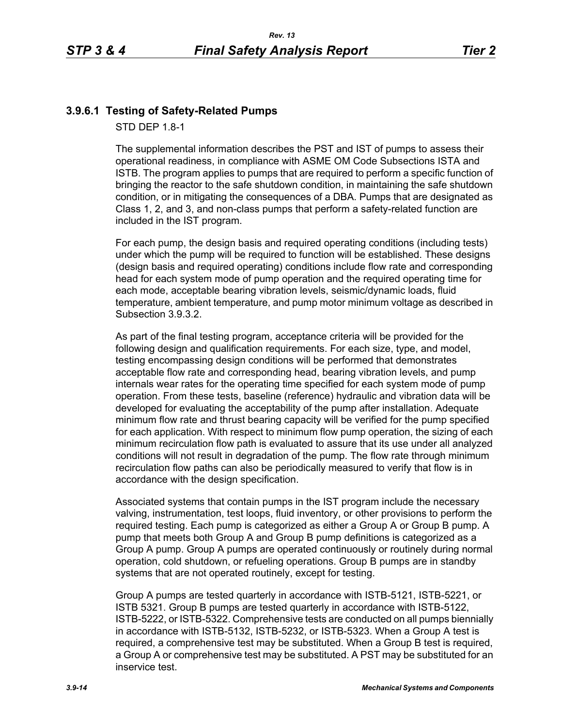### 3.9.6.1 Testing of Safety-Related Pumps

STD DEP 1.8-1

The supplemental information describes the PST and IST of pumps to assess their operational readiness, in compliance with ASME OM Code Subsections ISTA and ISTB. The program applies to pumps that are required to perform a specific function of bringing the reactor to the safe shutdown condition, in maintaining the safe shutdown condition, or in mitigating the consequences of a DBA. Pumps that are designated as Class 1, 2, and 3, and non-class pumps that perform a safety-related function are included in the IST program.

For each pump, the design basis and required operating conditions (including tests) under which the pump will be required to function will be established. These designs (design basis and required operating) conditions include flow rate and corresponding head for each system mode of pump operation and the required operating time for each mode, acceptable bearing vibration levels, seismic/dynamic loads, fluid temperature, ambient temperature, and pump motor minimum voltage as described in Subsection 3.9.3.2.

As part of the final testing program, acceptance criteria will be provided for the following design and qualification requirements. For each size, type, and model, testing encompassing design conditions will be performed that demonstrates acceptable flow rate and corresponding head, bearing vibration levels, and pump internals wear rates for the operating time specified for each system mode of pump operation. From these tests, baseline (reference) hydraulic and vibration data will be developed for evaluating the acceptability of the pump after installation. Adequate minimum flow rate and thrust bearing capacity will be verified for the pump specified for each application. With respect to minimum flow pump operation, the sizing of each minimum recirculation flow path is evaluated to assure that its use under all analyzed conditions will not result in degradation of the pump. The flow rate through minimum recirculation flow paths can also be periodically measured to verify that flow is in accordance with the design specification.

Associated systems that contain pumps in the IST program include the necessary valving, instrumentation, test loops, fluid inventory, or other provisions to perform the required testing. Each pump is categorized as either a Group A or Group B pump. A pump that meets both Group A and Group B pump definitions is categorized as a Group A pump. Group A pumps are operated continuously or routinely during normal operation, cold shutdown, or refueling operations. Group B pumps are in standby systems that are not operated routinely, except for testing.

Group A pumps are tested quarterly in accordance with ISTB-5121, ISTB-5221, or ISTB 5321. Group B pumps are tested quarterly in accordance with ISTB-5122, ISTB-5222, or ISTB-5322. Comprehensive tests are conducted on all pumps biennially in accordance with ISTB-5132, ISTB-5232, or ISTB-5323. When a Group A test is required, a comprehensive test may be substituted. When a Group B test is required, a Group A or comprehensive test may be substituted. A PST may be substituted for an inservice test.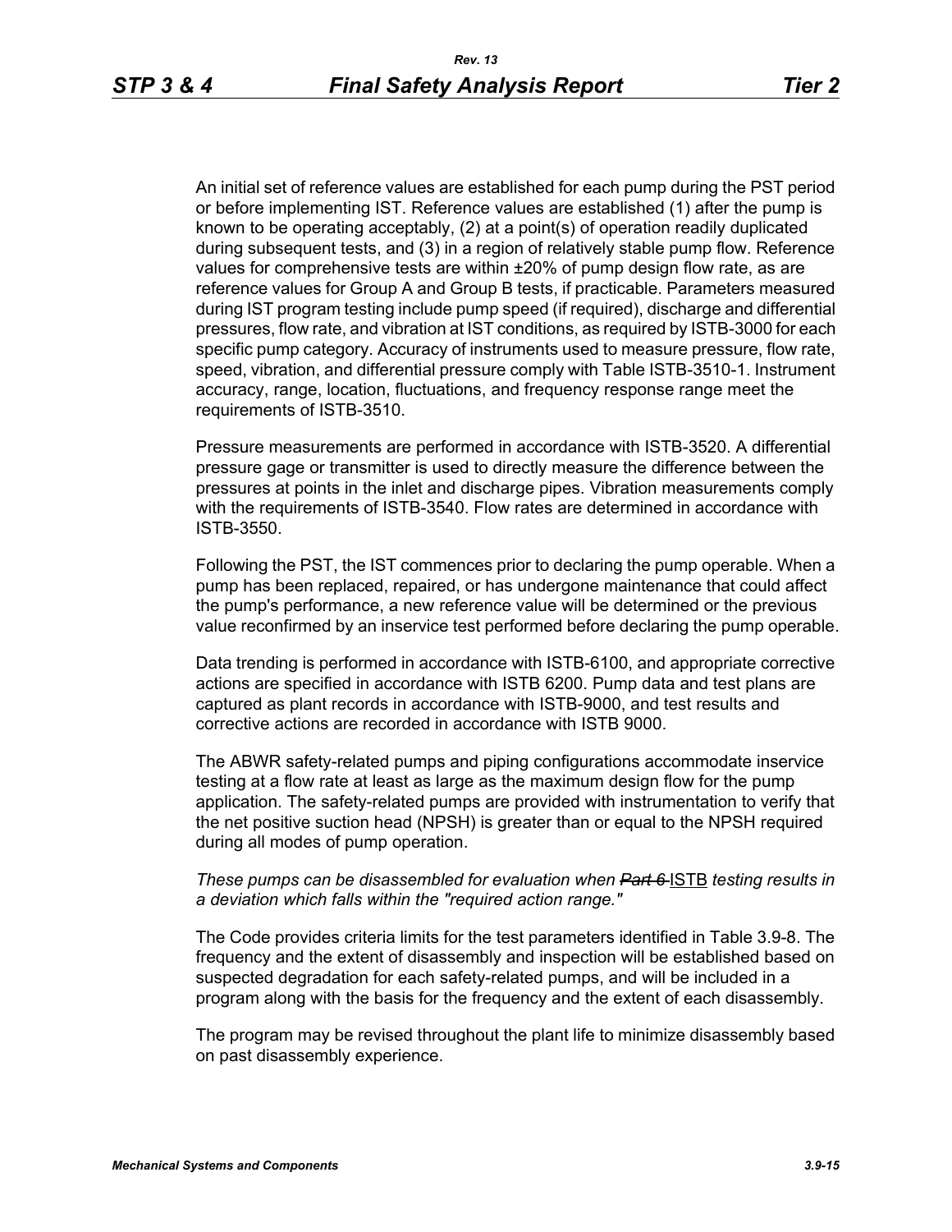An initial set of reference values are established for each pump during the PST period or before implementing IST. Reference values are established (1) after the pump is known to be operating acceptably, (2) at a point(s) of operation readily duplicated during subsequent tests, and (3) in a region of relatively stable pump flow. Reference values for comprehensive tests are within ±20% of pump design flow rate, as are reference values for Group A and Group B tests, if practicable. Parameters measured during IST program testing include pump speed (if required), discharge and differential pressures, flow rate, and vibration at IST conditions, as required by ISTB-3000 for each specific pump category. Accuracy of instruments used to measure pressure, flow rate, speed, vibration, and differential pressure comply with Table ISTB-3510-1. Instrument accuracy, range, location, fluctuations, and frequency response range meet the requirements of ISTB-3510.

Pressure measurements are performed in accordance with ISTB-3520. A differential pressure gage or transmitter is used to directly measure the difference between the pressures at points in the inlet and discharge pipes. Vibration measurements comply with the requirements of ISTB-3540. Flow rates are determined in accordance with ISTB-3550.

Following the PST, the IST commences prior to declaring the pump operable. When a pump has been replaced, repaired, or has undergone maintenance that could affect the pump's performance, a new reference value will be determined or the previous value reconfirmed by an inservice test performed before declaring the pump operable.

Data trending is performed in accordance with ISTB-6100, and appropriate corrective actions are specified in accordance with ISTB 6200. Pump data and test plans are captured as plant records in accordance with ISTB-9000, and test results and corrective actions are recorded in accordance with ISTB 9000.

The ABWR safety-related pumps and piping configurations accommodate inservice testing at a flow rate at least as large as the maximum design flow for the pump application. The safety-related pumps are provided with instrumentation to verify that the net positive suction head (NPSH) is greater than or equal to the NPSH required during all modes of pump operation.

*These pumps can be disassembled for evaluation when ~~Part 6~~* ISTB *testing results in a deviation which falls within the "required action range."*

The Code provides criteria limits for the test parameters identified in Table 3.9-8. The frequency and the extent of disassembly and inspection will be established based on suspected degradation for each safety-related pumps, and will be included in a program along with the basis for the frequency and the extent of each disassembly.

The program may be revised throughout the plant life to minimize disassembly based on past disassembly experience.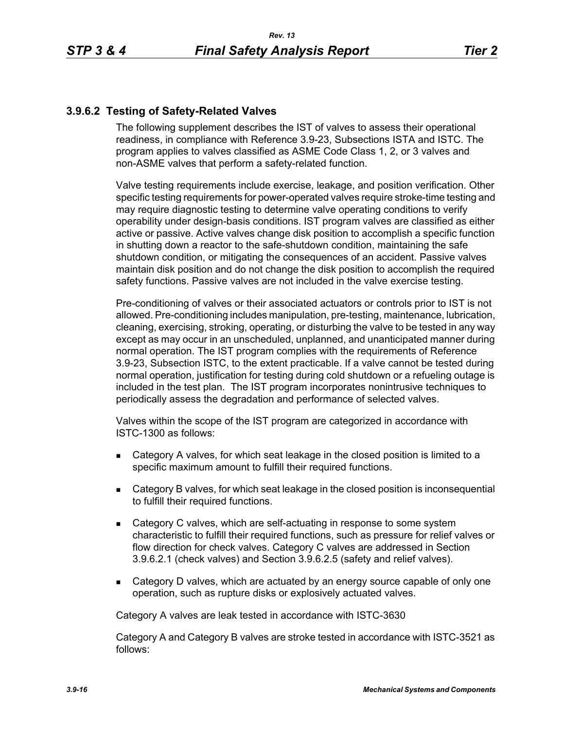### 3.9.6.2 Testing of Safety-Related Valves

The following supplement describes the IST of valves to assess their operational readiness, in compliance with Reference 3.9-23, Subsections ISTA and ISTC. The program applies to valves classified as ASME Code Class 1, 2, or 3 valves and non-ASME valves that perform a safety-related function.

Valve testing requirements include exercise, leakage, and position verification. Other specific testing requirements for power-operated valves require stroke-time testing and may require diagnostic testing to determine valve operating conditions to verify operability under design-basis conditions. IST program valves are classified as either active or passive. Active valves change disk position to accomplish a specific function in shutting down a reactor to the safe-shutdown condition, maintaining the safe shutdown condition, or mitigating the consequences of an accident. Passive valves maintain disk position and do not change the disk position to accomplish the required safety functions. Passive valves are not included in the valve exercise testing.

Pre-conditioning of valves or their associated actuators or controls prior to IST is not allowed. Pre-conditioning includes manipulation, pre-testing, maintenance, lubrication, cleaning, exercising, stroking, operating, or disturbing the valve to be tested in any way except as may occur in an unscheduled, unplanned, and unanticipated manner during normal operation. The IST program complies with the requirements of Reference 3.9-23, Subsection ISTC, to the extent practicable. If a valve cannot be tested during normal operation, justification for testing during cold shutdown or a refueling outage is included in the test plan. The IST program incorporates nonintrusive techniques to periodically assess the degradation and performance of selected valves.

Valves within the scope of the IST program are categorized in accordance with ISTC-1300 as follows:

- Category A valves, for which seat leakage in the closed position is limited to a specific maximum amount to fulfill their required functions.
- Category B valves, for which seat leakage in the closed position is inconsequential to fulfill their required functions.
- Category C valves, which are self-actuating in response to some system characteristic to fulfill their required functions, such as pressure for relief valves or flow direction for check valves. Category C valves are addressed in Section 3.9.6.2.1 (check valves) and Section 3.9.6.2.5 (safety and relief valves).
- Category D valves, which are actuated by an energy source capable of only one operation, such as rupture disks or explosively actuated valves.

Category A valves are leak tested in accordance with ISTC-3630

Category A and Category B valves are stroke tested in accordance with ISTC-3521 as follows: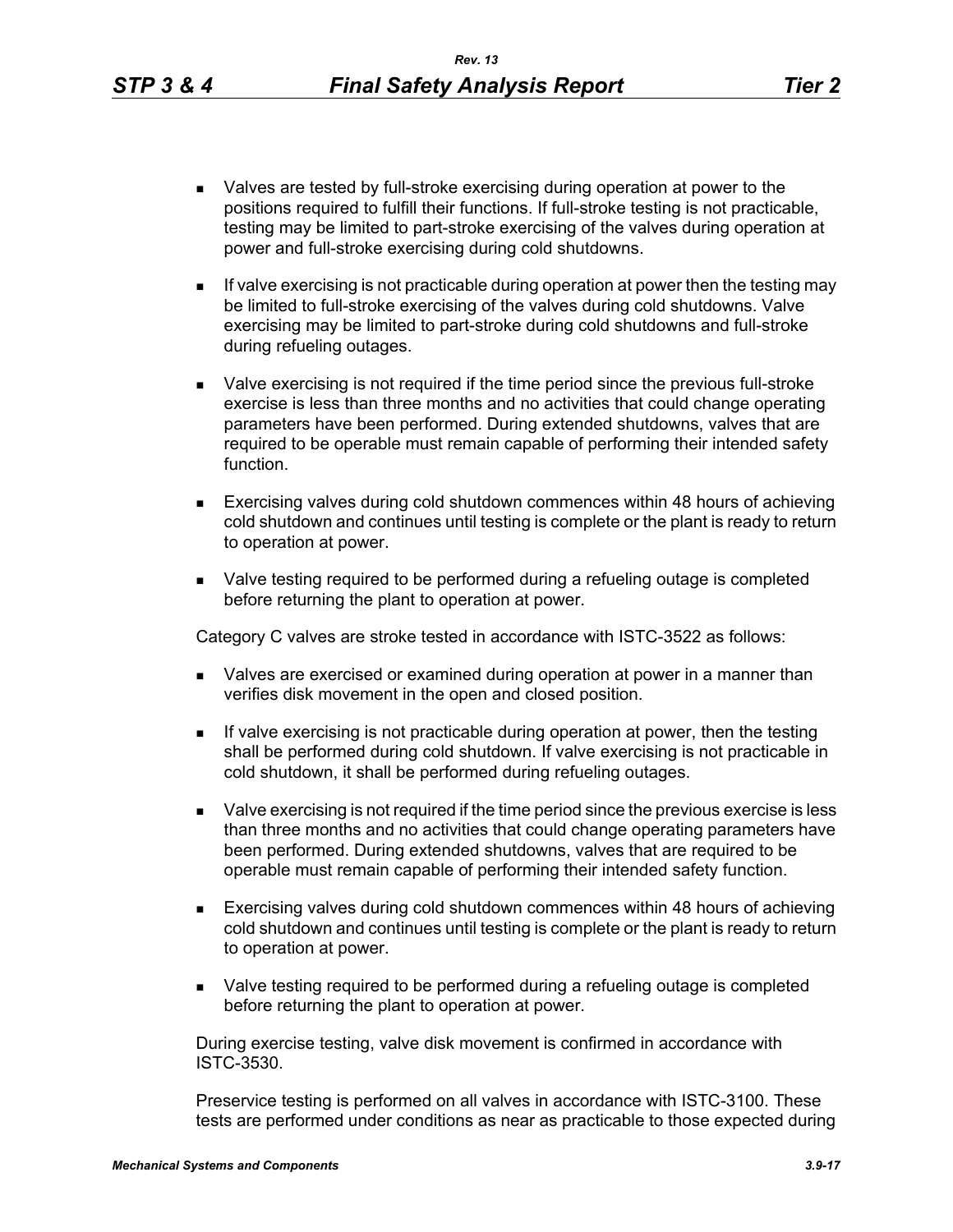- Valves are tested by full-stroke exercising during operation at power to the positions required to fulfill their functions. If full-stroke testing is not practicable, testing may be limited to part-stroke exercising of the valves during operation at power and full-stroke exercising during cold shutdowns.
- If valve exercising is not practicable during operation at power then the testing may be limited to full-stroke exercising of the valves during cold shutdowns. Valve exercising may be limited to part-stroke during cold shutdowns and full-stroke during refueling outages.
- Valve exercising is not required if the time period since the previous full-stroke exercise is less than three months and no activities that could change operating parameters have been performed. During extended shutdowns, valves that are required to be operable must remain capable of performing their intended safety function.
- Exercising valves during cold shutdown commences within 48 hours of achieving cold shutdown and continues until testing is complete or the plant is ready to return to operation at power.
- Valve testing required to be performed during a refueling outage is completed before returning the plant to operation at power.

Category C valves are stroke tested in accordance with ISTC-3522 as follows:

- Valves are exercised or examined during operation at power in a manner than verifies disk movement in the open and closed position.
- If valve exercising is not practicable during operation at power, then the testing shall be performed during cold shutdown. If valve exercising is not practicable in cold shutdown, it shall be performed during refueling outages.
- Valve exercising is not required if the time period since the previous exercise is less than three months and no activities that could change operating parameters have been performed. During extended shutdowns, valves that are required to be operable must remain capable of performing their intended safety function.
- Exercising valves during cold shutdown commences within 48 hours of achieving cold shutdown and continues until testing is complete or the plant is ready to return to operation at power.
- Valve testing required to be performed during a refueling outage is completed before returning the plant to operation at power.

During exercise testing, valve disk movement is confirmed in accordance with ISTC-3530.

Preservice testing is performed on all valves in accordance with ISTC-3100. These tests are performed under conditions as near as practicable to those expected during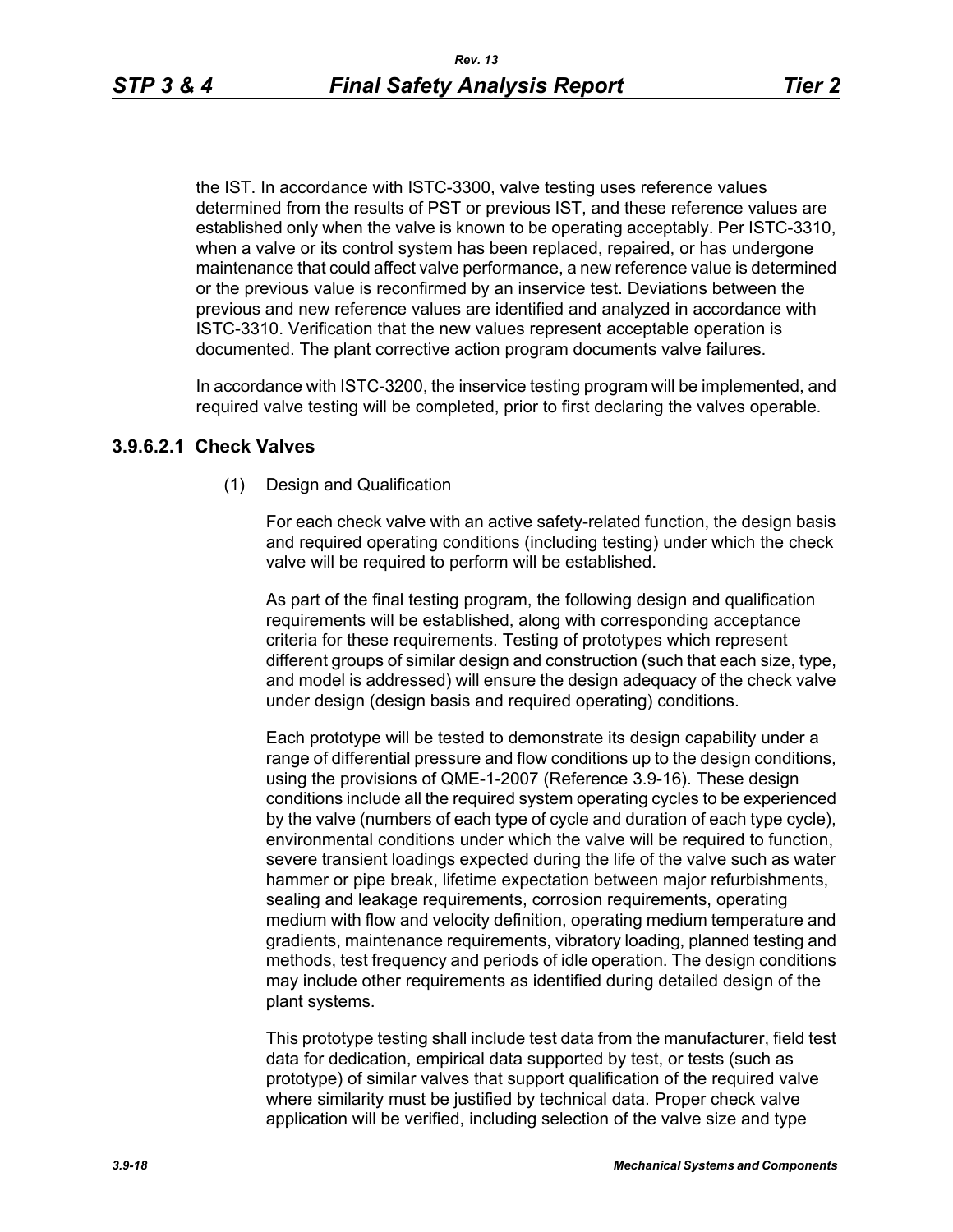the IST. In accordance with ISTC-3300, valve testing uses reference values determined from the results of PST or previous IST, and these reference values are established only when the valve is known to be operating acceptably. Per ISTC-3310, when a valve or its control system has been replaced, repaired, or has undergone maintenance that could affect valve performance, a new reference value is determined or the previous value is reconfirmed by an inservice test. Deviations between the previous and new reference values are identified and analyzed in accordance with ISTC-3310. Verification that the new values represent acceptable operation is documented. The plant corrective action program documents valve failures.

In accordance with ISTC-3200, the inservice testing program will be implemented, and required valve testing will be completed, prior to first declaring the valves operable.

#### 3.9.6.2.1 Check Valves

(1) Design and Qualification

For each check valve with an active safety-related function, the design basis and required operating conditions (including testing) under which the check valve will be required to perform will be established.

As part of the final testing program, the following design and qualification requirements will be established, along with corresponding acceptance criteria for these requirements. Testing of prototypes which represent different groups of similar design and construction (such that each size, type, and model is addressed) will ensure the design adequacy of the check valve under design (design basis and required operating) conditions.

Each prototype will be tested to demonstrate its design capability under a range of differential pressure and flow conditions up to the design conditions, using the provisions of QME-1-2007 (Reference 3.9-16). These design conditions include all the required system operating cycles to be experienced by the valve (numbers of each type of cycle and duration of each type cycle), environmental conditions under which the valve will be required to function, severe transient loadings expected during the life of the valve such as water hammer or pipe break, lifetime expectation between major refurbishments, sealing and leakage requirements, corrosion requirements, operating medium with flow and velocity definition, operating medium temperature and gradients, maintenance requirements, vibratory loading, planned testing and methods, test frequency and periods of idle operation. The design conditions may include other requirements as identified during detailed design of the plant systems.

This prototype testing shall include test data from the manufacturer, field test data for dedication, empirical data supported by test, or tests (such as prototype) of similar valves that support qualification of the required valve where similarity must be justified by technical data. Proper check valve application will be verified, including selection of the valve size and type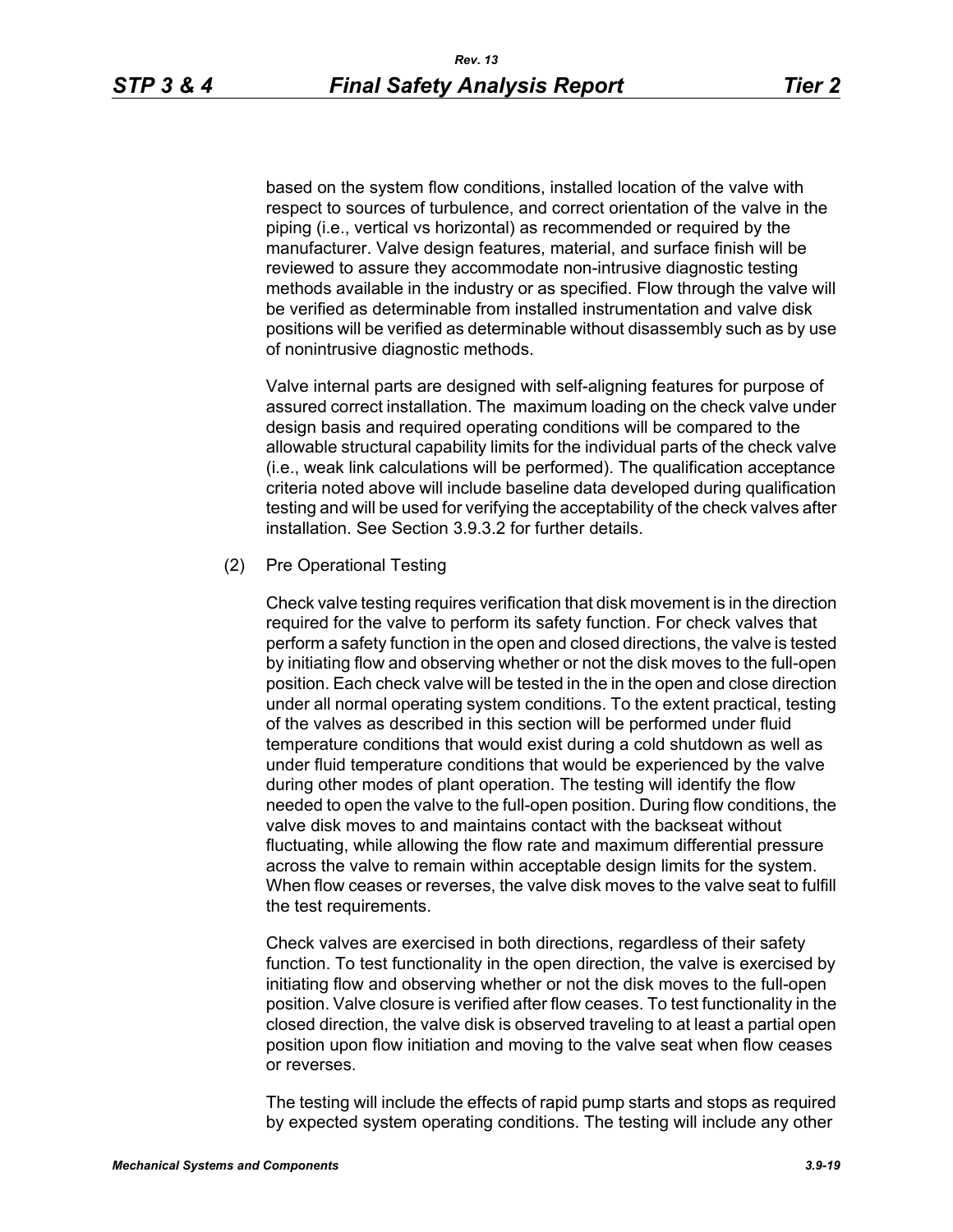based on the system flow conditions, installed location of the valve with respect to sources of turbulence, and correct orientation of the valve in the piping (i.e., vertical vs horizontal) as recommended or required by the manufacturer. Valve design features, material, and surface finish will be reviewed to assure they accommodate non-intrusive diagnostic testing methods available in the industry or as specified. Flow through the valve will be verified as determinable from installed instrumentation and valve disk positions will be verified as determinable without disassembly such as by use of nonintrusive diagnostic methods.

Valve internal parts are designed with self-aligning features for purpose of assured correct installation. The maximum loading on the check valve under design basis and required operating conditions will be compared to the allowable structural capability limits for the individual parts of the check valve (i.e., weak link calculations will be performed). The qualification acceptance criteria noted above will include baseline data developed during qualification testing and will be used for verifying the acceptability of the check valves after installation. See Section 3.9.3.2 for further details.

(2) Pre Operational Testing

Check valve testing requires verification that disk movement is in the direction required for the valve to perform its safety function. For check valves that perform a safety function in the open and closed directions, the valve is tested by initiating flow and observing whether or not the disk moves to the full-open position. Each check valve will be tested in the in the open and close direction under all normal operating system conditions. To the extent practical, testing of the valves as described in this section will be performed under fluid temperature conditions that would exist during a cold shutdown as well as under fluid temperature conditions that would be experienced by the valve during other modes of plant operation. The testing will identify the flow needed to open the valve to the full-open position. During flow conditions, the valve disk moves to and maintains contact with the backseat without fluctuating, while allowing the flow rate and maximum differential pressure across the valve to remain within acceptable design limits for the system. When flow ceases or reverses, the valve disk moves to the valve seat to fulfill the test requirements.

Check valves are exercised in both directions, regardless of their safety function. To test functionality in the open direction, the valve is exercised by initiating flow and observing whether or not the disk moves to the full-open position. Valve closure is verified after flow ceases. To test functionality in the closed direction, the valve disk is observed traveling to at least a partial open position upon flow initiation and moving to the valve seat when flow ceases or reverses.

The testing will include the effects of rapid pump starts and stops as required by expected system operating conditions. The testing will include any other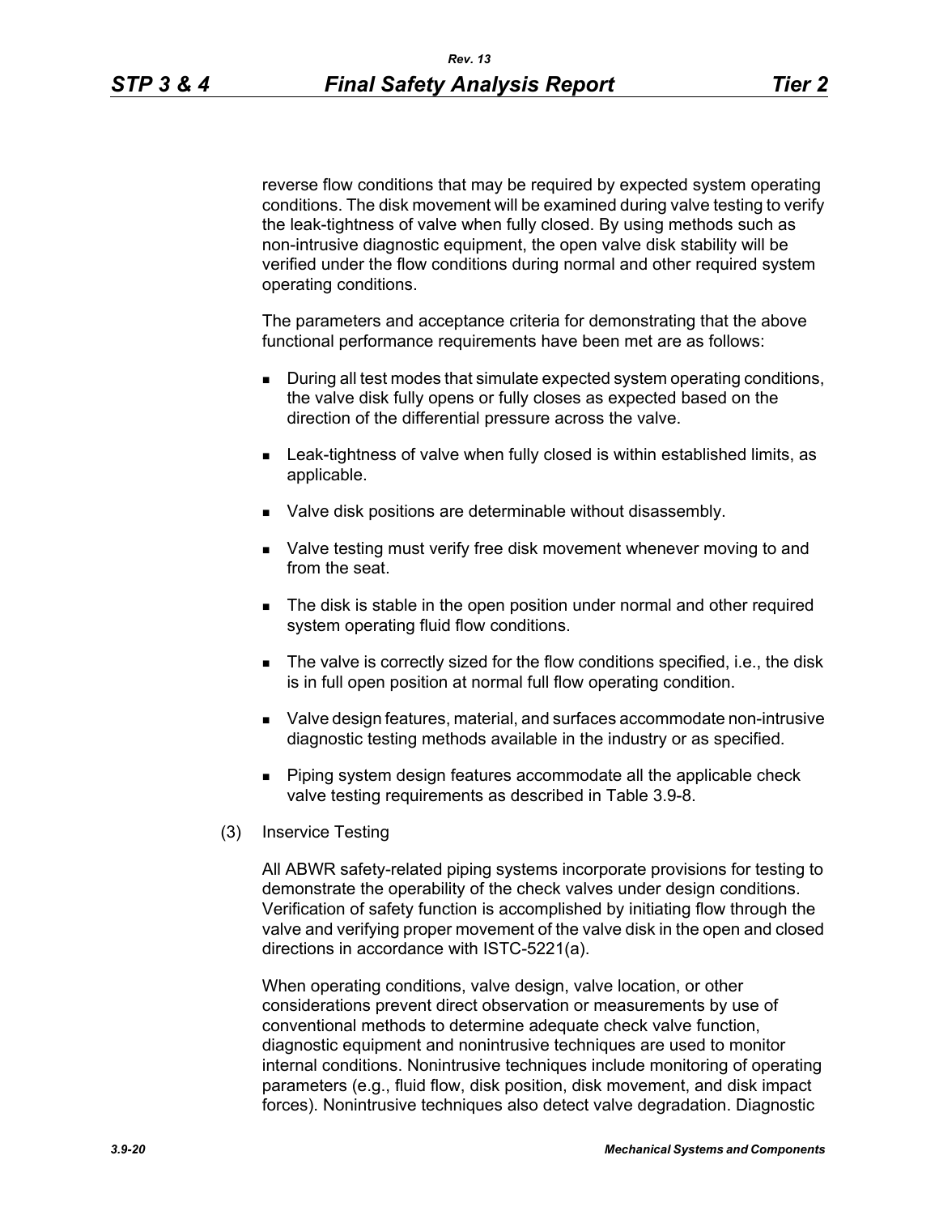reverse flow conditions that may be required by expected system operating conditions. The disk movement will be examined during valve testing to verify the leak-tightness of valve when fully closed. By using methods such as non-intrusive diagnostic equipment, the open valve disk stability will be verified under the flow conditions during normal and other required system operating conditions.

The parameters and acceptance criteria for demonstrating that the above functional performance requirements have been met are as follows:

- During all test modes that simulate expected system operating conditions, the valve disk fully opens or fully closes as expected based on the direction of the differential pressure across the valve.
- Leak-tightness of valve when fully closed is within established limits, as applicable.
- Valve disk positions are determinable without disassembly.
- Valve testing must verify free disk movement whenever moving to and from the seat.
- The disk is stable in the open position under normal and other required system operating fluid flow conditions.
- The valve is correctly sized for the flow conditions specified, i.e., the disk is in full open position at normal full flow operating condition.
- Valve design features, material, and surfaces accommodate non-intrusive diagnostic testing methods available in the industry or as specified.
- Piping system design features accommodate all the applicable check valve testing requirements as described in Table 3.9-8.

(3) Inservice Testing

All ABWR safety-related piping systems incorporate provisions for testing to demonstrate the operability of the check valves under design conditions. Verification of safety function is accomplished by initiating flow through the valve and verifying proper movement of the valve disk in the open and closed directions in accordance with ISTC-5221(a).

When operating conditions, valve design, valve location, or other considerations prevent direct observation or measurements by use of conventional methods to determine adequate check valve function, diagnostic equipment and nonintrusive techniques are used to monitor internal conditions. Nonintrusive techniques include monitoring of operating parameters (e.g., fluid flow, disk position, disk movement, and disk impact forces). Nonintrusive techniques also detect valve degradation. Diagnostic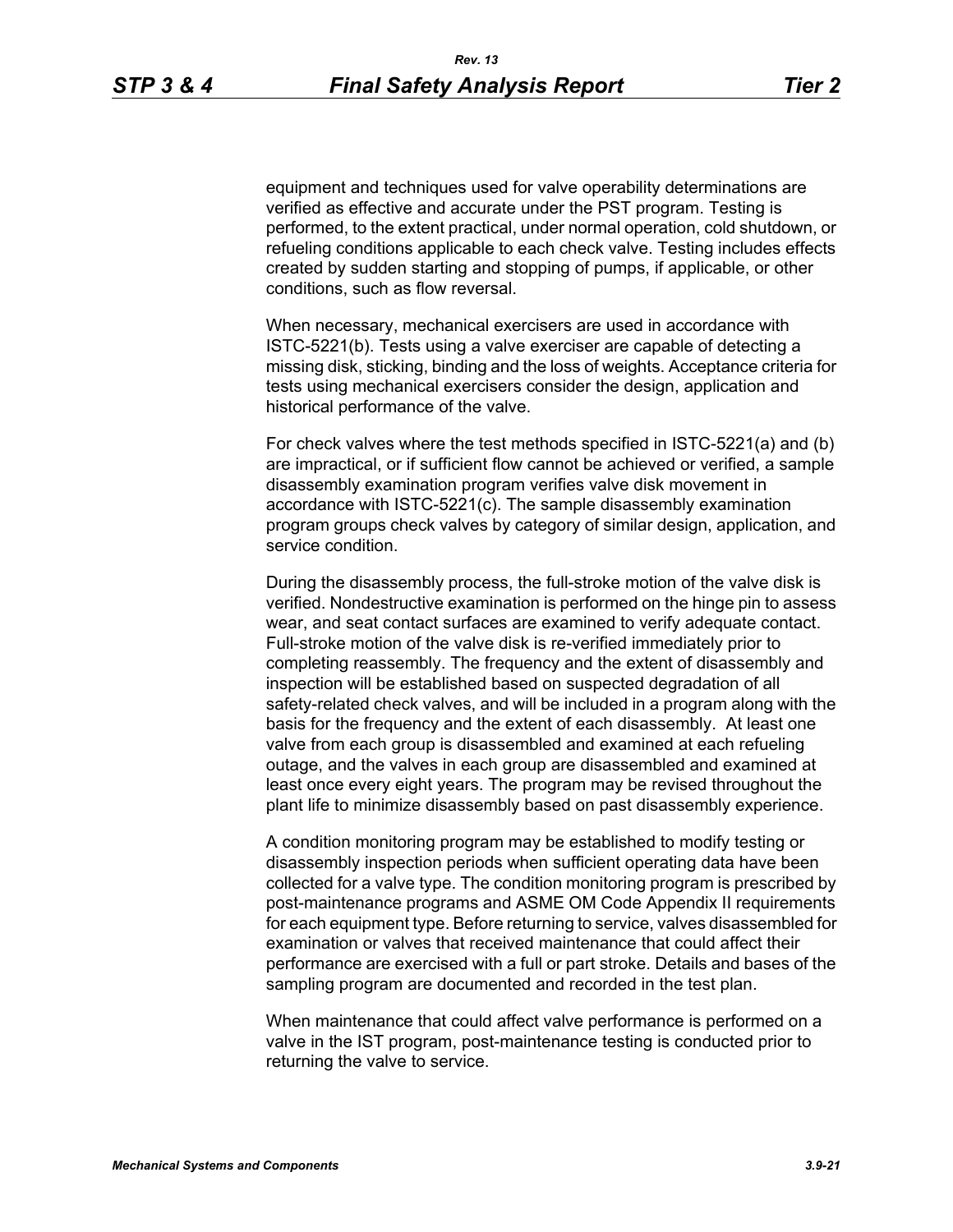equipment and techniques used for valve operability determinations are verified as effective and accurate under the PST program. Testing is performed, to the extent practical, under normal operation, cold shutdown, or refueling conditions applicable to each check valve. Testing includes effects created by sudden starting and stopping of pumps, if applicable, or other conditions, such as flow reversal.

When necessary, mechanical exercisers are used in accordance with ISTC-5221(b). Tests using a valve exerciser are capable of detecting a missing disk, sticking, binding and the loss of weights. Acceptance criteria for tests using mechanical exercisers consider the design, application and historical performance of the valve.

For check valves where the test methods specified in ISTC-5221(a) and (b) are impractical, or if sufficient flow cannot be achieved or verified, a sample disassembly examination program verifies valve disk movement in accordance with ISTC-5221(c). The sample disassembly examination program groups check valves by category of similar design, application, and service condition.

During the disassembly process, the full-stroke motion of the valve disk is verified. Nondestructive examination is performed on the hinge pin to assess wear, and seat contact surfaces are examined to verify adequate contact. Full-stroke motion of the valve disk is re-verified immediately prior to completing reassembly. The frequency and the extent of disassembly and inspection will be established based on suspected degradation of all safety-related check valves, and will be included in a program along with the basis for the frequency and the extent of each disassembly. At least one valve from each group is disassembled and examined at each refueling outage, and the valves in each group are disassembled and examined at least once every eight years. The program may be revised throughout the plant life to minimize disassembly based on past disassembly experience.

A condition monitoring program may be established to modify testing or disassembly inspection periods when sufficient operating data have been collected for a valve type. The condition monitoring program is prescribed by post-maintenance programs and ASME OM Code Appendix II requirements for each equipment type. Before returning to service, valves disassembled for examination or valves that received maintenance that could affect their performance are exercised with a full or part stroke. Details and bases of the sampling program are documented and recorded in the test plan.

When maintenance that could affect valve performance is performed on a valve in the IST program, post-maintenance testing is conducted prior to returning the valve to service.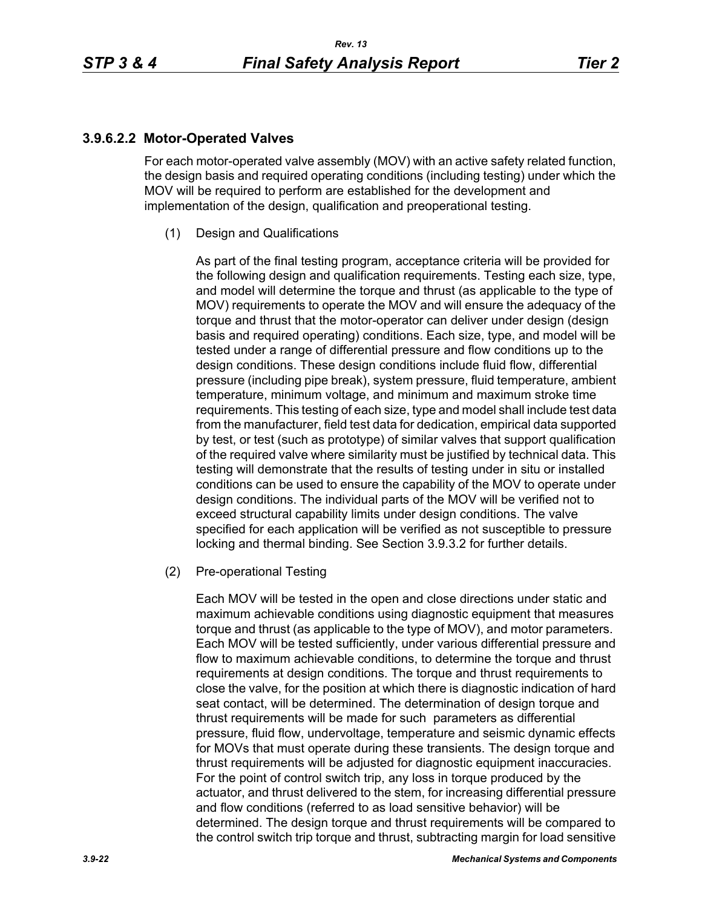### 3.9.6.2.2 Motor-Operated Valves

For each motor-operated valve assembly (MOV) with an active safety related function, the design basis and required operating conditions (including testing) under which the MOV will be required to perform are established for the development and implementation of the design, qualification and preoperational testing.

(1) Design and Qualifications

As part of the final testing program, acceptance criteria will be provided for the following design and qualification requirements. Testing each size, type, and model will determine the torque and thrust (as applicable to the type of MOV) requirements to operate the MOV and will ensure the adequacy of the torque and thrust that the motor-operator can deliver under design (design basis and required operating) conditions. Each size, type, and model will be tested under a range of differential pressure and flow conditions up to the design conditions. These design conditions include fluid flow, differential pressure (including pipe break), system pressure, fluid temperature, ambient temperature, minimum voltage, and minimum and maximum stroke time requirements. This testing of each size, type and model shall include test data from the manufacturer, field test data for dedication, empirical data supported by test, or test (such as prototype) of similar valves that support qualification of the required valve where similarity must be justified by technical data. This testing will demonstrate that the results of testing under in situ or installed conditions can be used to ensure the capability of the MOV to operate under design conditions. The individual parts of the MOV will be verified not to exceed structural capability limits under design conditions. The valve specified for each application will be verified as not susceptible to pressure locking and thermal binding. See Section 3.9.3.2 for further details.

(2) Pre-operational Testing

Each MOV will be tested in the open and close directions under static and maximum achievable conditions using diagnostic equipment that measures torque and thrust (as applicable to the type of MOV), and motor parameters. Each MOV will be tested sufficiently, under various differential pressure and flow to maximum achievable conditions, to determine the torque and thrust requirements at design conditions. The torque and thrust requirements to close the valve, for the position at which there is diagnostic indication of hard seat contact, will be determined. The determination of design torque and thrust requirements will be made for such parameters as differential pressure, fluid flow, undervoltage, temperature and seismic dynamic effects for MOVs that must operate during these transients. The design torque and thrust requirements will be adjusted for diagnostic equipment inaccuracies. For the point of control switch trip, any loss in torque produced by the actuator, and thrust delivered to the stem, for increasing differential pressure and flow conditions (referred to as load sensitive behavior) will be determined. The design torque and thrust requirements will be compared to the control switch trip torque and thrust, subtracting margin for load sensitive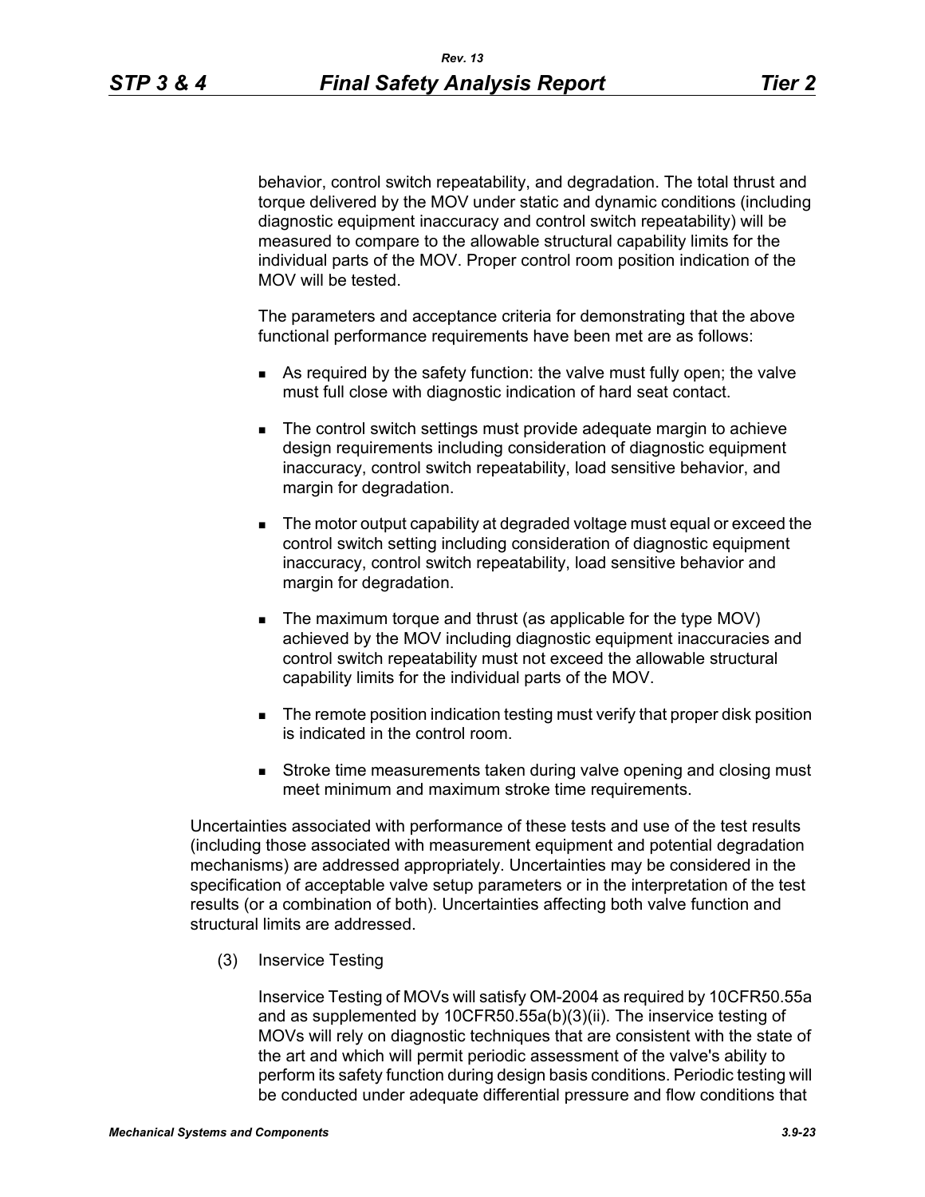behavior, control switch repeatability, and degradation. The total thrust and torque delivered by the MOV under static and dynamic conditions (including diagnostic equipment inaccuracy and control switch repeatability) will be measured to compare to the allowable structural capability limits for the individual parts of the MOV. Proper control room position indication of the MOV will be tested.

The parameters and acceptance criteria for demonstrating that the above functional performance requirements have been met are as follows:

- As required by the safety function: the valve must fully open; the valve must full close with diagnostic indication of hard seat contact.
- The control switch settings must provide adequate margin to achieve design requirements including consideration of diagnostic equipment inaccuracy, control switch repeatability, load sensitive behavior, and margin for degradation.
- The motor output capability at degraded voltage must equal or exceed the control switch setting including consideration of diagnostic equipment inaccuracy, control switch repeatability, load sensitive behavior and margin for degradation.
- The maximum torque and thrust (as applicable for the type MOV) achieved by the MOV including diagnostic equipment inaccuracies and control switch repeatability must not exceed the allowable structural capability limits for the individual parts of the MOV.
- The remote position indication testing must verify that proper disk position is indicated in the control room.
- Stroke time measurements taken during valve opening and closing must meet minimum and maximum stroke time requirements.

Uncertainties associated with performance of these tests and use of the test results (including those associated with measurement equipment and potential degradation mechanisms) are addressed appropriately. Uncertainties may be considered in the specification of acceptable valve setup parameters or in the interpretation of the test results (or a combination of both). Uncertainties affecting both valve function and structural limits are addressed.

(3) Inservice Testing

Inservice Testing of MOVs will satisfy OM-2004 as required by 10CFR50.55a and as supplemented by 10CFR50.55a(b)(3)(ii). The inservice testing of MOVs will rely on diagnostic techniques that are consistent with the state of the art and which will permit periodic assessment of the valve's ability to perform its safety function during design basis conditions. Periodic testing will be conducted under adequate differential pressure and flow conditions that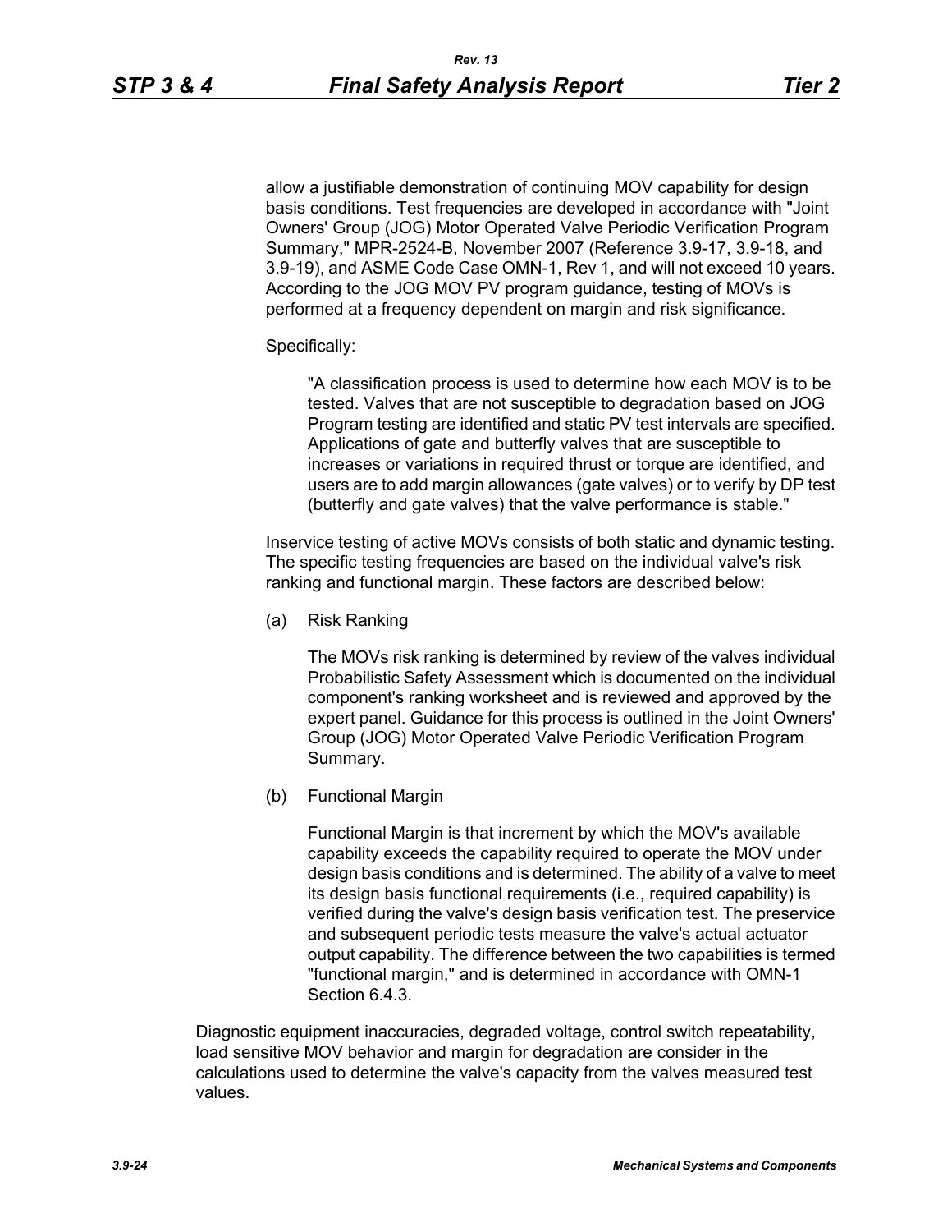allow a justifiable demonstration of continuing MOV capability for design basis conditions. Test frequencies are developed in accordance with "Joint Owners' Group (JOG) Motor Operated Valve Periodic Verification Program Summary," MPR-2524-B, November 2007 (Reference 3.9-17, 3.9-18, and 3.9-19), and ASME Code Case OMN-1, Rev 1, and will not exceed 10 years. According to the JOG MOV PV program guidance, testing of MOVs is performed at a frequency dependent on margin and risk significance.

Specifically:

> "A classification process is used to determine how each MOV is to be tested. Valves that are not susceptible to degradation based on JOG Program testing are identified and static PV test intervals are specified. Applications of gate and butterfly valves that are susceptible to increases or variations in required thrust or torque are identified, and users are to add margin allowances (gate valves) or to verify by DP test (butterfly and gate valves) that the valve performance is stable."

Inservice testing of active MOVs consists of both static and dynamic testing. The specific testing frequencies are based on the individual valve's risk ranking and functional margin. These factors are described below:

(a) Risk Ranking

The MOVs risk ranking is determined by review of the valves individual Probabilistic Safety Assessment which is documented on the individual component's ranking worksheet and is reviewed and approved by the expert panel. Guidance for this process is outlined in the Joint Owners' Group (JOG) Motor Operated Valve Periodic Verification Program Summary.

(b) Functional Margin

Functional Margin is that increment by which the MOV's available capability exceeds the capability required to operate the MOV under design basis conditions and is determined. The ability of a valve to meet its design basis functional requirements (i.e., required capability) is verified during the valve's design basis verification test. The preservice and subsequent periodic tests measure the valve's actual actuator output capability. The difference between the two capabilities is termed "functional margin," and is determined in accordance with OMN-1 Section 6.4.3.

Diagnostic equipment inaccuracies, degraded voltage, control switch repeatability, load sensitive MOV behavior and margin for degradation are consider in the calculations used to determine the valve's capacity from the valves measured test values.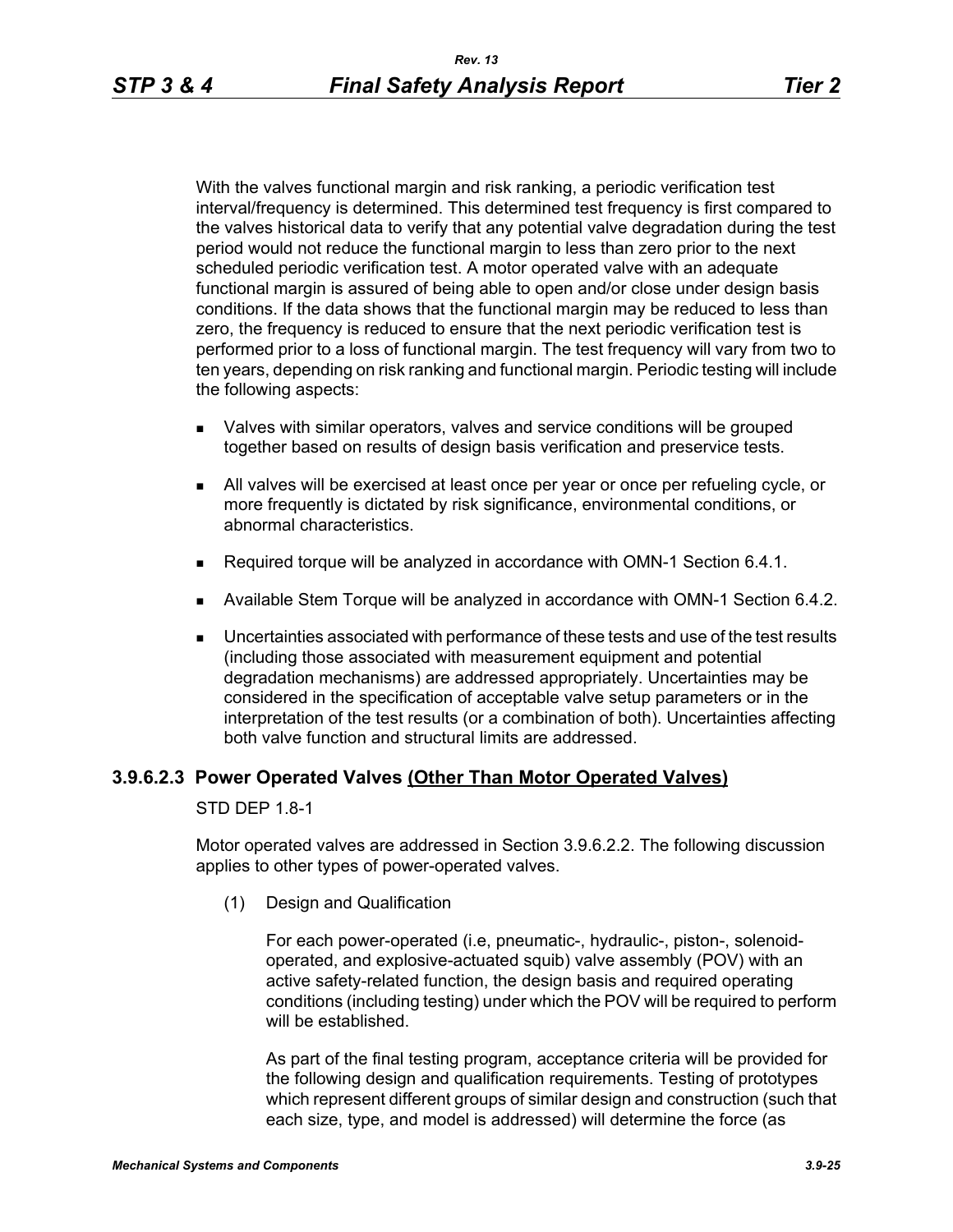With the valves functional margin and risk ranking, a periodic verification test interval/frequency is determined. This determined test frequency is first compared to the valves historical data to verify that any potential valve degradation during the test period would not reduce the functional margin to less than zero prior to the next scheduled periodic verification test. A motor operated valve with an adequate functional margin is assured of being able to open and/or close under design basis conditions. If the data shows that the functional margin may be reduced to less than zero, the frequency is reduced to ensure that the next periodic verification test is performed prior to a loss of functional margin. The test frequency will vary from two to ten years, depending on risk ranking and functional margin. Periodic testing will include the following aspects:

- Valves with similar operators, valves and service conditions will be grouped together based on results of design basis verification and preservice tests.
- All valves will be exercised at least once per year or once per refueling cycle, or more frequently is dictated by risk significance, environmental conditions, or abnormal characteristics.
- Required torque will be analyzed in accordance with OMN-1 Section 6.4.1.
- Available Stem Torque will be analyzed in accordance with OMN-1 Section 6.4.2.
- Uncertainties associated with performance of these tests and use of the test results (including those associated with measurement equipment and potential degradation mechanisms) are addressed appropriately. Uncertainties may be considered in the specification of acceptable valve setup parameters or in the interpretation of the test results (or a combination of both). Uncertainties affecting both valve function and structural limits are addressed.

### 3.9.6.2.3 Power Operated Valves <u>(Other Than Motor Operated Valves)</u>

STD DEP 1.8-1

Motor operated valves are addressed in Section 3.9.6.2.2. The following discussion applies to other types of power-operated valves.

(1) Design and Qualification

For each power-operated (i.e, pneumatic-, hydraulic-, piston-, solenoid-operated, and explosive-actuated squib) valve assembly (POV) with an active safety-related function, the design basis and required operating conditions (including testing) under which the POV will be required to perform will be established.

As part of the final testing program, acceptance criteria will be provided for the following design and qualification requirements. Testing of prototypes which represent different groups of similar design and construction (such that each size, type, and model is addressed) will determine the force (as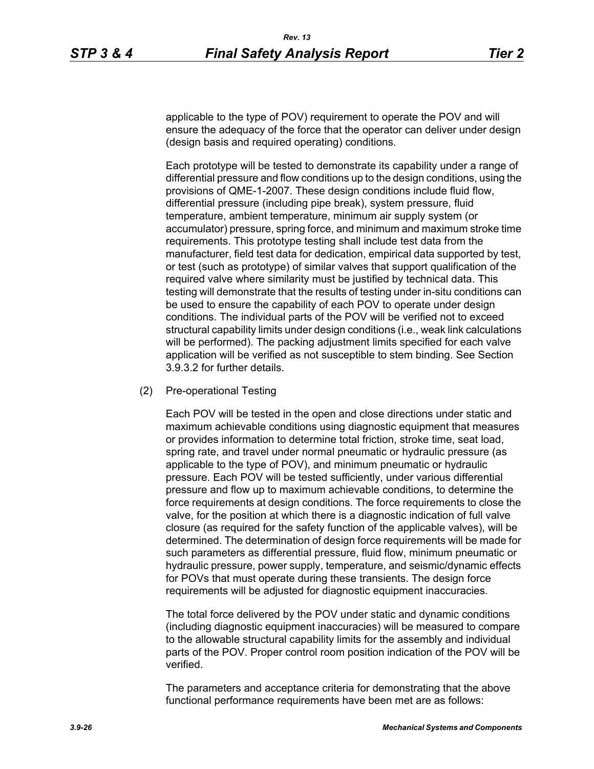applicable to the type of POV) requirement to operate the POV and will ensure the adequacy of the force that the operator can deliver under design (design basis and required operating) conditions.

Each prototype will be tested to demonstrate its capability under a range of differential pressure and flow conditions up to the design conditions, using the provisions of QME-1-2007. These design conditions include fluid flow, differential pressure (including pipe break), system pressure, fluid temperature, ambient temperature, minimum air supply system (or accumulator) pressure, spring force, and minimum and maximum stroke time requirements. This prototype testing shall include test data from the manufacturer, field test data for dedication, empirical data supported by test, or test (such as prototype) of similar valves that support qualification of the required valve where similarity must be justified by technical data. This testing will demonstrate that the results of testing under in-situ conditions can be used to ensure the capability of each POV to operate under design conditions. The individual parts of the POV will be verified not to exceed structural capability limits under design conditions (i.e., weak link calculations will be performed). The packing adjustment limits specified for each valve application will be verified as not susceptible to stem binding. See Section 3.9.3.2 for further details.

(2) Pre-operational Testing

Each POV will be tested in the open and close directions under static and maximum achievable conditions using diagnostic equipment that measures or provides information to determine total friction, stroke time, seat load, spring rate, and travel under normal pneumatic or hydraulic pressure (as applicable to the type of POV), and minimum pneumatic or hydraulic pressure. Each POV will be tested sufficiently, under various differential pressure and flow up to maximum achievable conditions, to determine the force requirements at design conditions. The force requirements to close the valve, for the position at which there is a diagnostic indication of full valve closure (as required for the safety function of the applicable valves), will be determined. The determination of design force requirements will be made for such parameters as differential pressure, fluid flow, minimum pneumatic or hydraulic pressure, power supply, temperature, and seismic/dynamic effects for POVs that must operate during these transients. The design force requirements will be adjusted for diagnostic equipment inaccuracies.

The total force delivered by the POV under static and dynamic conditions (including diagnostic equipment inaccuracies) will be measured to compare to the allowable structural capability limits for the assembly and individual parts of the POV. Proper control room position indication of the POV will be verified.

The parameters and acceptance criteria for demonstrating that the above functional performance requirements have been met are as follows: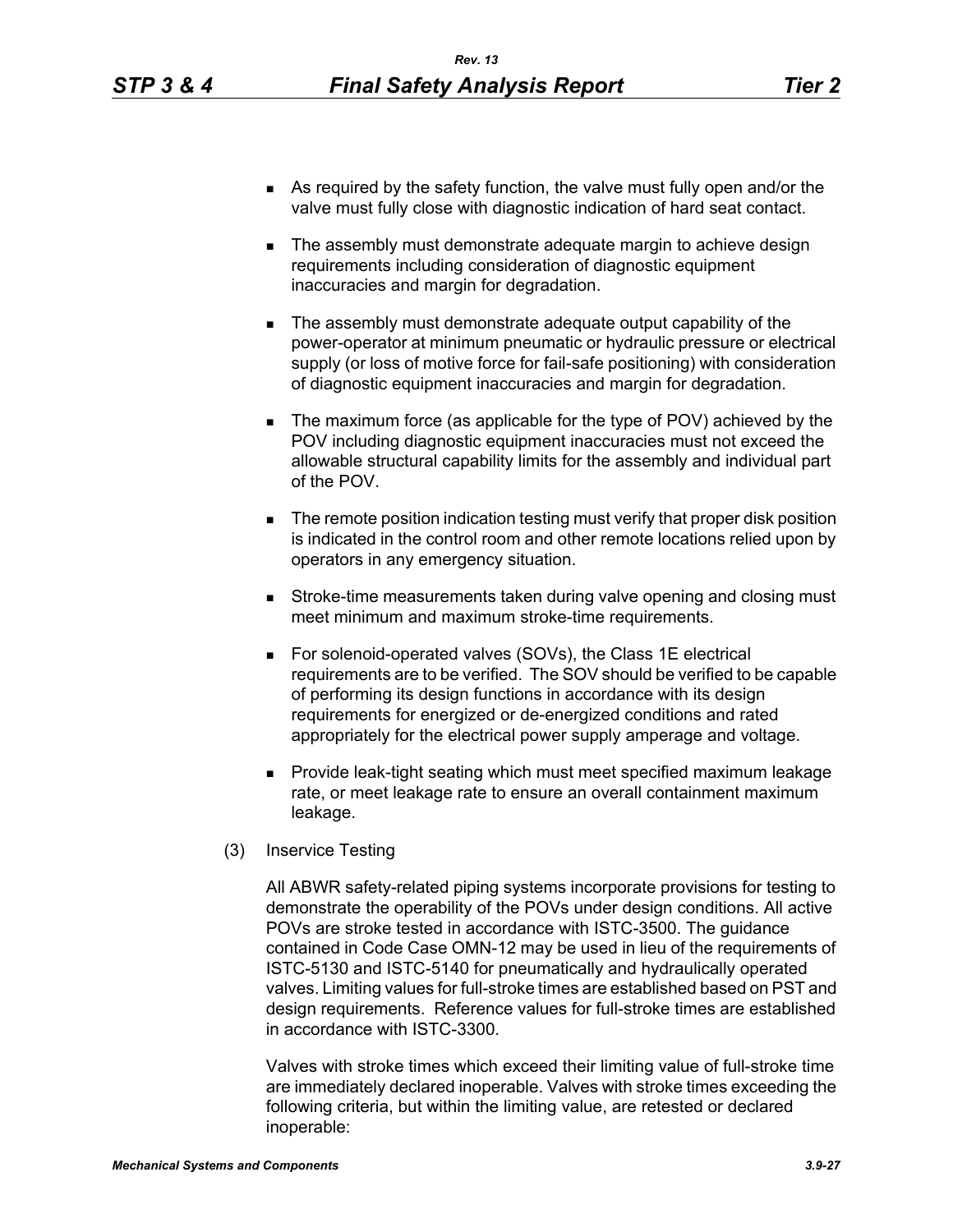- As required by the safety function, the valve must fully open and/or the valve must fully close with diagnostic indication of hard seat contact.
- The assembly must demonstrate adequate margin to achieve design requirements including consideration of diagnostic equipment inaccuracies and margin for degradation.
- The assembly must demonstrate adequate output capability of the power-operator at minimum pneumatic or hydraulic pressure or electrical supply (or loss of motive force for fail-safe positioning) with consideration of diagnostic equipment inaccuracies and margin for degradation.
- The maximum force (as applicable for the type of POV) achieved by the POV including diagnostic equipment inaccuracies must not exceed the allowable structural capability limits for the assembly and individual part of the POV.
- The remote position indication testing must verify that proper disk position is indicated in the control room and other remote locations relied upon by operators in any emergency situation.
- Stroke-time measurements taken during valve opening and closing must meet minimum and maximum stroke-time requirements.
- For solenoid-operated valves (SOVs), the Class 1E electrical requirements are to be verified. The SOV should be verified to be capable of performing its design functions in accordance with its design requirements for energized or de-energized conditions and rated appropriately for the electrical power supply amperage and voltage.
- Provide leak-tight seating which must meet specified maximum leakage rate, or meet leakage rate to ensure an overall containment maximum leakage.

(3) Inservice Testing

All ABWR safety-related piping systems incorporate provisions for testing to demonstrate the operability of the POVs under design conditions. All active POVs are stroke tested in accordance with ISTC-3500. The guidance contained in Code Case OMN-12 may be used in lieu of the requirements of ISTC-5130 and ISTC-5140 for pneumatically and hydraulically operated valves. Limiting values for full-stroke times are established based on PST and design requirements. Reference values for full-stroke times are established in accordance with ISTC-3300.

Valves with stroke times which exceed their limiting value of full-stroke time are immediately declared inoperable. Valves with stroke times exceeding the following criteria, but within the limiting value, are retested or declared inoperable: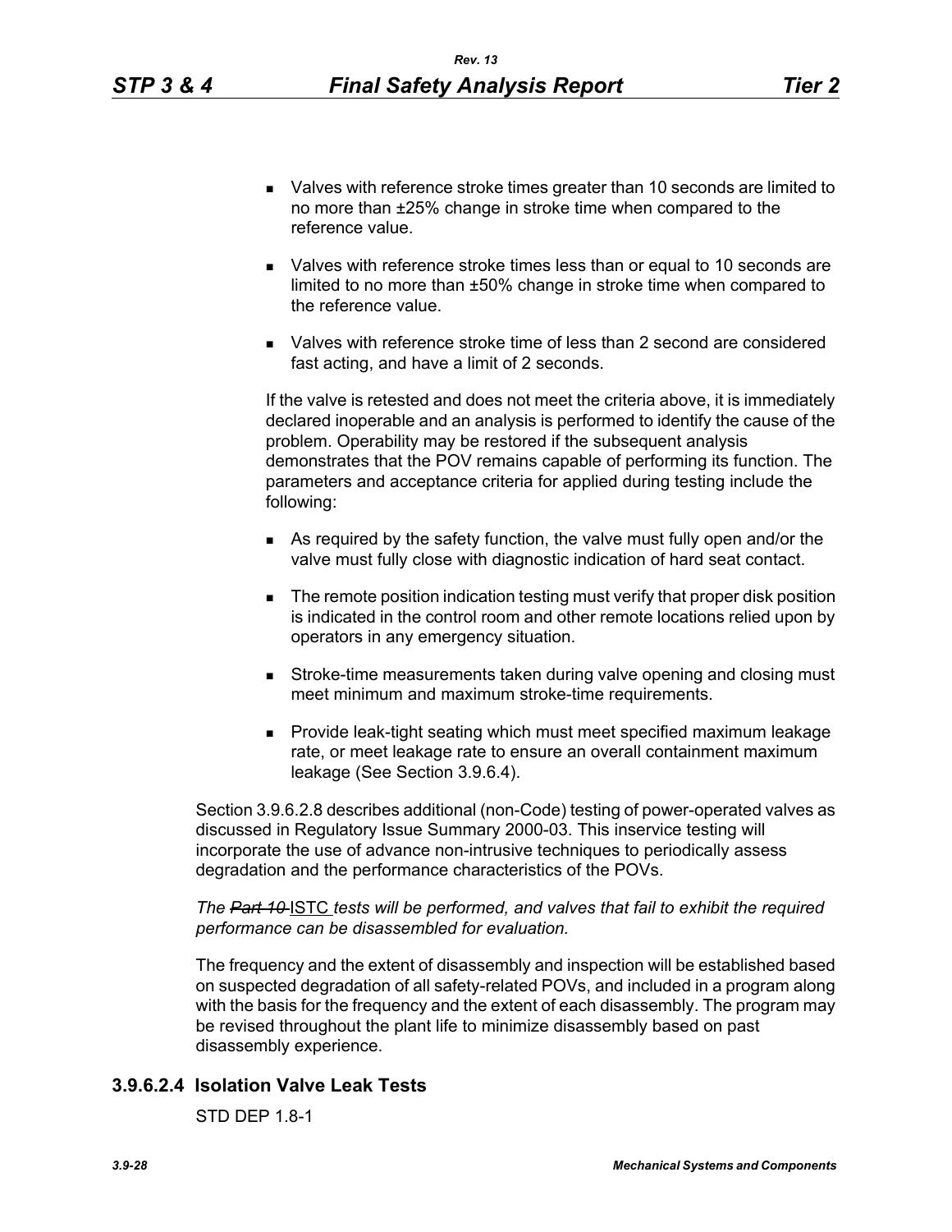- Valves with reference stroke times greater than 10 seconds are limited to no more than ±25% change in stroke time when compared to the reference value.
- Valves with reference stroke times less than or equal to 10 seconds are limited to no more than ±50% change in stroke time when compared to the reference value.
- Valves with reference stroke time of less than 2 second are considered fast acting, and have a limit of 2 seconds.

If the valve is retested and does not meet the criteria above, it is immediately declared inoperable and an analysis is performed to identify the cause of the problem. Operability may be restored if the subsequent analysis demonstrates that the POV remains capable of performing its function. The parameters and acceptance criteria for applied during testing include the following:

- As required by the safety function, the valve must fully open and/or the valve must fully close with diagnostic indication of hard seat contact.
- The remote position indication testing must verify that proper disk position is indicated in the control room and other remote locations relied upon by operators in any emergency situation.
- Stroke-time measurements taken during valve opening and closing must meet minimum and maximum stroke-time requirements.
- Provide leak-tight seating which must meet specified maximum leakage rate, or meet leakage rate to ensure an overall containment maximum leakage (See Section 3.9.6.4).

Section 3.9.6.2.8 describes additional (non-Code) testing of power-operated valves as discussed in Regulatory Issue Summary 2000-03. This inservice testing will incorporate the use of advance non-intrusive techniques to periodically assess degradation and the performance characteristics of the POVs.

*The ~~Part 10~~ ISTC tests will be performed, and valves that fail to exhibit the required performance can be disassembled for evaluation.*

The frequency and the extent of disassembly and inspection will be established based on suspected degradation of all safety-related POVs, and included in a program along with the basis for the frequency and the extent of each disassembly. The program may be revised throughout the plant life to minimize disassembly based on past disassembly experience.

### 3.9.6.2.4 Isolation Valve Leak Tests

STD DEP 1.8-1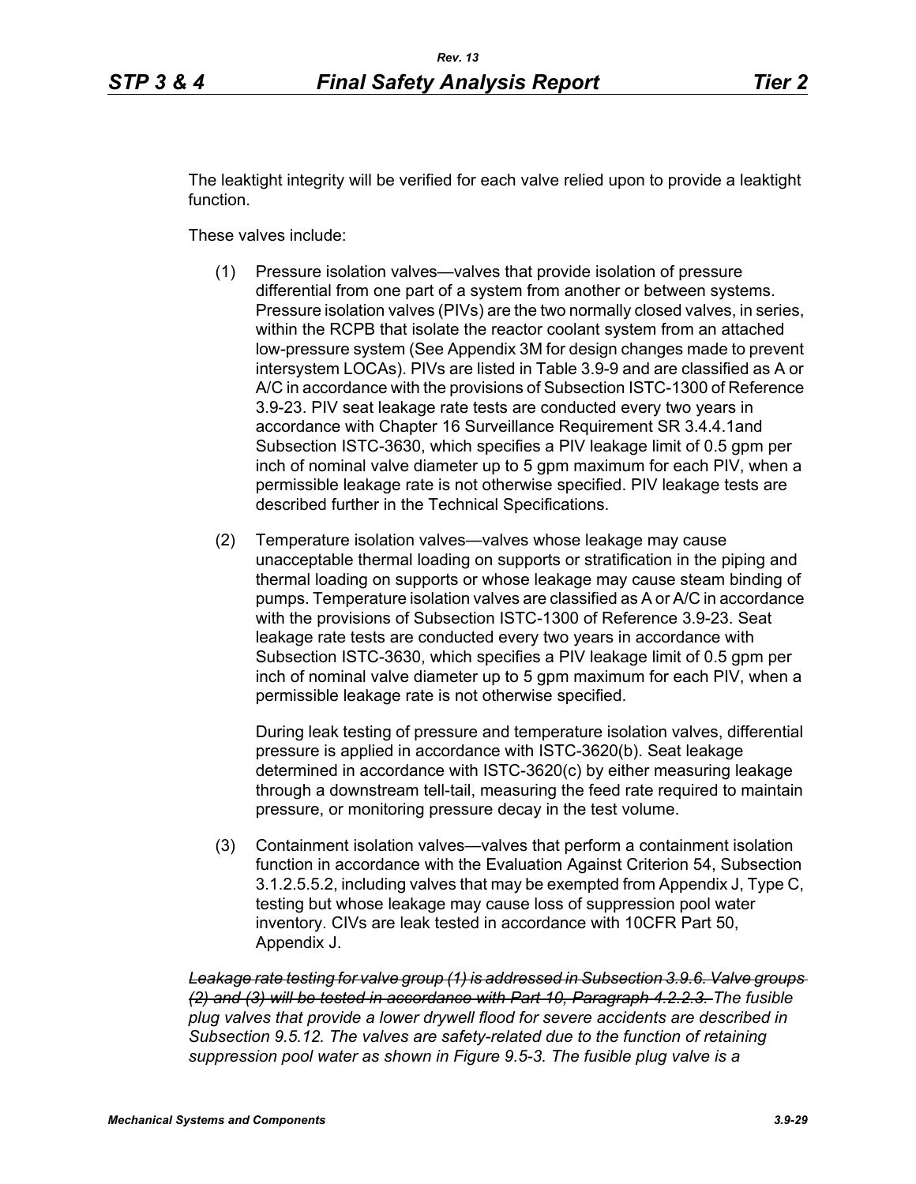The leaktight integrity will be verified for each valve relied upon to provide a leaktight function.

These valves include:

(1) Pressure isolation valves—valves that provide isolation of pressure differential from one part of a system from another or between systems. Pressure isolation valves (PIVs) are the two normally closed valves, in series, within the RCPB that isolate the reactor coolant system from an attached low-pressure system (See Appendix 3M for design changes made to prevent intersystem LOCAs). PIVs are listed in Table 3.9-9 and are classified as A or A/C in accordance with the provisions of Subsection ISTC-1300 of Reference 3.9-23. PIV seat leakage rate tests are conducted every two years in accordance with Chapter 16 Surveillance Requirement SR 3.4.4.1and Subsection ISTC-3630, which specifies a PIV leakage limit of 0.5 gpm per inch of nominal valve diameter up to 5 gpm maximum for each PIV, when a permissible leakage rate is not otherwise specified. PIV leakage tests are described further in the Technical Specifications.

(2) Temperature isolation valves—valves whose leakage may cause unacceptable thermal loading on supports or stratification in the piping and thermal loading on supports or whose leakage may cause steam binding of pumps. Temperature isolation valves are classified as A or A/C in accordance with the provisions of Subsection ISTC-1300 of Reference 3.9-23. Seat leakage rate tests are conducted every two years in accordance with Subsection ISTC-3630, which specifies a PIV leakage limit of 0.5 gpm per inch of nominal valve diameter up to 5 gpm maximum for each PIV, when a permissible leakage rate is not otherwise specified.

    During leak testing of pressure and temperature isolation valves, differential pressure is applied in accordance with ISTC-3620(b). Seat leakage determined in accordance with ISTC-3620(c) by either measuring leakage through a downstream tell-tail, measuring the feed rate required to maintain pressure, or monitoring pressure decay in the test volume.

(3) Containment isolation valves—valves that perform a containment isolation function in accordance with the Evaluation Against Criterion 54, Subsection 3.1.2.5.5.2, including valves that may be exempted from Appendix J, Type C, testing but whose leakage may cause loss of suppression pool water inventory. CIVs are leak tested in accordance with 10CFR Part 50, Appendix J.

*~~Leakage rate testing for valve group (1) is addressed in Subsection 3.9.6. Valve groups (2) and (3) will be tested in accordance with Part 10, Paragraph 4.2.2.3.~~ The fusible plug valves that provide a lower drywell flood for severe accidents are described in Subsection 9.5.12. The valves are safety-related due to the function of retaining suppression pool water as shown in Figure 9.5-3. The fusible plug valve is a*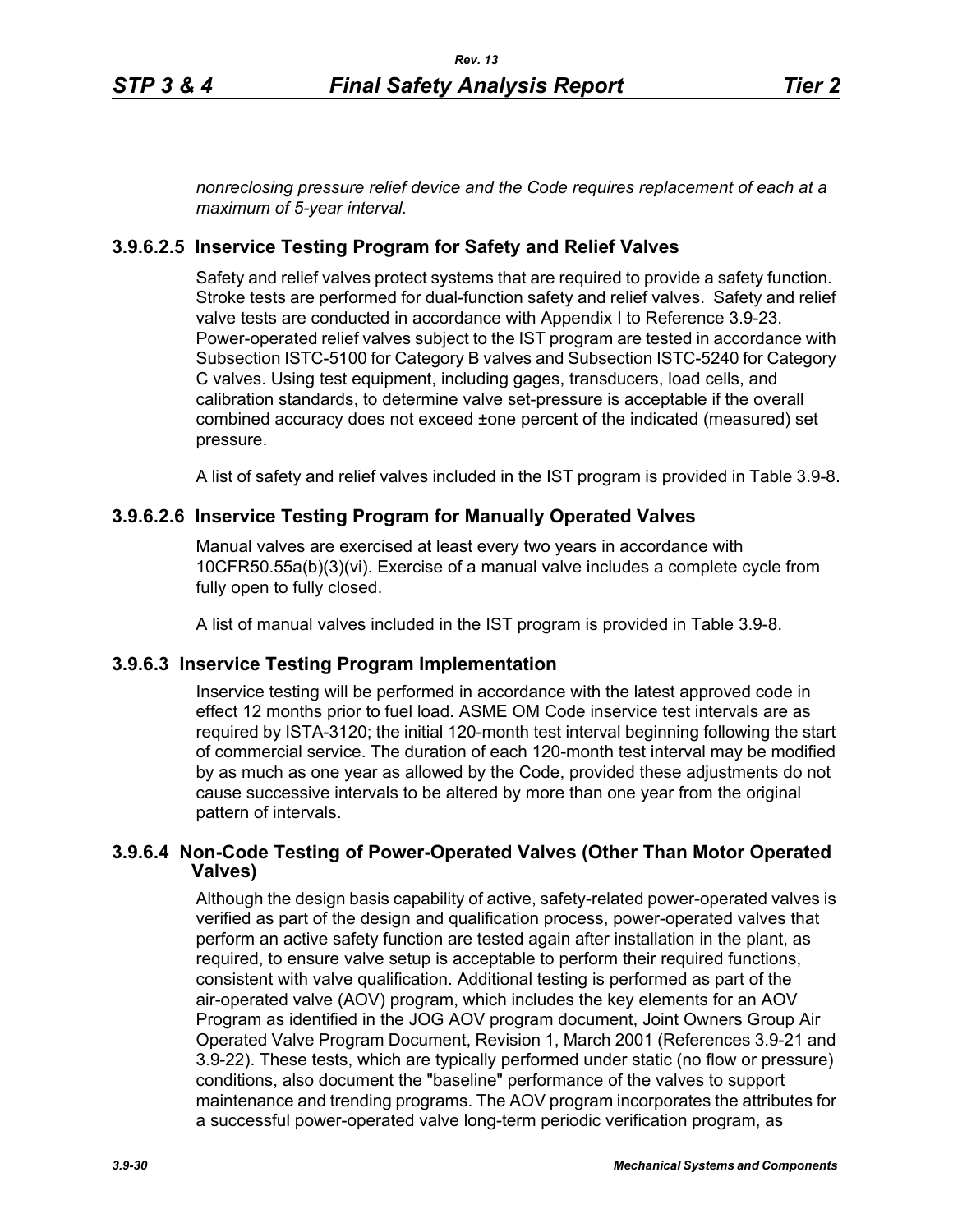*nonreclosing pressure relief device and the Code requires replacement of each at a maximum of 5-year interval.*

### 3.9.6.2.5 Inservice Testing Program for Safety and Relief Valves

Safety and relief valves protect systems that are required to provide a safety function. Stroke tests are performed for dual-function safety and relief valves. Safety and relief valve tests are conducted in accordance with Appendix I to Reference 3.9-23. Power-operated relief valves subject to the IST program are tested in accordance with Subsection ISTC-5100 for Category B valves and Subsection ISTC-5240 for Category C valves. Using test equipment, including gages, transducers, load cells, and calibration standards, to determine valve set-pressure is acceptable if the overall combined accuracy does not exceed ±one percent of the indicated (measured) set pressure.

A list of safety and relief valves included in the IST program is provided in Table 3.9-8.

### 3.9.6.2.6 Inservice Testing Program for Manually Operated Valves

Manual valves are exercised at least every two years in accordance with 10CFR50.55a(b)(3)(vi). Exercise of a manual valve includes a complete cycle from fully open to fully closed.

A list of manual valves included in the IST program is provided in Table 3.9-8.

## 3.9.6.3 Inservice Testing Program Implementation

Inservice testing will be performed in accordance with the latest approved code in effect 12 months prior to fuel load. ASME OM Code inservice test intervals are as required by ISTA-3120; the initial 120-month test interval beginning following the start of commercial service. The duration of each 120-month test interval may be modified by as much as one year as allowed by the Code, provided these adjustments do not cause successive intervals to be altered by more than one year from the original pattern of intervals.

## 3.9.6.4 Non-Code Testing of Power-Operated Valves (Other Than Motor Operated Valves)

Although the design basis capability of active, safety-related power-operated valves is verified as part of the design and qualification process, power-operated valves that perform an active safety function are tested again after installation in the plant, as required, to ensure valve setup is acceptable to perform their required functions, consistent with valve qualification. Additional testing is performed as part of the air-operated valve (AOV) program, which includes the key elements for an AOV Program as identified in the JOG AOV program document, Joint Owners Group Air Operated Valve Program Document, Revision 1, March 2001 (References 3.9-21 and 3.9-22). These tests, which are typically performed under static (no flow or pressure) conditions, also document the "baseline" performance of the valves to support maintenance and trending programs. The AOV program incorporates the attributes for a successful power-operated valve long-term periodic verification program, as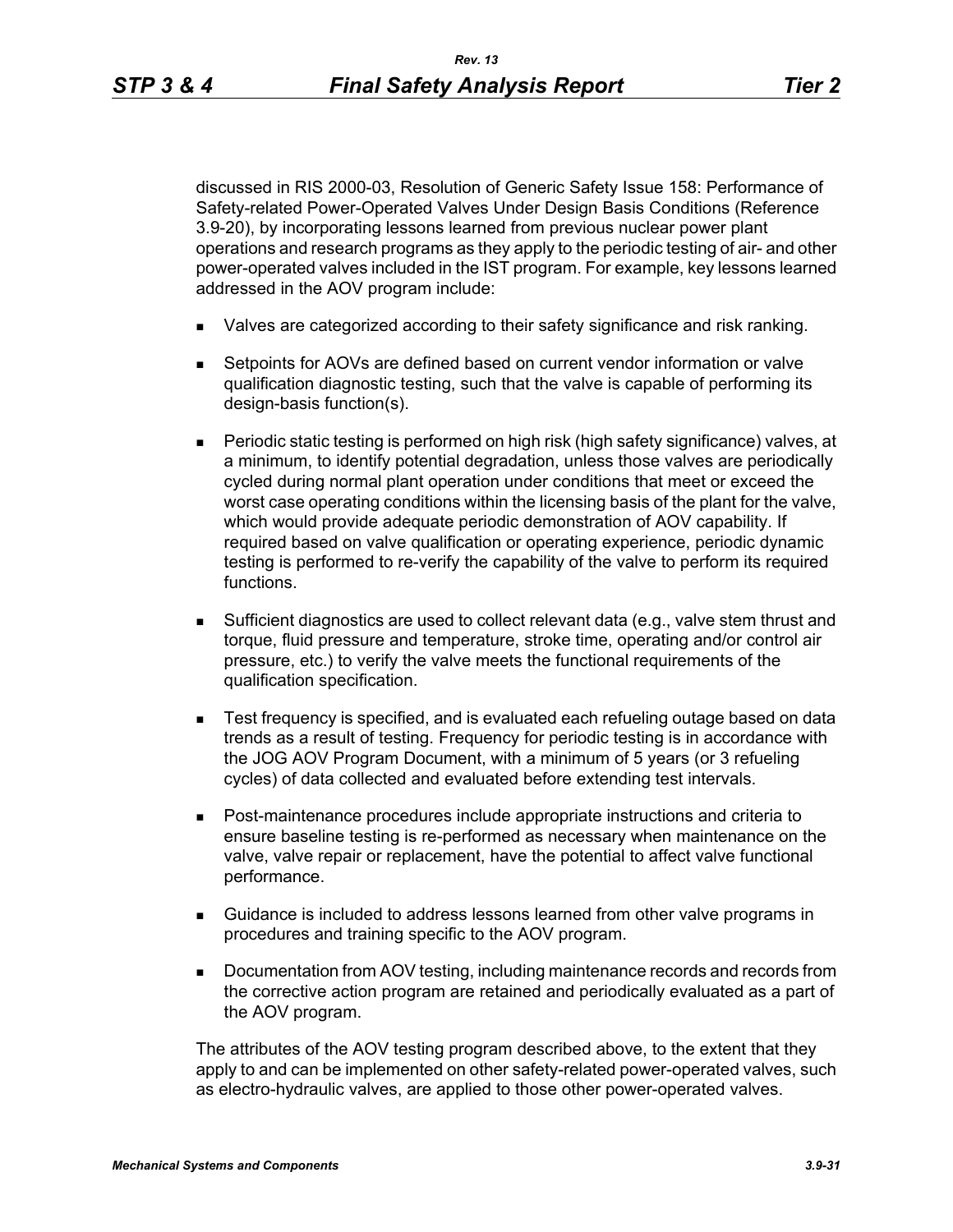discussed in RIS 2000-03, Resolution of Generic Safety Issue 158: Performance of Safety-related Power-Operated Valves Under Design Basis Conditions (Reference 3.9-20), by incorporating lessons learned from previous nuclear power plant operations and research programs as they apply to the periodic testing of air- and other power-operated valves included in the IST program. For example, key lessons learned addressed in the AOV program include:

- Valves are categorized according to their safety significance and risk ranking.
- Setpoints for AOVs are defined based on current vendor information or valve qualification diagnostic testing, such that the valve is capable of performing its design-basis function(s).
- Periodic static testing is performed on high risk (high safety significance) valves, at a minimum, to identify potential degradation, unless those valves are periodically cycled during normal plant operation under conditions that meet or exceed the worst case operating conditions within the licensing basis of the plant for the valve, which would provide adequate periodic demonstration of AOV capability. If required based on valve qualification or operating experience, periodic dynamic testing is performed to re-verify the capability of the valve to perform its required functions.
- Sufficient diagnostics are used to collect relevant data (e.g., valve stem thrust and torque, fluid pressure and temperature, stroke time, operating and/or control air pressure, etc.) to verify the valve meets the functional requirements of the qualification specification.
- Test frequency is specified, and is evaluated each refueling outage based on data trends as a result of testing. Frequency for periodic testing is in accordance with the JOG AOV Program Document, with a minimum of 5 years (or 3 refueling cycles) of data collected and evaluated before extending test intervals.
- Post-maintenance procedures include appropriate instructions and criteria to ensure baseline testing is re-performed as necessary when maintenance on the valve, valve repair or replacement, have the potential to affect valve functional performance.
- Guidance is included to address lessons learned from other valve programs in procedures and training specific to the AOV program.
- Documentation from AOV testing, including maintenance records and records from the corrective action program are retained and periodically evaluated as a part of the AOV program.

The attributes of the AOV testing program described above, to the extent that they apply to and can be implemented on other safety-related power-operated valves, such as electro-hydraulic valves, are applied to those other power-operated valves.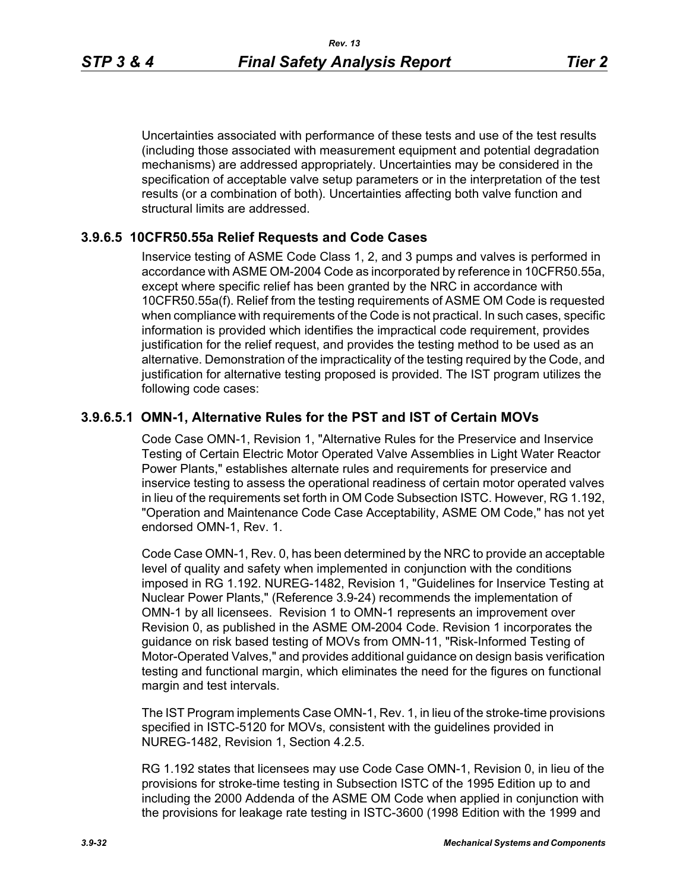Uncertainties associated with performance of these tests and use of the test results (including those associated with measurement equipment and potential degradation mechanisms) are addressed appropriately. Uncertainties may be considered in the specification of acceptable valve setup parameters or in the interpretation of the test results (or a combination of both). Uncertainties affecting both valve function and structural limits are addressed.

### 3.9.6.5 10CFR50.55a Relief Requests and Code Cases

Inservice testing of ASME Code Class 1, 2, and 3 pumps and valves is performed in accordance with ASME OM-2004 Code as incorporated by reference in 10CFR50.55a, except where specific relief has been granted by the NRC in accordance with 10CFR50.55a(f). Relief from the testing requirements of ASME OM Code is requested when compliance with requirements of the Code is not practical. In such cases, specific information is provided which identifies the impractical code requirement, provides justification for the relief request, and provides the testing method to be used as an alternative. Demonstration of the impracticality of the testing required by the Code, and justification for alternative testing proposed is provided. The IST program utilizes the following code cases:

#### 3.9.6.5.1 OMN-1, Alternative Rules for the PST and IST of Certain MOVs

Code Case OMN-1, Revision 1, "Alternative Rules for the Preservice and Inservice Testing of Certain Electric Motor Operated Valve Assemblies in Light Water Reactor Power Plants," establishes alternate rules and requirements for preservice and inservice testing to assess the operational readiness of certain motor operated valves in lieu of the requirements set forth in OM Code Subsection ISTC. However, RG 1.192, "Operation and Maintenance Code Case Acceptability, ASME OM Code," has not yet endorsed OMN-1, Rev. 1.

Code Case OMN-1, Rev. 0, has been determined by the NRC to provide an acceptable level of quality and safety when implemented in conjunction with the conditions imposed in RG 1.192. NUREG-1482, Revision 1, "Guidelines for Inservice Testing at Nuclear Power Plants," (Reference 3.9-24) recommends the implementation of OMN-1 by all licensees. Revision 1 to OMN-1 represents an improvement over Revision 0, as published in the ASME OM-2004 Code. Revision 1 incorporates the guidance on risk based testing of MOVs from OMN-11, "Risk-Informed Testing of Motor-Operated Valves," and provides additional guidance on design basis verification testing and functional margin, which eliminates the need for the figures on functional margin and test intervals.

The IST Program implements Case OMN-1, Rev. 1, in lieu of the stroke-time provisions specified in ISTC-5120 for MOVs, consistent with the guidelines provided in NUREG-1482, Revision 1, Section 4.2.5.

RG 1.192 states that licensees may use Code Case OMN-1, Revision 0, in lieu of the provisions for stroke-time testing in Subsection ISTC of the 1995 Edition up to and including the 2000 Addenda of the ASME OM Code when applied in conjunction with the provisions for leakage rate testing in ISTC-3600 (1998 Edition with the 1999 and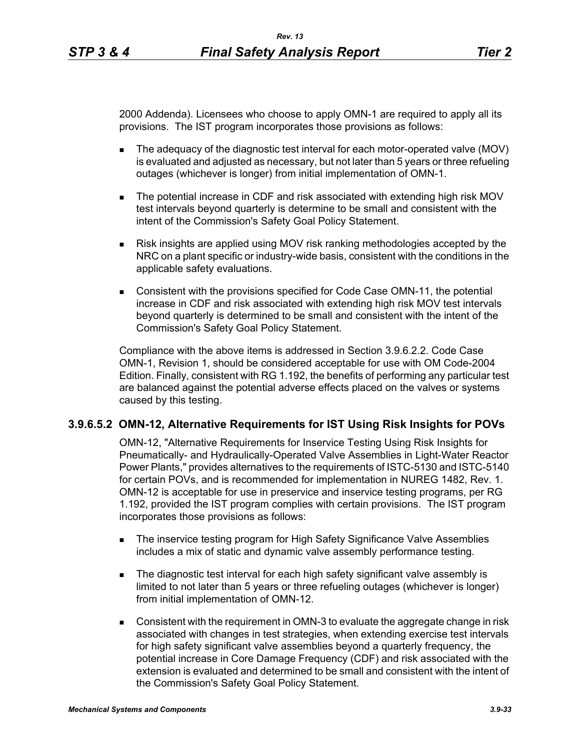2000 Addenda). Licensees who choose to apply OMN-1 are required to apply all its provisions. The IST program incorporates those provisions as follows:

- The adequacy of the diagnostic test interval for each motor-operated valve (MOV) is evaluated and adjusted as necessary, but not later than 5 years or three refueling outages (whichever is longer) from initial implementation of OMN-1.
- The potential increase in CDF and risk associated with extending high risk MOV test intervals beyond quarterly is determine to be small and consistent with the intent of the Commission's Safety Goal Policy Statement.
- Risk insights are applied using MOV risk ranking methodologies accepted by the NRC on a plant specific or industry-wide basis, consistent with the conditions in the applicable safety evaluations.
- Consistent with the provisions specified for Code Case OMN-11, the potential increase in CDF and risk associated with extending high risk MOV test intervals beyond quarterly is determined to be small and consistent with the intent of the Commission's Safety Goal Policy Statement.

Compliance with the above items is addressed in Section 3.9.6.2.2. Code Case OMN-1, Revision 1, should be considered acceptable for use with OM Code-2004 Edition. Finally, consistent with RG 1.192, the benefits of performing any particular test are balanced against the potential adverse effects placed on the valves or systems caused by this testing.

### 3.9.6.5.2 OMN-12, Alternative Requirements for IST Using Risk Insights for POVs

OMN-12, "Alternative Requirements for Inservice Testing Using Risk Insights for Pneumatically- and Hydraulically-Operated Valve Assemblies in Light-Water Reactor Power Plants," provides alternatives to the requirements of ISTC-5130 and ISTC-5140 for certain POVs, and is recommended for implementation in NUREG 1482, Rev. 1. OMN-12 is acceptable for use in preservice and inservice testing programs, per RG 1.192, provided the IST program complies with certain provisions. The IST program incorporates those provisions as follows:

- The inservice testing program for High Safety Significance Valve Assemblies includes a mix of static and dynamic valve assembly performance testing.
- The diagnostic test interval for each high safety significant valve assembly is limited to not later than 5 years or three refueling outages (whichever is longer) from initial implementation of OMN-12.
- Consistent with the requirement in OMN-3 to evaluate the aggregate change in risk associated with changes in test strategies, when extending exercise test intervals for high safety significant valve assemblies beyond a quarterly frequency, the potential increase in Core Damage Frequency (CDF) and risk associated with the extension is evaluated and determined to be small and consistent with the intent of the Commission's Safety Goal Policy Statement.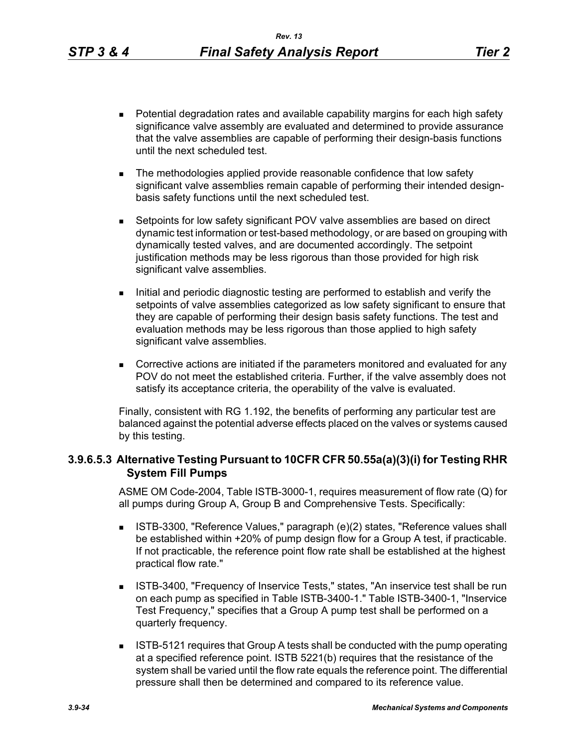- Potential degradation rates and available capability margins for each high safety significance valve assembly are evaluated and determined to provide assurance that the valve assemblies are capable of performing their design-basis functions until the next scheduled test.

- The methodologies applied provide reasonable confidence that low safety significant valve assemblies remain capable of performing their intended design-basis safety functions until the next scheduled test.

- Setpoints for low safety significant POV valve assemblies are based on direct dynamic test information or test-based methodology, or are based on grouping with dynamically tested valves, and are documented accordingly. The setpoint justification methods may be less rigorous than those provided for high risk significant valve assemblies.

- Initial and periodic diagnostic testing are performed to establish and verify the setpoints of valve assemblies categorized as low safety significant to ensure that they are capable of performing their design basis safety functions. The test and evaluation methods may be less rigorous than those applied to high safety significant valve assemblies.

- Corrective actions are initiated if the parameters monitored and evaluated for any POV do not meet the established criteria. Further, if the valve assembly does not satisfy its acceptance criteria, the operability of the valve is evaluated.

Finally, consistent with RG 1.192, the benefits of performing any particular test are balanced against the potential adverse effects placed on the valves or systems caused by this testing.

### 3.9.6.5.3 Alternative Testing Pursuant to 10CFR CFR 50.55a(a)(3)(i) for Testing RHR System Fill Pumps

ASME OM Code-2004, Table ISTB-3000-1, requires measurement of flow rate (Q) for all pumps during Group A, Group B and Comprehensive Tests. Specifically:

- ISTB-3300, "Reference Values," paragraph (e)(2) states, "Reference values shall be established within +20% of pump design flow for a Group A test, if practicable. If not practicable, the reference point flow rate shall be established at the highest practical flow rate."

- ISTB-3400, "Frequency of Inservice Tests," states, "An inservice test shall be run on each pump as specified in Table ISTB-3400-1." Table ISTB-3400-1, "Inservice Test Frequency," specifies that a Group A pump test shall be performed on a quarterly frequency.

- ISTB-5121 requires that Group A tests shall be conducted with the pump operating at a specified reference point. ISTB 5221(b) requires that the resistance of the system shall be varied until the flow rate equals the reference point. The differential pressure shall then be determined and compared to its reference value.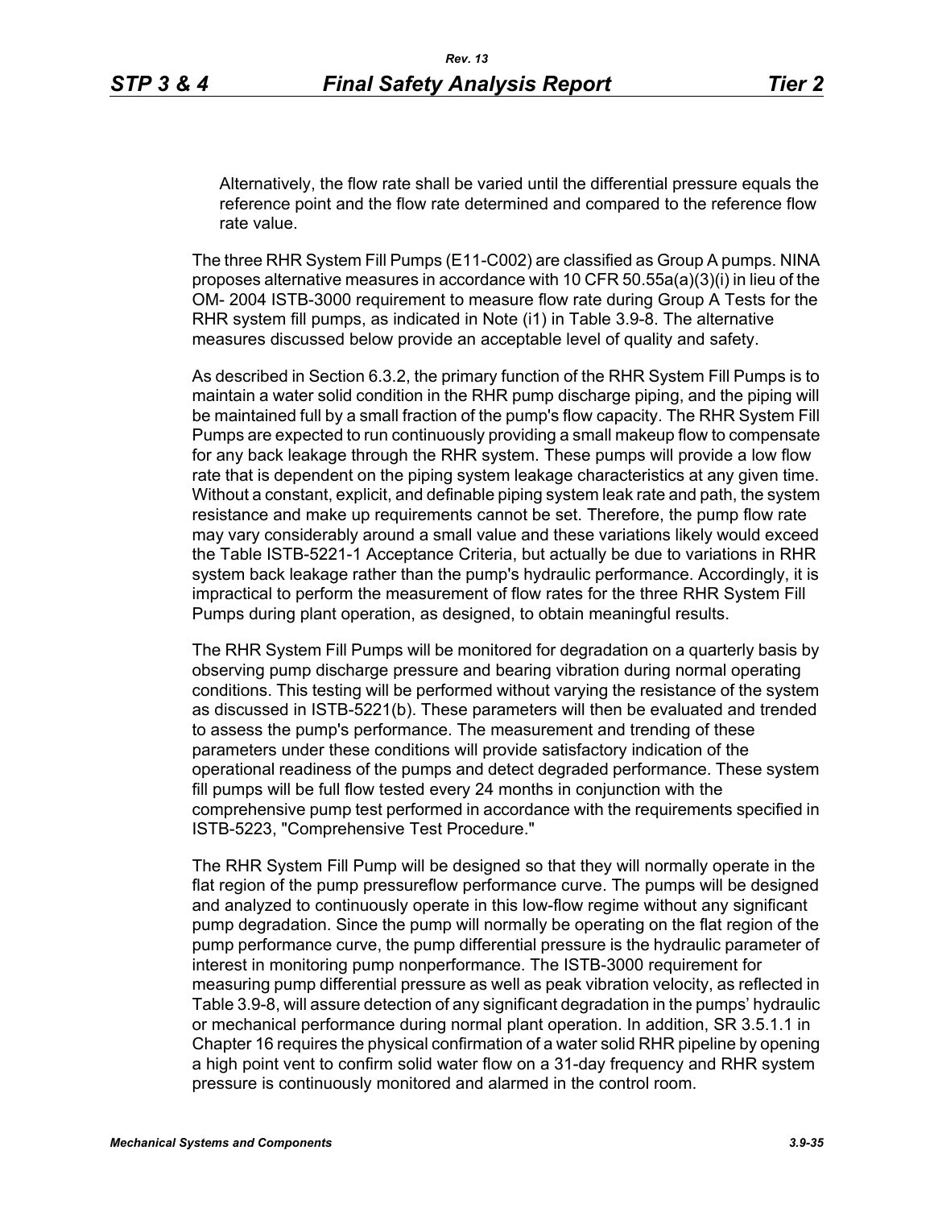Alternatively, the flow rate shall be varied until the differential pressure equals the reference point and the flow rate determined and compared to the reference flow rate value.

The three RHR System Fill Pumps (E11-C002) are classified as Group A pumps. NINA proposes alternative measures in accordance with 10 CFR 50.55a(a)(3)(i) in lieu of the OM- 2004 ISTB-3000 requirement to measure flow rate during Group A Tests for the RHR system fill pumps, as indicated in Note (i1) in Table 3.9-8. The alternative measures discussed below provide an acceptable level of quality and safety.

As described in Section 6.3.2, the primary function of the RHR System Fill Pumps is to maintain a water solid condition in the RHR pump discharge piping, and the piping will be maintained full by a small fraction of the pump's flow capacity. The RHR System Fill Pumps are expected to run continuously providing a small makeup flow to compensate for any back leakage through the RHR system. These pumps will provide a low flow rate that is dependent on the piping system leakage characteristics at any given time. Without a constant, explicit, and definable piping system leak rate and path, the system resistance and make up requirements cannot be set. Therefore, the pump flow rate may vary considerably around a small value and these variations likely would exceed the Table ISTB-5221-1 Acceptance Criteria, but actually be due to variations in RHR system back leakage rather than the pump's hydraulic performance. Accordingly, it is impractical to perform the measurement of flow rates for the three RHR System Fill Pumps during plant operation, as designed, to obtain meaningful results.

The RHR System Fill Pumps will be monitored for degradation on a quarterly basis by observing pump discharge pressure and bearing vibration during normal operating conditions. This testing will be performed without varying the resistance of the system as discussed in ISTB-5221(b). These parameters will then be evaluated and trended to assess the pump's performance. The measurement and trending of these parameters under these conditions will provide satisfactory indication of the operational readiness of the pumps and detect degraded performance. These system fill pumps will be full flow tested every 24 months in conjunction with the comprehensive pump test performed in accordance with the requirements specified in ISTB-5223, "Comprehensive Test Procedure."

The RHR System Fill Pump will be designed so that they will normally operate in the flat region of the pump pressureflow performance curve. The pumps will be designed and analyzed to continuously operate in this low-flow regime without any significant pump degradation. Since the pump will normally be operating on the flat region of the pump performance curve, the pump differential pressure is the hydraulic parameter of interest in monitoring pump nonperformance. The ISTB-3000 requirement for measuring pump differential pressure as well as peak vibration velocity, as reflected in Table 3.9-8, will assure detection of any significant degradation in the pumps' hydraulic or mechanical performance during normal plant operation. In addition, SR 3.5.1.1 in Chapter 16 requires the physical confirmation of a water solid RHR pipeline by opening a high point vent to confirm solid water flow on a 31-day frequency and RHR system pressure is continuously monitored and alarmed in the control room.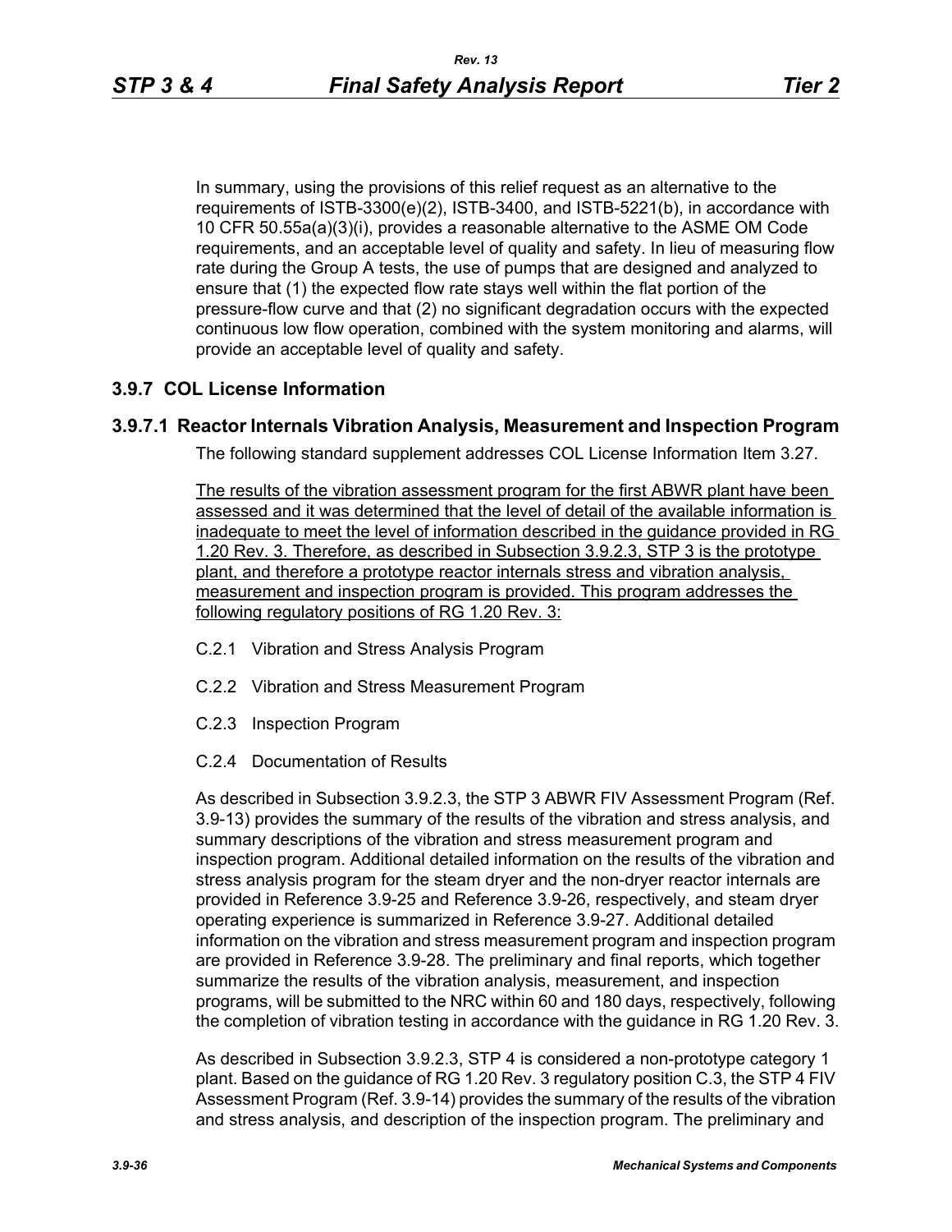In summary, using the provisions of this relief request as an alternative to the requirements of ISTB-3300(e)(2), ISTB-3400, and ISTB-5221(b), in accordance with 10 CFR 50.55a(a)(3)(i), provides a reasonable alternative to the ASME OM Code requirements, and an acceptable level of quality and safety. In lieu of measuring flow rate during the Group A tests, the use of pumps that are designed and analyzed to ensure that (1) the expected flow rate stays well within the flat portion of the pressure-flow curve and that (2) no significant degradation occurs with the expected continuous low flow operation, combined with the system monitoring and alarms, will provide an acceptable level of quality and safety.

## 3.9.7 COL License Information

### 3.9.7.1 Reactor Internals Vibration Analysis, Measurement and Inspection Program

The following standard supplement addresses COL License Information Item 3.27.

The results of the vibration assessment program for the first ABWR plant have been assessed and it was determined that the level of detail of the available information is inadequate to meet the level of information described in the guidance provided in RG 1.20 Rev. 3. Therefore, as described in Subsection 3.9.2.3, STP 3 is the prototype plant, and therefore a prototype reactor internals stress and vibration analysis, measurement and inspection program is provided. This program addresses the following regulatory positions of RG 1.20 Rev. 3:

- C.2.1 Vibration and Stress Analysis Program
- C.2.2 Vibration and Stress Measurement Program
- C.2.3 Inspection Program
- C.2.4 Documentation of Results

As described in Subsection 3.9.2.3, the STP 3 ABWR FIV Assessment Program (Ref. 3.9-13) provides the summary of the results of the vibration and stress analysis, and summary descriptions of the vibration and stress measurement program and inspection program. Additional detailed information on the results of the vibration and stress analysis program for the steam dryer and the non-dryer reactor internals are provided in Reference 3.9-25 and Reference 3.9-26, respectively, and steam dryer operating experience is summarized in Reference 3.9-27. Additional detailed information on the vibration and stress measurement program and inspection program are provided in Reference 3.9-28. The preliminary and final reports, which together summarize the results of the vibration analysis, measurement, and inspection programs, will be submitted to the NRC within 60 and 180 days, respectively, following the completion of vibration testing in accordance with the guidance in RG 1.20 Rev. 3.

As described in Subsection 3.9.2.3, STP 4 is considered a non-prototype category 1 plant. Based on the guidance of RG 1.20 Rev. 3 regulatory position C.3, the STP 4 FIV Assessment Program (Ref. 3.9-14) provides the summary of the results of the vibration and stress analysis, and description of the inspection program. The preliminary and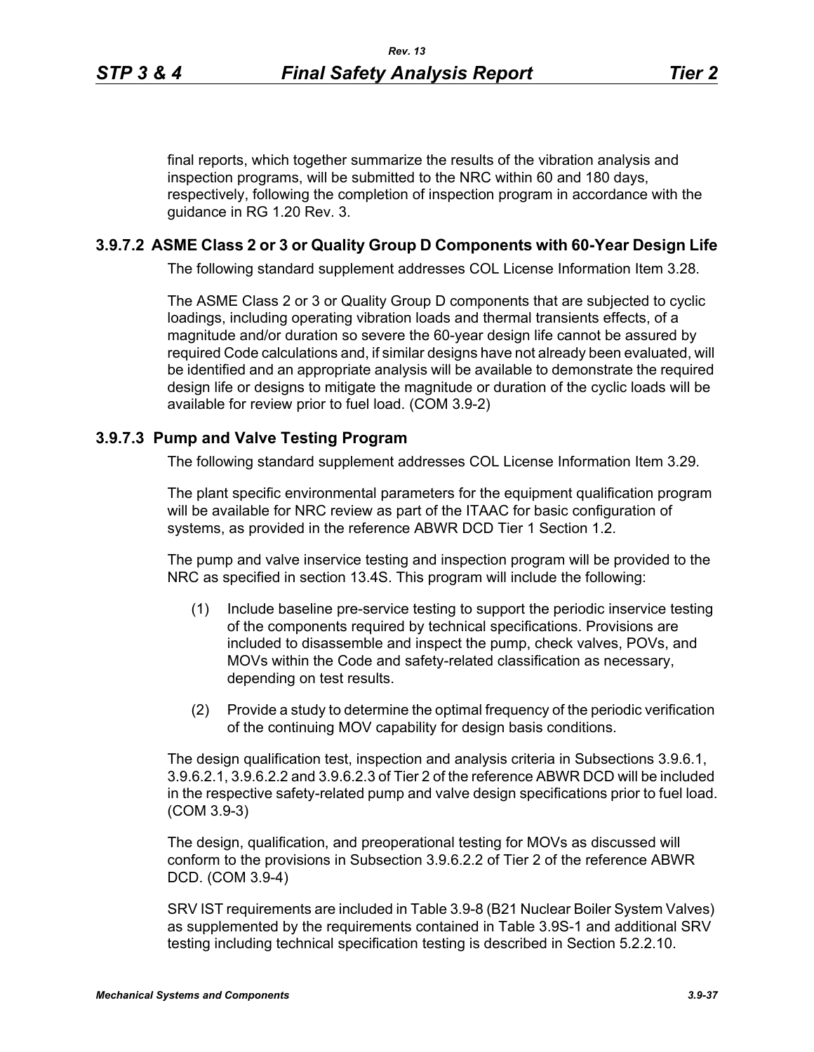final reports, which together summarize the results of the vibration analysis and inspection programs, will be submitted to the NRC within 60 and 180 days, respectively, following the completion of inspection program in accordance with the guidance in RG 1.20 Rev. 3.

### 3.9.7.2 ASME Class 2 or 3 or Quality Group D Components with 60-Year Design Life

The following standard supplement addresses COL License Information Item 3.28.

The ASME Class 2 or 3 or Quality Group D components that are subjected to cyclic loadings, including operating vibration loads and thermal transients effects, of a magnitude and/or duration so severe the 60-year design life cannot be assured by required Code calculations and, if similar designs have not already been evaluated, will be identified and an appropriate analysis will be available to demonstrate the required design life or designs to mitigate the magnitude or duration of the cyclic loads will be available for review prior to fuel load. (COM 3.9-2)

### 3.9.7.3 Pump and Valve Testing Program

The following standard supplement addresses COL License Information Item 3.29.

The plant specific environmental parameters for the equipment qualification program will be available for NRC review as part of the ITAAC for basic configuration of systems, as provided in the reference ABWR DCD Tier 1 Section 1.2.

The pump and valve inservice testing and inspection program will be provided to the NRC as specified in section 13.4S. This program will include the following:

(1) Include baseline pre-service testing to support the periodic inservice testing of the components required by technical specifications. Provisions are included to disassemble and inspect the pump, check valves, POVs, and MOVs within the Code and safety-related classification as necessary, depending on test results.

(2) Provide a study to determine the optimal frequency of the periodic verification of the continuing MOV capability for design basis conditions.

The design qualification test, inspection and analysis criteria in Subsections 3.9.6.1, 3.9.6.2.1, 3.9.6.2.2 and 3.9.6.2.3 of Tier 2 of the reference ABWR DCD will be included in the respective safety-related pump and valve design specifications prior to fuel load. (COM 3.9-3)

The design, qualification, and preoperational testing for MOVs as discussed will conform to the provisions in Subsection 3.9.6.2.2 of Tier 2 of the reference ABWR DCD. (COM 3.9-4)

SRV IST requirements are included in Table 3.9-8 (B21 Nuclear Boiler System Valves) as supplemented by the requirements contained in Table 3.9S-1 and additional SRV testing including technical specification testing is described in Section 5.2.2.10.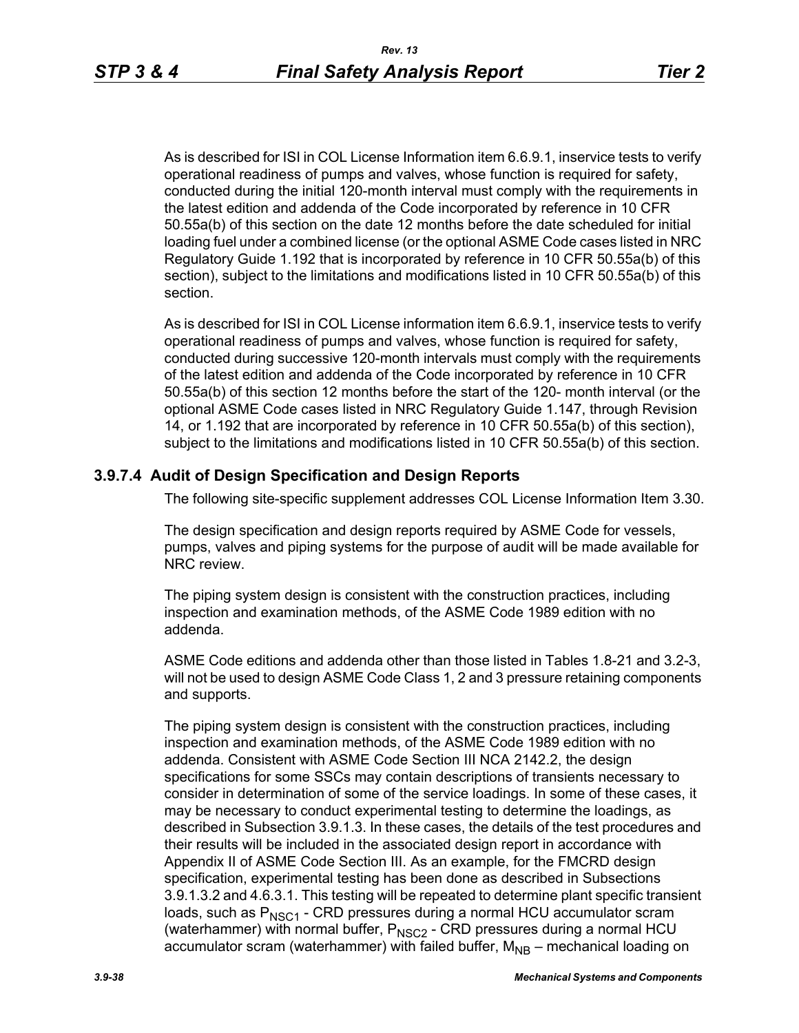As is described for ISI in COL License Information item 6.6.9.1, inservice tests to verify operational readiness of pumps and valves, whose function is required for safety, conducted during the initial 120-month interval must comply with the requirements in the latest edition and addenda of the Code incorporated by reference in 10 CFR 50.55a(b) of this section on the date 12 months before the date scheduled for initial loading fuel under a combined license (or the optional ASME Code cases listed in NRC Regulatory Guide 1.192 that is incorporated by reference in 10 CFR 50.55a(b) of this section), subject to the limitations and modifications listed in 10 CFR 50.55a(b) of this section.

As is described for ISI in COL License information item 6.6.9.1, inservice tests to verify operational readiness of pumps and valves, whose function is required for safety, conducted during successive 120-month intervals must comply with the requirements of the latest edition and addenda of the Code incorporated by reference in 10 CFR 50.55a(b) of this section 12 months before the start of the 120- month interval (or the optional ASME Code cases listed in NRC Regulatory Guide 1.147, through Revision 14, or 1.192 that are incorporated by reference in 10 CFR 50.55a(b) of this section), subject to the limitations and modifications listed in 10 CFR 50.55a(b) of this section.

### 3.9.7.4 Audit of Design Specification and Design Reports

The following site-specific supplement addresses COL License Information Item 3.30.

The design specification and design reports required by ASME Code for vessels, pumps, valves and piping systems for the purpose of audit will be made available for NRC review.

The piping system design is consistent with the construction practices, including inspection and examination methods, of the ASME Code 1989 edition with no addenda.

ASME Code editions and addenda other than those listed in Tables 1.8-21 and 3.2-3, will not be used to design ASME Code Class 1, 2 and 3 pressure retaining components and supports.

The piping system design is consistent with the construction practices, including inspection and examination methods, of the ASME Code 1989 edition with no addenda. Consistent with ASME Code Section III NCA 2142.2, the design specifications for some SSCs may contain descriptions of transients necessary to consider in determination of some of the service loadings. In some of these cases, it may be necessary to conduct experimental testing to determine the loadings, as described in Subsection 3.9.1.3. In these cases, the details of the test procedures and their results will be included in the associated design report in accordance with Appendix II of ASME Code Section III. As an example, for the FMCRD design specification, experimental testing has been done as described in Subsections 3.9.1.3.2 and 4.6.3.1. This testing will be repeated to determine plant specific transient loads, such as $P_{NSC1}$ - CRD pressures during a normal HCU accumulator scram (waterhammer) with normal buffer, $P_{NSC2}$ - CRD pressures during a normal HCU accumulator scram (waterhammer) with failed buffer, $M_{NB}$ – mechanical loading on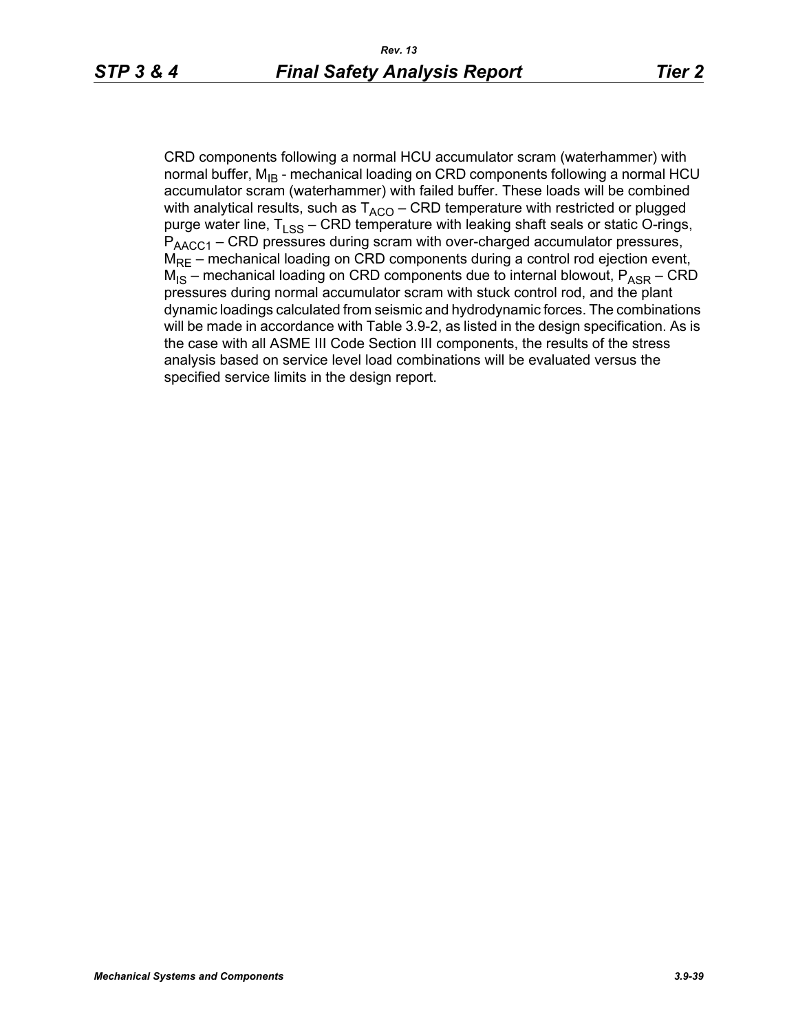CRD components following a normal HCU accumulator scram (waterhammer) with normal buffer, $M_{IB}$ - mechanical loading on CRD components following a normal HCU accumulator scram (waterhammer) with failed buffer. These loads will be combined with analytical results, such as $T_{ACO}$ – CRD temperature with restricted or plugged purge water line, $T_{LSS}$ – CRD temperature with leaking shaft seals or static O-rings, $P_{AACC1}$ – CRD pressures during scram with over-charged accumulator pressures, $M_{RE}$ – mechanical loading on CRD components during a control rod ejection event, $M_{IS}$ – mechanical loading on CRD components due to internal blowout, $P_{ASR}$ – CRD pressures during normal accumulator scram with stuck control rod, and the plant dynamic loadings calculated from seismic and hydrodynamic forces. The combinations will be made in accordance with Table 3.9-2, as listed in the design specification. As is the case with all ASME III Code Section III components, the results of the stress analysis based on service level load combinations will be evaluated versus the specified service limits in the design report.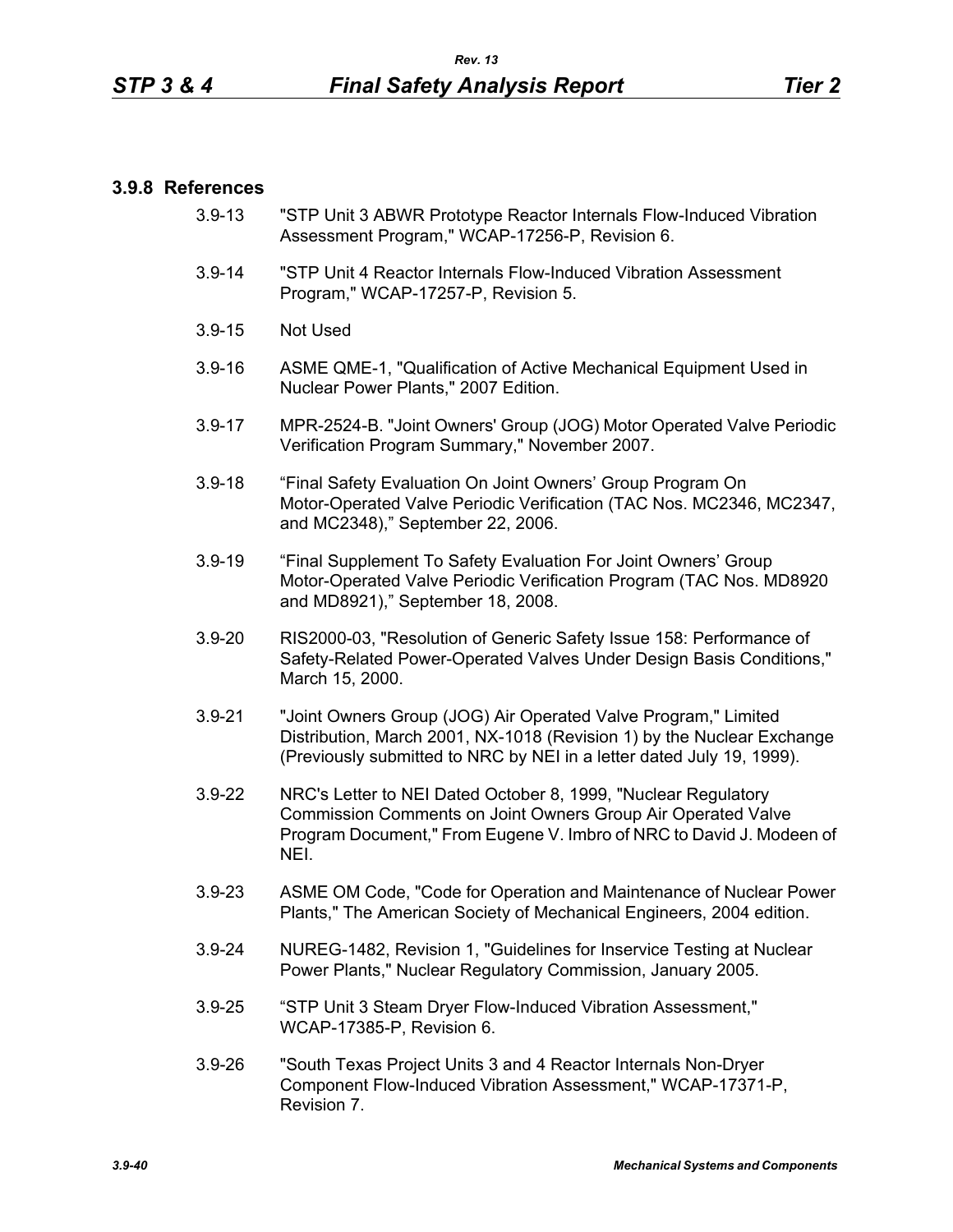### 3.9.8 References

3.9-13 "STP Unit 3 ABWR Prototype Reactor Internals Flow-Induced Vibration Assessment Program," WCAP-17256-P, Revision 6.

3.9-14 "STP Unit 4 Reactor Internals Flow-Induced Vibration Assessment Program," WCAP-17257-P, Revision 5.

3.9-15 Not Used

3.9-16 ASME QME-1, "Qualification of Active Mechanical Equipment Used in Nuclear Power Plants," 2007 Edition.

3.9-17 MPR-2524-B. "Joint Owners' Group (JOG) Motor Operated Valve Periodic Verification Program Summary," November 2007.

3.9-18 "Final Safety Evaluation On Joint Owners' Group Program On Motor-Operated Valve Periodic Verification (TAC Nos. MC2346, MC2347, and MC2348)," September 22, 2006.

3.9-19 "Final Supplement To Safety Evaluation For Joint Owners' Group Motor-Operated Valve Periodic Verification Program (TAC Nos. MD8920 and MD8921)," September 18, 2008.

3.9-20 RIS2000-03, "Resolution of Generic Safety Issue 158: Performance of Safety-Related Power-Operated Valves Under Design Basis Conditions," March 15, 2000.

3.9-21 "Joint Owners Group (JOG) Air Operated Valve Program," Limited Distribution, March 2001, NX-1018 (Revision 1) by the Nuclear Exchange (Previously submitted to NRC by NEI in a letter dated July 19, 1999).

3.9-22 NRC's Letter to NEI Dated October 8, 1999, "Nuclear Regulatory Commission Comments on Joint Owners Group Air Operated Valve Program Document," From Eugene V. Imbro of NRC to David J. Modeen of NEI.

3.9-23 ASME OM Code, "Code for Operation and Maintenance of Nuclear Power Plants," The American Society of Mechanical Engineers, 2004 edition.

3.9-24 NUREG-1482, Revision 1, "Guidelines for Inservice Testing at Nuclear Power Plants," Nuclear Regulatory Commission, January 2005.

3.9-25 "STP Unit 3 Steam Dryer Flow-Induced Vibration Assessment," WCAP-17385-P, Revision 6.

3.9-26 "South Texas Project Units 3 and 4 Reactor Internals Non-Dryer Component Flow-Induced Vibration Assessment," WCAP-17371-P, Revision 7.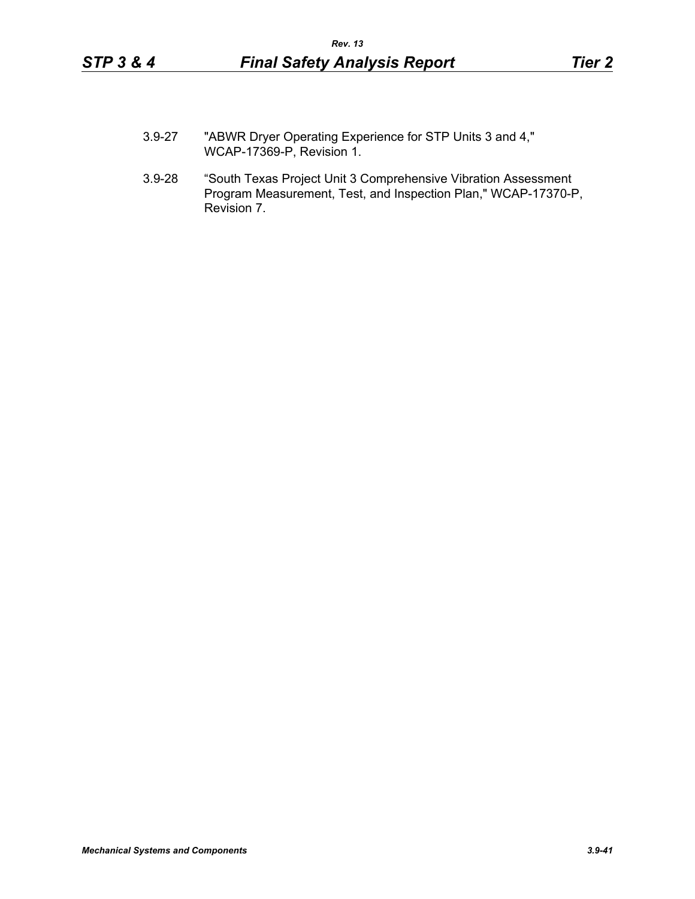3.9-27 "ABWR Dryer Operating Experience for STP Units 3 and 4," WCAP-17369-P, Revision 1.

3.9-28 "South Texas Project Unit 3 Comprehensive Vibration Assessment Program Measurement, Test, and Inspection Plan," WCAP-17370-P, Revision 7.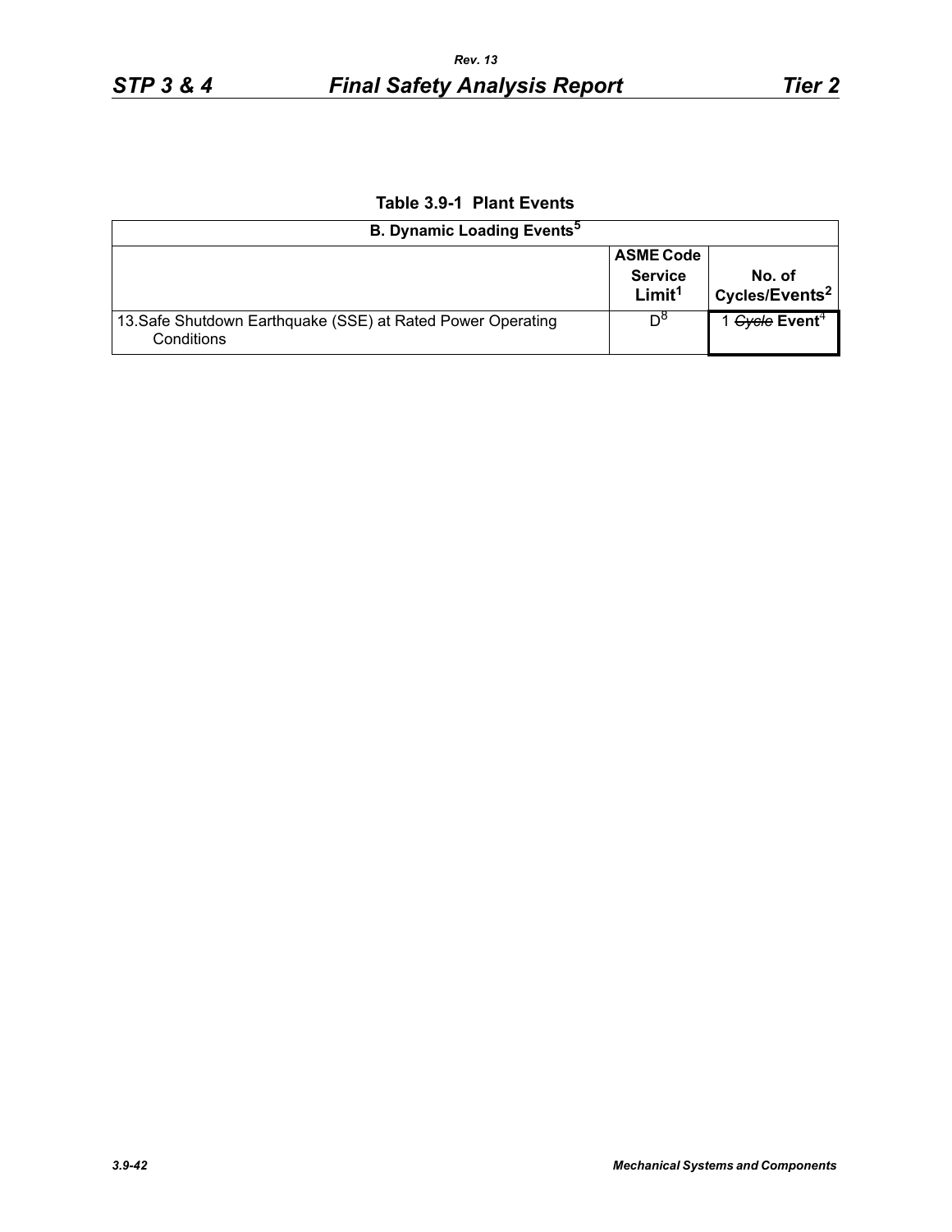**Table 3.9-1 Plant Events**

| B. Dynamic Loading Events[5] | | |
|---|---|---|
| | ASME Code Service Limit[1] | No. of Cycles/Events[2] |
| 13.Safe Shutdown Earthquake (SSE) at Rated Power Operating Conditions | D[8] | 1 ~~Cycle~~ **Event**[4] |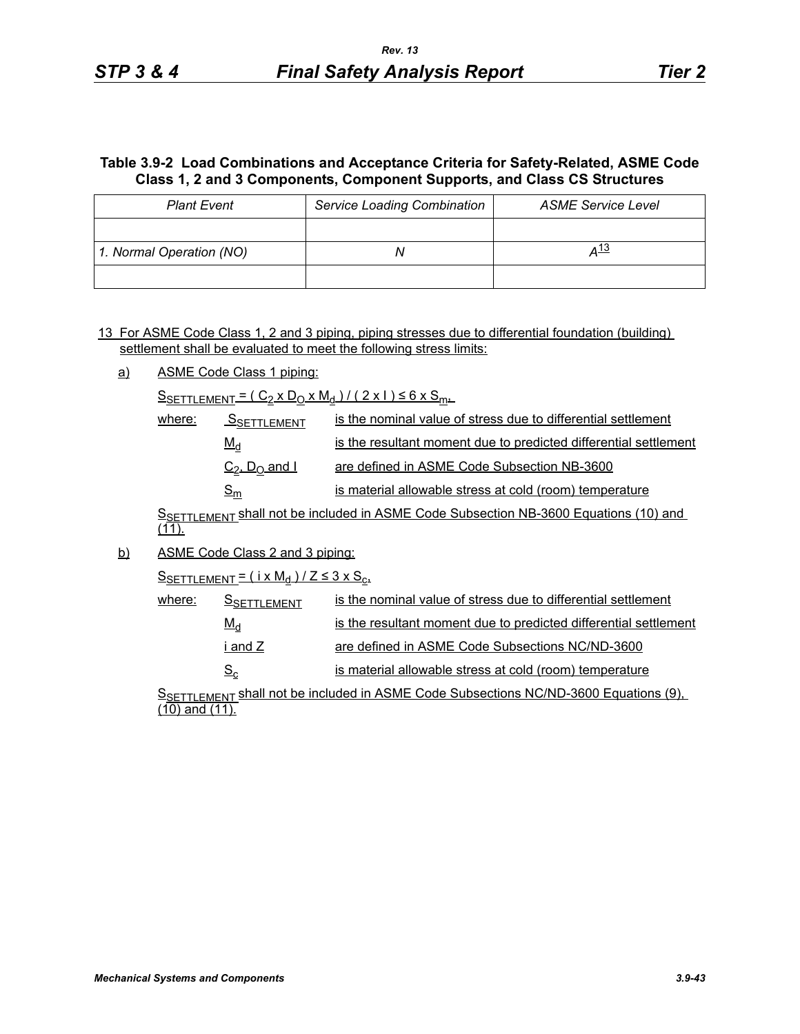**Table 3.9-2 Load Combinations and Acceptance Criteria for Safety-Related, ASME Code Class 1, 2 and 3 Components, Component Supports, and Class CS Structures**

| *Plant Event* | *Service Loading Combination* | *ASME Service Level* |
|---|---|---|
| | | |
| *1. Normal Operation (NO)* | *N* | *A*[13] |
| | | |

13 For ASME Code Class 1, 2 and 3 piping, piping stresses due to differential foundation (building) settlement shall be evaluated to meet the following stress limits:

a) ASME Code Class 1 piping:

$S_{SETTLEMENT} = ( C_2 \times D_O \times M_d ) / ( 2 \times I ) \leq 6 \times S_m$,

where:

- $S_{SETTLEMENT}$ is the nominal value of stress due to differential settlement
- $M_d$ is the resultant moment due to predicted differential settlement
- $C_2$, $D_O$ and $I$ are defined in ASME Code Subsection NB-3600
- $S_m$ is material allowable stress at cold (room) temperature

$S_{SETTLEMENT}$ shall not be included in ASME Code Subsection NB-3600 Equations (10) and (11).

b) ASME Code Class 2 and 3 piping:

$S_{SETTLEMENT} = ( i \times M_d ) / Z \leq 3 \times S_c$,

where:

- $S_{SETTLEMENT}$ is the nominal value of stress due to differential settlement
- $M_d$ is the resultant moment due to predicted differential settlement
- $i$ and $Z$ are defined in ASME Code Subsections NC/ND-3600
- $S_c$ is material allowable stress at cold (room) temperature

$S_{SETTLEMENT}$ shall not be included in ASME Code Subsections NC/ND-3600 Equations (9), (10) and (11).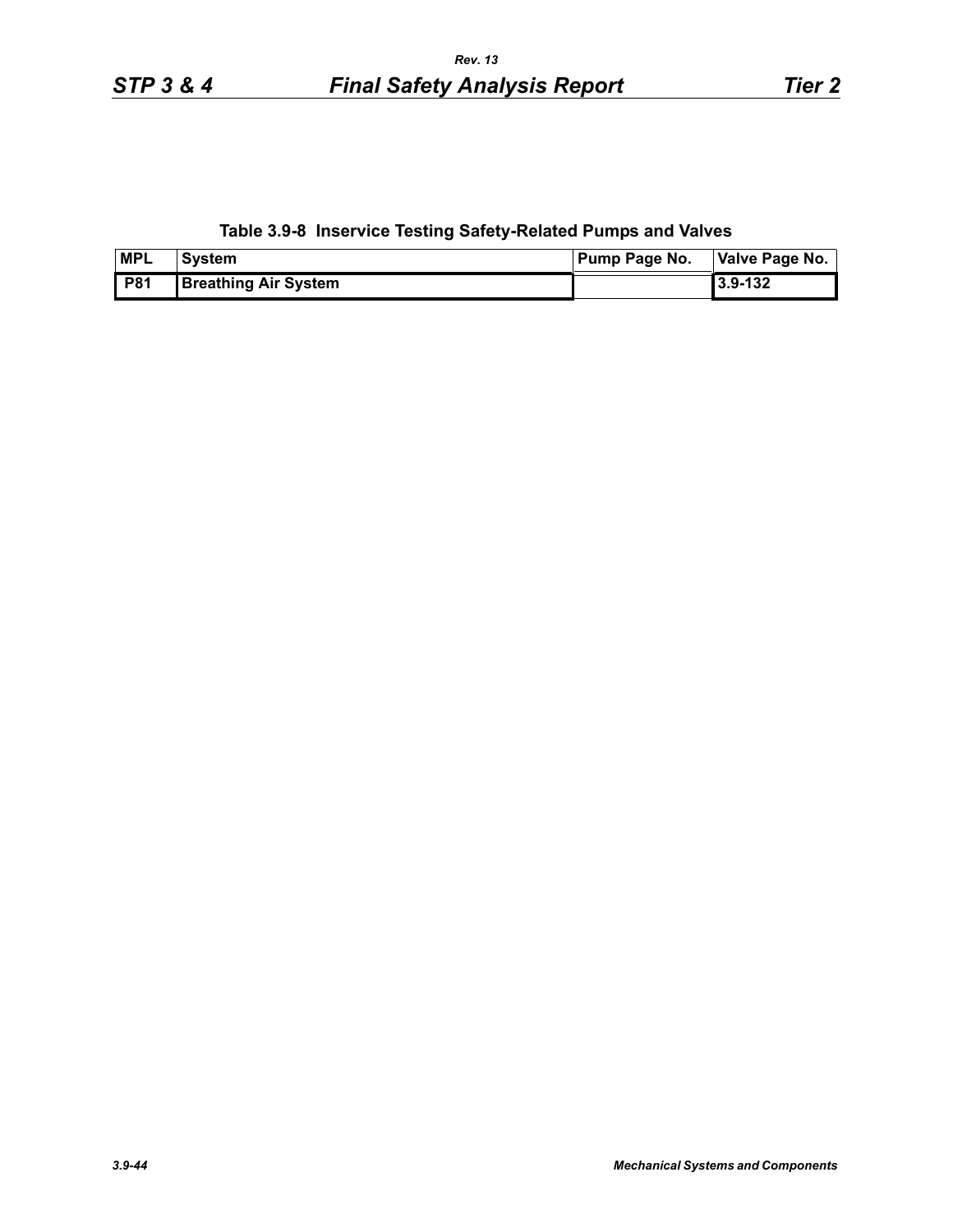**Table 3.9-8 Inservice Testing Safety-Related Pumps and Valves**

| MPL | System | Pump Page No. | Valve Page No. |
|---|---|---|---|
| P81 | Breathing Air System | | 3.9-132 |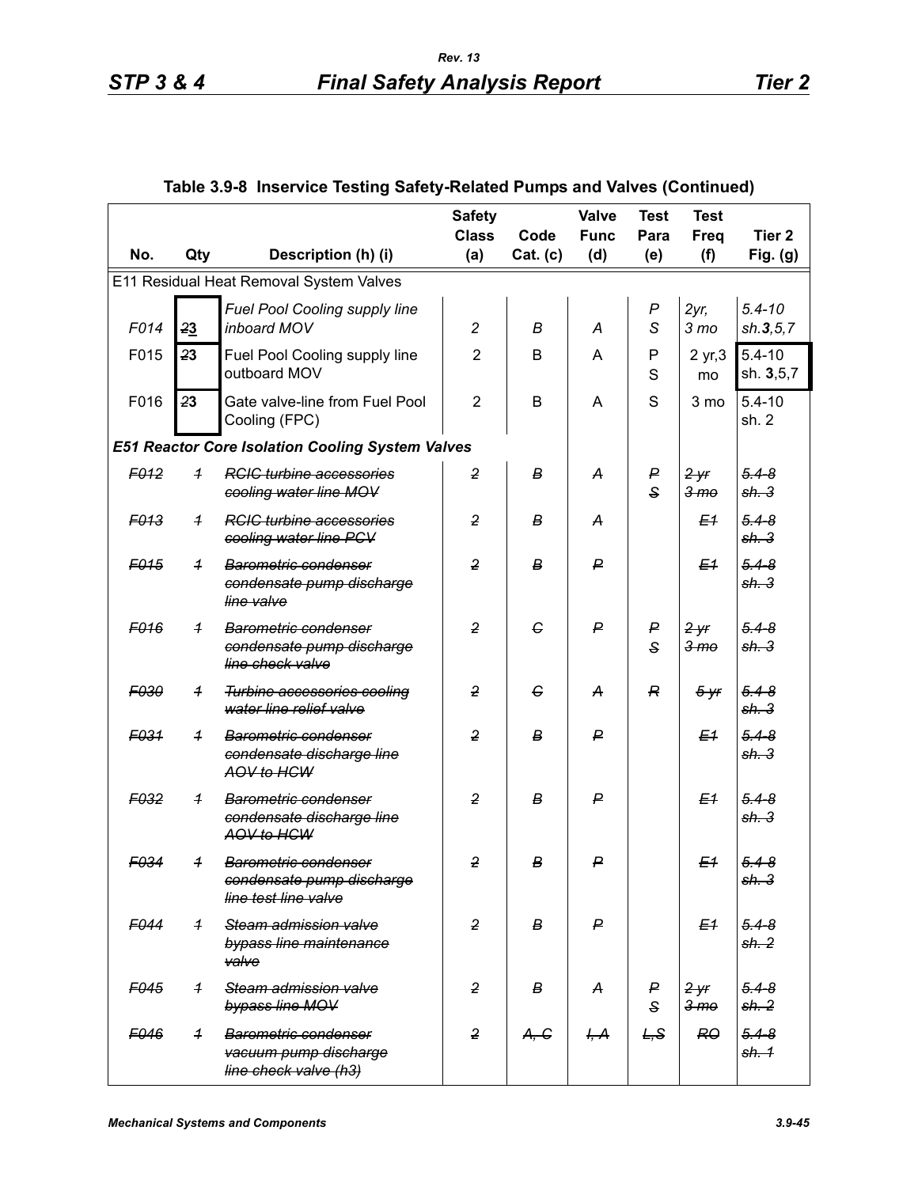## Table 3.9-8 Inservice Testing Safety-Related Pumps and Valves (Continued)

| No. | Qty | Description (h) (i) | Safety Class (a) | Code Cat. (c) | Valve Func (d) | Test Para (e) | Test Freq (f) | Tier 2 Fig. (g) |
|---|---|---|---|---|---|---|---|---|
| E11 Residual Heat Removal System Valves | | | | | | | | |
| *F014* | ~~2~~3 | *Fuel Pool Cooling supply line inboard MOV* | *2* | *B* | *A* | *P S* | *2yr, 3 mo* | *5.4-10 sh.**3**,5,7* |
| F015 | ~~2~~3 | Fuel Pool Cooling supply line outboard MOV | 2 | B | A | P S | 2 yr,3 mo | 5.4-10 sh. **3**,5,7 |
| F016 | ~~2~~3 | Gate valve-line from Fuel Pool Cooling (FPC) | 2 | B | A | S | 3 mo | 5.4-10 sh. 2 |
| ***E51 Reactor Core Isolation Cooling System Valves*** | | | | | | | | |
| ~~*F012*~~ | ~~*1*~~ | ~~*RCIC turbine accessories cooling water line MOV*~~ | ~~*2*~~ | ~~*B*~~ | ~~*A*~~ | ~~*P S*~~ | ~~*2 yr 3 mo*~~ | ~~*5.4-8 sh. 3*~~ |
| ~~*F013*~~ | ~~*1*~~ | ~~*RCIC turbine accessories cooling water line PCV*~~ | ~~*2*~~ | ~~*B*~~ | ~~*A*~~ | | ~~*E1*~~ | ~~*5.4-8 sh. 3*~~ |
| ~~*F015*~~ | ~~*1*~~ | ~~*Barometric condenser condensate pump discharge line valve*~~ | ~~*2*~~ | ~~*B*~~ | ~~*P*~~ | | ~~*E1*~~ | ~~*5.4-8 sh. 3*~~ |
| ~~*F016*~~ | ~~*1*~~ | ~~*Barometric condenser condensate pump discharge line check valve*~~ | ~~*2*~~ | ~~*C*~~ | ~~*P*~~ | ~~*P S*~~ | ~~*2 yr 3 mo*~~ | ~~*5.4-8 sh. 3*~~ |
| ~~*F030*~~ | ~~*1*~~ | ~~*Turbine accessories cooling water line relief valve*~~ | ~~*2*~~ | ~~*C*~~ | ~~*A*~~ | ~~*R*~~ | ~~*5 yr*~~ | ~~*5.4-8 sh. 3*~~ |
| ~~*F031*~~ | ~~*1*~~ | ~~*Barometric condenser condensate discharge line AOV to HCW*~~ | ~~*2*~~ | ~~*B*~~ | ~~*P*~~ | | ~~*E1*~~ | ~~*5.4-8 sh. 3*~~ |
| ~~*F032*~~ | ~~*1*~~ | ~~*Barometric condenser condensate discharge line AOV to HCW*~~ | ~~*2*~~ | ~~*B*~~ | ~~*P*~~ | | ~~*E1*~~ | ~~*5.4-8 sh. 3*~~ |
| ~~*F034*~~ | ~~*1*~~ | ~~*Barometric condenser condensate pump discharge line test line valve*~~ | ~~*2*~~ | ~~*B*~~ | ~~*P*~~ | | ~~*E1*~~ | ~~*5.4-8 sh. 3*~~ |
| ~~*F044*~~ | ~~*1*~~ | ~~*Steam admission valve bypass line maintenance valve*~~ | ~~*2*~~ | ~~*B*~~ | ~~*P*~~ | | ~~*E1*~~ | ~~*5.4-8 sh. 2*~~ |
| ~~*F045*~~ | ~~*1*~~ | ~~*Steam admission valve bypass line MOV*~~ | ~~*2*~~ | ~~*B*~~ | ~~*A*~~ | ~~*P S*~~ | ~~*2 yr 3 mo*~~ | ~~*5.4-8 sh. 2*~~ |
| ~~*F046*~~ | ~~*1*~~ | ~~*Barometric condenser vacuum pump discharge line check valve (h3)*~~ | ~~*2*~~ | ~~*A, C*~~ | ~~*I, A*~~ | ~~*L,S*~~ | ~~*RO*~~ | ~~*5.4-8 sh. 1*~~ |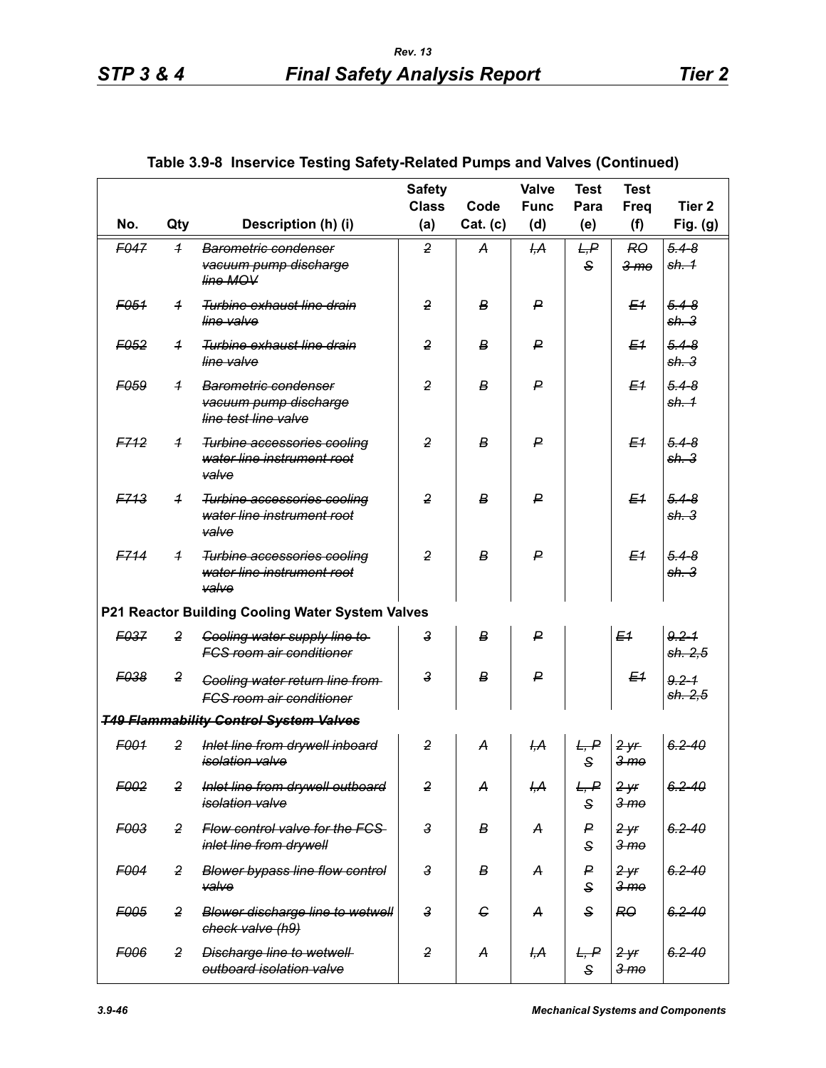## Table 3.9-8 Inservice Testing Safety-Related Pumps and Valves (Continued)

| No. | Qty | Description (h) (i) | Safety Class (a) | Code Cat. (c) | Valve Func (d) | Test Para (e) | Test Freq (f) | Tier 2 Fig. (g) |
|---|---|---|---|---|---|---|---|---|
| ~~F047~~ | ~~1~~ | ~~Barometric condenser vacuum pump discharge line MOV~~ | ~~2~~ | ~~A~~ | ~~I,A~~ | ~~L,P S~~ | ~~RO 3 mo~~ | ~~5.4-8 sh. 1~~ |
| ~~F051~~ | ~~1~~ | ~~Turbine exhaust line drain line valve~~ | ~~2~~ | ~~B~~ | ~~P~~ | | ~~E1~~ | ~~5.4-8 sh. 3~~ |
| ~~F052~~ | ~~1~~ | ~~Turbine exhaust line drain line valve~~ | ~~2~~ | ~~B~~ | ~~P~~ | | ~~E1~~ | ~~5.4-8 sh. 3~~ |
| ~~F059~~ | ~~1~~ | ~~Barometric condenser vacuum pump discharge line test line valve~~ | ~~2~~ | ~~B~~ | ~~P~~ | | ~~E1~~ | ~~5.4-8 sh. 1~~ |
| ~~F712~~ | ~~1~~ | ~~Turbine accessories cooling water line instrument root valve~~ | ~~2~~ | ~~B~~ | ~~P~~ | | ~~E1~~ | ~~5.4-8 sh. 3~~ |
| ~~F713~~ | ~~1~~ | ~~Turbine accessories cooling water line instrument root valve~~ | ~~2~~ | ~~B~~ | ~~P~~ | | ~~E1~~ | ~~5.4-8 sh. 3~~ |
| ~~F714~~ | ~~1~~ | ~~Turbine accessories cooling water line instrument root valve~~ | ~~2~~ | ~~B~~ | ~~P~~ | | ~~E1~~ | ~~5.4-8 sh. 3~~ |
| **P21 Reactor Building Cooling Water System Valves** | | | | | | | | |
| ~~F037~~ | ~~2~~ | ~~Cooling water supply line to FCS room air conditioner~~ | ~~3~~ | ~~B~~ | ~~P~~ | | ~~E1~~ | ~~9.2-1 sh. 2,5~~ |
| ~~F038~~ | ~~2~~ | ~~Cooling water return line from FCS room air conditioner~~ | ~~3~~ | ~~B~~ | ~~P~~ | | ~~E1~~ | ~~9.2-1 sh. 2,5~~ |
| ~~**T49 Flammability Control System Valves**~~ | | | | | | | | |
| ~~F001~~ | ~~2~~ | ~~Inlet line from drywell inboard isolation valve~~ | ~~2~~ | ~~A~~ | ~~I,A~~ | ~~L, P S~~ | ~~2 yr 3 mo~~ | ~~6.2-40~~ |
| ~~F002~~ | ~~2~~ | ~~Inlet line from drywell outboard isolation valve~~ | ~~2~~ | ~~A~~ | ~~I,A~~ | ~~L, P S~~ | ~~2 yr 3 mo~~ | ~~6.2-40~~ |
| ~~F003~~ | ~~2~~ | ~~Flow control valve for the FCS inlet line from drywell~~ | ~~3~~ | ~~B~~ | ~~A~~ | ~~P S~~ | ~~2 yr 3 mo~~ | ~~6.2-40~~ |
| ~~F004~~ | ~~2~~ | ~~Blower bypass line flow control valve~~ | ~~3~~ | ~~B~~ | ~~A~~ | ~~P S~~ | ~~2 yr 3 mo~~ | ~~6.2-40~~ |
| ~~F005~~ | ~~2~~ | ~~Blower discharge line to wetwell check valve (h9)~~ | ~~3~~ | ~~C~~ | ~~A~~ | ~~S~~ | ~~RO~~ | ~~6.2-40~~ |
| ~~F006~~ | ~~2~~ | ~~Discharge line to wetwell outboard isolation valve~~ | ~~2~~ | ~~A~~ | ~~I,A~~ | ~~L, P S~~ | ~~2 yr 3 mo~~ | ~~6.2-40~~ |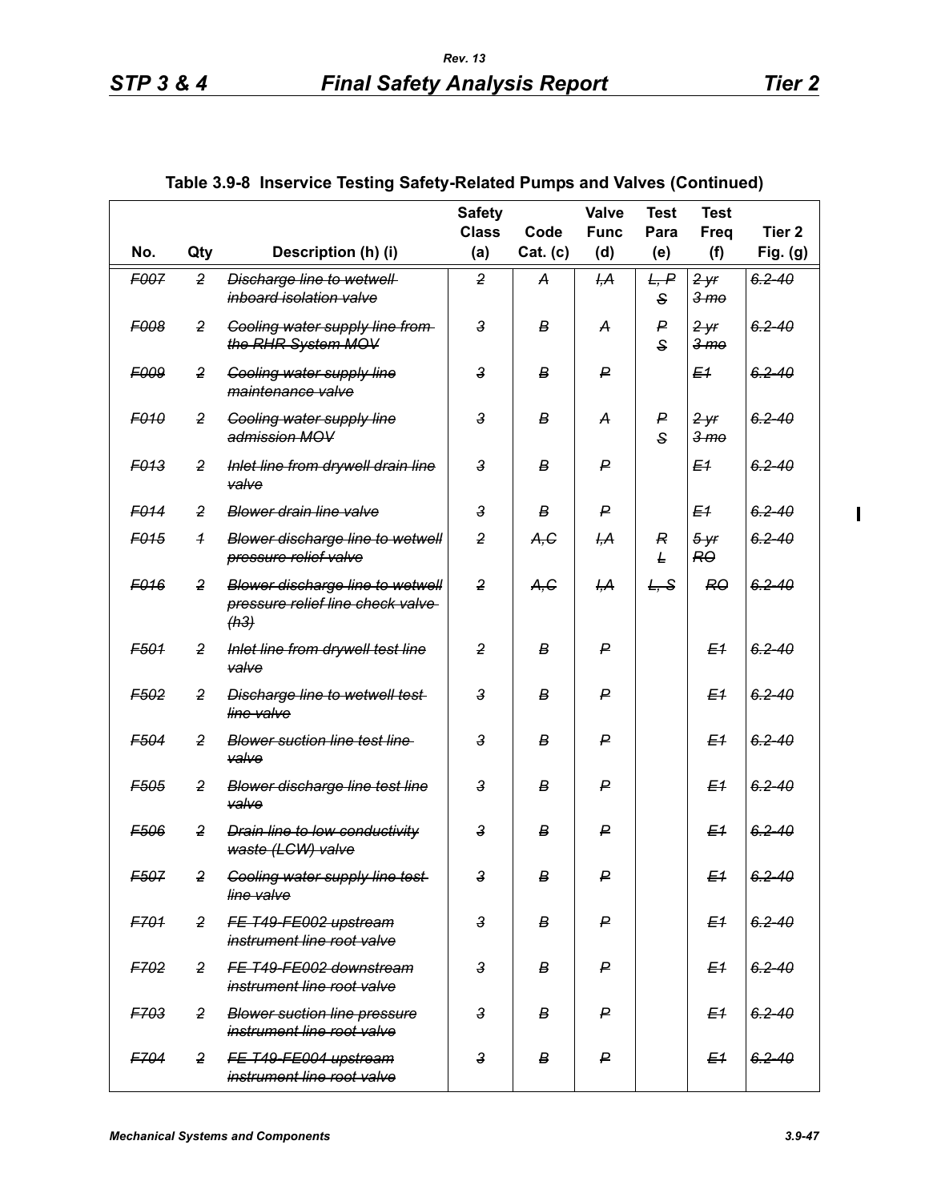## Table 3.9-8 Inservice Testing Safety-Related Pumps and Valves (Continued)

| No. | Qty | Description (h) (i) | Safety Class (a) | Code Cat. (c) | Valve Func (d) | Test Para (e) | Test Freq (f) | Tier 2 Fig. (g) |
|---|---|---|---|---|---|---|---|---|
| ~~F007~~ | ~~2~~ | ~~Discharge line to wetwell inboard isolation valve~~ | ~~2~~ | ~~A~~ | ~~I,A~~ | ~~L, P S~~ | ~~2 yr 3 mo~~ | ~~6.2-40~~ |
| ~~F008~~ | ~~2~~ | ~~Cooling water supply line from the RHR System MOV~~ | ~~3~~ | ~~B~~ | ~~A~~ | ~~P S~~ | ~~2 yr 3 mo~~ | ~~6.2-40~~ |
| ~~F009~~ | ~~2~~ | ~~Cooling water supply line maintenance valve~~ | ~~3~~ | ~~B~~ | ~~P~~ | | ~~E1~~ | ~~6.2-40~~ |
| ~~F010~~ | ~~2~~ | ~~Cooling water supply line admission MOV~~ | ~~3~~ | ~~B~~ | ~~A~~ | ~~P S~~ | ~~2 yr 3 mo~~ | ~~6.2-40~~ |
| ~~F013~~ | ~~2~~ | ~~Inlet line from drywell drain line valve~~ | ~~3~~ | ~~B~~ | ~~P~~ | | ~~E1~~ | ~~6.2-40~~ |
| ~~F014~~ | ~~2~~ | ~~Blower drain line valve~~ | ~~3~~ | ~~B~~ | ~~P~~ | | ~~E1~~ | ~~6.2-40~~ |
| ~~F015~~ | ~~1~~ | ~~Blower discharge line to wetwell pressure relief valve~~ | ~~2~~ | ~~A,C~~ | ~~I,A~~ | ~~R L~~ | ~~5 yr RO~~ | ~~6.2-40~~ |
| ~~F016~~ | ~~2~~ | ~~Blower discharge line to wetwell pressure relief line check valve (h3)~~ | ~~2~~ | ~~A,C~~ | ~~I,A~~ | ~~L, S~~ | ~~RO~~ | ~~6.2-40~~ |
| ~~F501~~ | ~~2~~ | ~~Inlet line from drywell test line valve~~ | ~~2~~ | ~~B~~ | ~~P~~ | | ~~E1~~ | ~~6.2-40~~ |
| ~~F502~~ | ~~2~~ | ~~Discharge line to wetwell test line valve~~ | ~~3~~ | ~~B~~ | ~~P~~ | | ~~E1~~ | ~~6.2-40~~ |
| ~~F504~~ | ~~2~~ | ~~Blower suction line test line valve~~ | ~~3~~ | ~~B~~ | ~~P~~ | | ~~E1~~ | ~~6.2-40~~ |
| ~~F505~~ | ~~2~~ | ~~Blower discharge line test line valve~~ | ~~3~~ | ~~B~~ | ~~P~~ | | ~~E1~~ | ~~6.2-40~~ |
| ~~F506~~ | ~~2~~ | ~~Drain line to low conductivity waste (LCW) valve~~ | ~~3~~ | ~~B~~ | ~~P~~ | | ~~E1~~ | ~~6.2-40~~ |
| ~~F507~~ | ~~2~~ | ~~Cooling water supply line test line valve~~ | ~~3~~ | ~~B~~ | ~~P~~ | | ~~E1~~ | ~~6.2-40~~ |
| ~~F701~~ | ~~2~~ | ~~FE T49-FE002 upstream instrument line root valve~~ | ~~3~~ | ~~B~~ | ~~P~~ | | ~~E1~~ | ~~6.2-40~~ |
| ~~F702~~ | ~~2~~ | ~~FE T49-FE002 downstream instrument line root valve~~ | ~~3~~ | ~~B~~ | ~~P~~ | | ~~E1~~ | ~~6.2-40~~ |
| ~~F703~~ | ~~2~~ | ~~Blower suction line pressure instrument line root valve~~ | ~~3~~ | ~~B~~ | ~~P~~ | | ~~E1~~ | ~~6.2-40~~ |
| ~~F704~~ | ~~2~~ | ~~FE T49-FE004 upstream instrument line root valve~~ | ~~3~~ | ~~B~~ | ~~P~~ | | ~~E1~~ | ~~6.2-40~~ |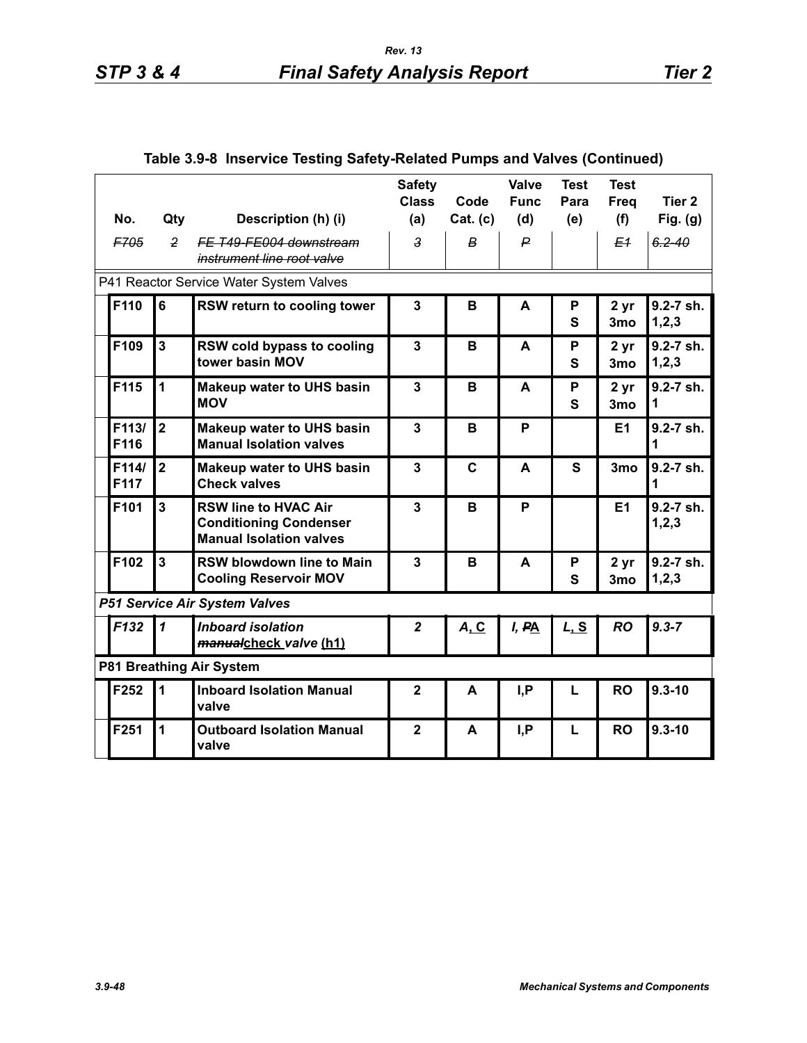## Table 3.9-8 Inservice Testing Safety-Related Pumps and Valves (Continued)

| No. | Qty | Description (h) (i) | Safety Class (a) | Code Cat. (c) | Valve Func (d) | Test Para (e) | Test Freq (f) | Tier 2 Fig. (g) |
|---|---|---|---|---|---|---|---|---|
| ~~F705~~ | ~~2~~ | ~~FE T49-FE004 downstream instrument line root valve~~ | ~~3~~ | ~~B~~ | ~~P~~ | | ~~E1~~ | ~~6.2-40~~ |
| **P41 Reactor Service Water System Valves** | | | | | | | | |
| **F110** | **6** | **RSW return to cooling tower** | **3** | **B** | **A** | **P S** | **2 yr 3mo** | **9.2-7 sh. 1,2,3** |
| **F109** | **3** | **RSW cold bypass to cooling tower basin MOV** | **3** | **B** | **A** | **P S** | **2 yr 3mo** | **9.2-7 sh. 1,2,3** |
| **F115** | **1** | **Makeup water to UHS basin MOV** | **3** | **B** | **A** | **P S** | **2 yr 3mo** | **9.2-7 sh. 1** |
| **F113/ F116** | **2** | **Makeup water to UHS basin Manual Isolation valves** | **3** | **B** | **P** | | **E1** | **9.2-7 sh. 1** |
| **F114/ F117** | **2** | **Makeup water to UHS basin Check valves** | **3** | **C** | **A** | **S** | **3mo** | **9.2-7 sh. 1** |
| **F101** | **3** | **RSW line to HVAC Air Conditioning Condenser Manual Isolation valves** | **3** | **B** | **P** | | **E1** | **9.2-7 sh. 1,2,3** |
| **F102** | **3** | **RSW blowdown line to Main Cooling Reservoir MOV** | **3** | **B** | **A** | **P S** | **2 yr 3mo** | **9.2-7 sh. 1,2,3** |
| ***P51 Service Air System Valves*** | | | | | | | | |
| ***F132*** | ***1*** | ***Inboard isolation ~~manual~~check valve (h1)*** | ***2*** | ***A, C*** | ***I, ~~P~~A*** | ***L, S*** | ***RO*** | ***9.3-7*** |
| **P81 Breathing Air System** | | | | | | | | |
| **F252** | **1** | **Inboard Isolation Manual valve** | **2** | **A** | **I,P** | **L** | **RO** | **9.3-10** |
| **F251** | **1** | **Outboard Isolation Manual valve** | **2** | **A** | **I,P** | **L** | **RO** | **9.3-10** |